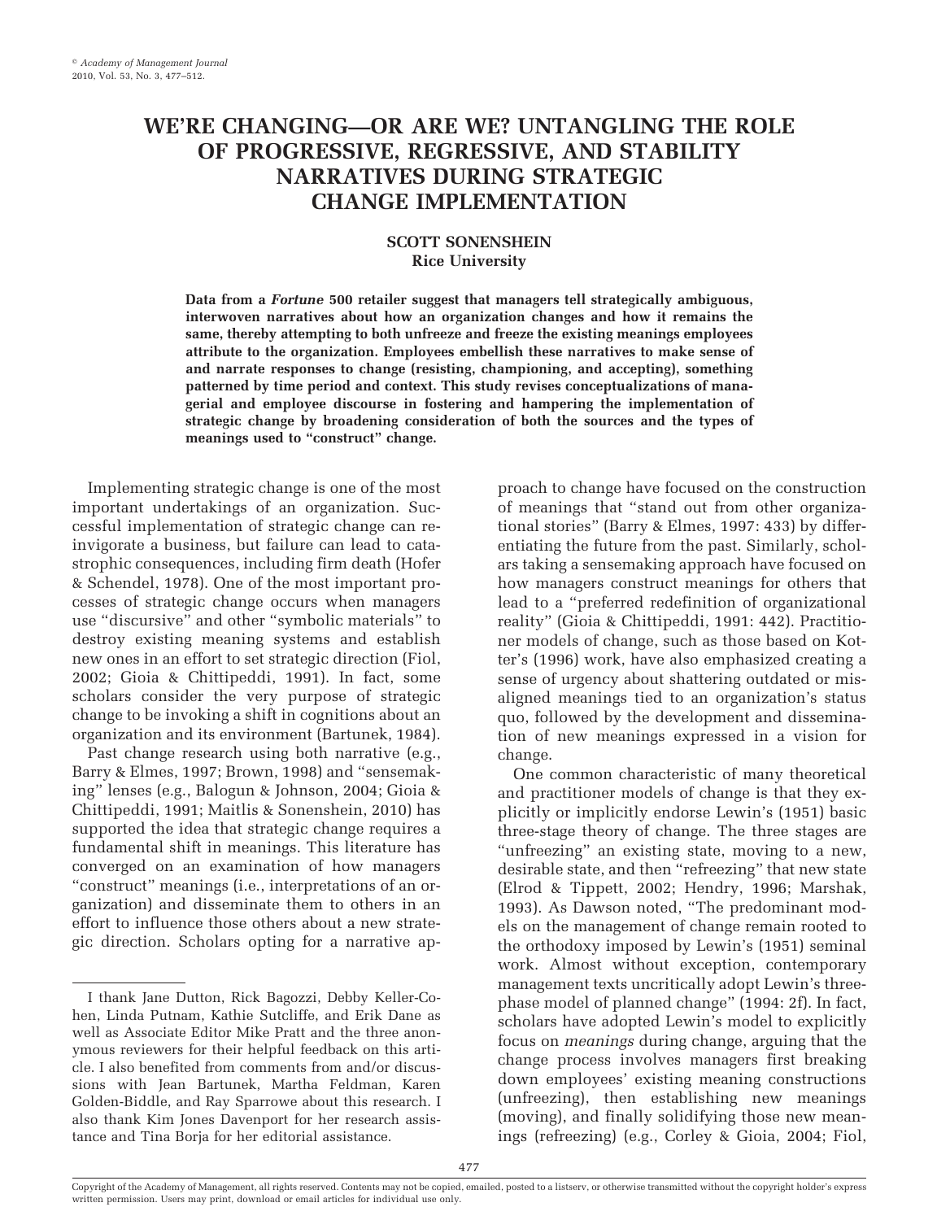# WE'RE CHANGING—OR ARE WE? UNTANGLING THE ROLE OF PROGRESSIVE, REGRESSIVE, AND STABILITY NARRATIVES DURING STRATEGIC CHANGE IMPLEMENTATION

**SCOTT SONENSHEIN**
**Rice University**

**Data from a *Fortune* 500 retailer suggest that managers tell strategically ambiguous, interwoven narratives about how an organization changes and how it remains the same, thereby attempting to both unfreeze and freeze the existing meanings employees attribute to the organization. Employees embellish these narratives to make sense of and narrate responses to change (resisting, championing, and accepting), something patterned by time period and context. This study revises conceptualizations of managerial and employee discourse in fostering and hampering the implementation of strategic change by broadening consideration of both the sources and the types of meanings used to "construct" change.**

Implementing strategic change is one of the most important undertakings of an organization. Successful implementation of strategic change can reinvigorate a business, but failure can lead to catastrophic consequences, including firm death (Hofer & Schendel, 1978). One of the most important processes of strategic change occurs when managers use "discursive" and other "symbolic materials" to destroy existing meaning systems and establish new ones in an effort to set strategic direction (Fiol, 2002; Gioia & Chittipeddi, 1991). In fact, some scholars consider the very purpose of strategic change to be invoking a shift in cognitions about an organization and its environment (Bartunek, 1984).

Past change research using both narrative (e.g., Barry & Elmes, 1997; Brown, 1998) and "sensemaking" lenses (e.g., Balogun & Johnson, 2004; Gioia & Chittipeddi, 1991; Maitlis & Sonenshein, 2010) has supported the idea that strategic change requires a fundamental shift in meanings. This literature has converged on an examination of how managers "construct" meanings (i.e., interpretations of an organization) and disseminate them to others in an effort to influence those others about a new strategic direction. Scholars opting for a narrative approach to change have focused on the construction of meanings that "stand out from other organizational stories" (Barry & Elmes, 1997: 433) by differentiating the future from the past. Similarly, scholars taking a sensemaking approach have focused on how managers construct meanings for others that lead to a "preferred redefinition of organizational reality" (Gioia & Chittipeddi, 1991: 442). Practitioner models of change, such as those based on Kotter's (1996) work, have also emphasized creating a sense of urgency about shattering outdated or misaligned meanings tied to an organization's status quo, followed by the development and dissemination of new meanings expressed in a vision for change.

One common characteristic of many theoretical and practitioner models of change is that they explicitly or implicitly endorse Lewin's (1951) basic three-stage theory of change. The three stages are "unfreezing" an existing state, moving to a new, desirable state, and then "refreezing" that new state (Elrod & Tippett, 2002; Hendry, 1996; Marshak, 1993). As Dawson noted, "The predominant models on the management of change remain rooted to the orthodoxy imposed by Lewin's (1951) seminal work. Almost without exception, contemporary management texts uncritically adopt Lewin's three-phase model of planned change" (1994: 2f). In fact, scholars have adopted Lewin's model to explicitly focus on *meanings* during change, arguing that the change process involves managers first breaking down employees' existing meaning constructions (unfreezing), then establishing new meanings (moving), and finally solidifying those new meanings (refreezing) (e.g., Corley & Gioia, 2004; Fiol,

---

I thank Jane Dutton, Rick Bagozzi, Debby Keller-Cohen, Linda Putnam, Kathie Sutcliffe, and Erik Dane as well as Associate Editor Mike Pratt and the three anonymous reviewers for their helpful feedback on this article. I also benefited from comments from and/or discussions with Jean Bartunek, Martha Feldman, Karen Golden-Biddle, and Ray Sparrowe about this research. I also thank Kim Jones Davenport for her research assistance and Tina Borja for her editorial assistance.

Copyright of the Academy of Management, all rights reserved. Contents may not be copied, emailed, posted to a listserv, or otherwise transmitted without the copyright holder's express written permission. Users may print, download or email articles for individual use only.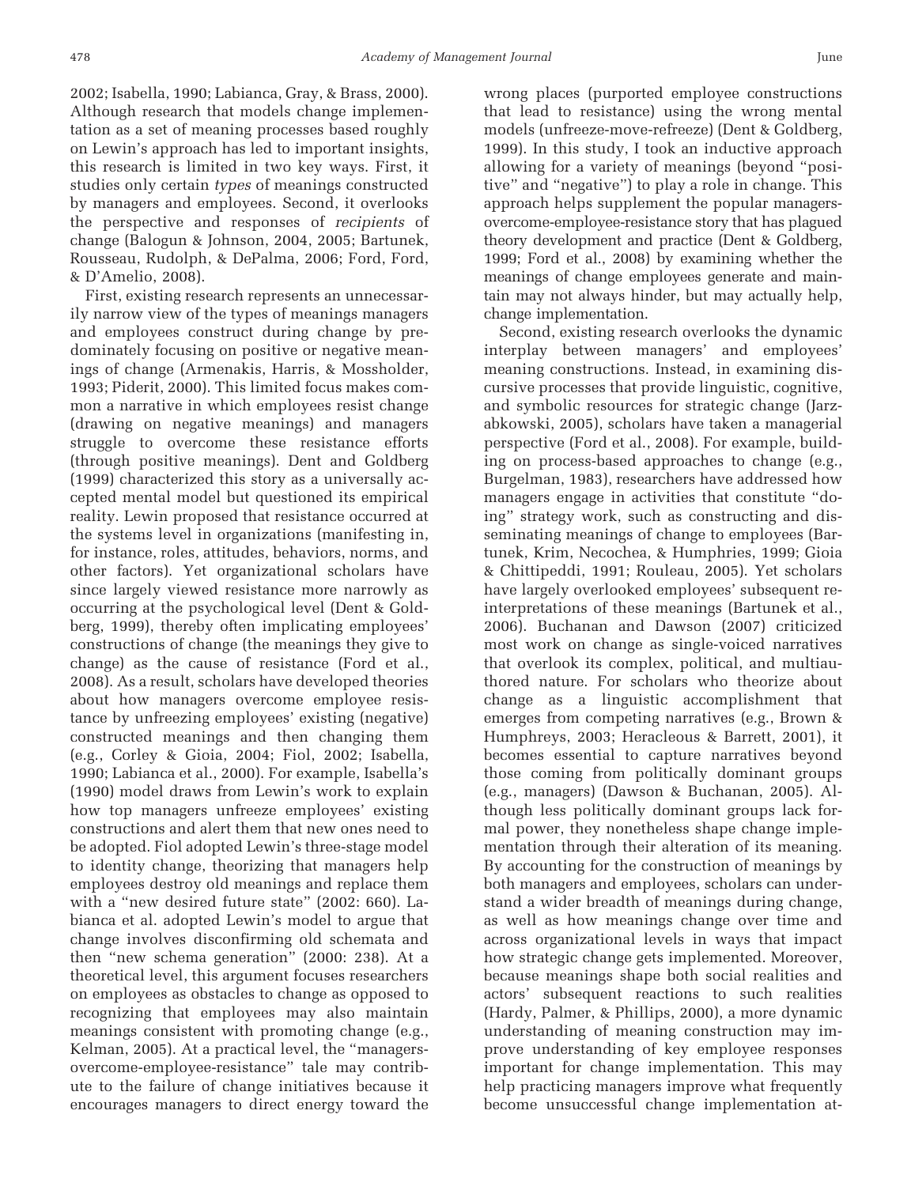2002; Isabella, 1990; Labianca, Gray, & Brass, 2000). Although research that models change implementation as a set of meaning processes based roughly on Lewin's approach has led to important insights, this research is limited in two key ways. First, it studies only certain *types* of meanings constructed by managers and employees. Second, it overlooks the perspective and responses of *recipients* of change (Balogun & Johnson, 2004, 2005; Bartunek, Rousseau, Rudolph, & DePalma, 2006; Ford, Ford, & D'Amelio, 2008).

First, existing research represents an unnecessarily narrow view of the types of meanings managers and employees construct during change by predominately focusing on positive or negative meanings of change (Armenakis, Harris, & Mossholder, 1993; Piderit, 2000). This limited focus makes common a narrative in which employees resist change (drawing on negative meanings) and managers struggle to overcome these resistance efforts (through positive meanings). Dent and Goldberg (1999) characterized this story as a universally accepted mental model but questioned its empirical reality. Lewin proposed that resistance occurred at the systems level in organizations (manifesting in, for instance, roles, attitudes, behaviors, norms, and other factors). Yet organizational scholars have since largely viewed resistance more narrowly as occurring at the psychological level (Dent & Goldberg, 1999), thereby often implicating employees' constructions of change (the meanings they give to change) as the cause of resistance (Ford et al., 2008). As a result, scholars have developed theories about how managers overcome employee resistance by unfreezing employees' existing (negative) constructed meanings and then changing them (e.g., Corley & Gioia, 2004; Fiol, 2002; Isabella, 1990; Labianca et al., 2000). For example, Isabella's (1990) model draws from Lewin's work to explain how top managers unfreeze employees' existing constructions and alert them that new ones need to be adopted. Fiol adopted Lewin's three-stage model to identity change, theorizing that managers help employees destroy old meanings and replace them with a "new desired future state" (2002: 660). Labianca et al. adopted Lewin's model to argue that change involves disconfirming old schemata and then "new schema generation" (2000: 238). At a theoretical level, this argument focuses researchers on employees as obstacles to change as opposed to recognizing that employees may also maintain meanings consistent with promoting change (e.g., Kelman, 2005). At a practical level, the "managers-overcome-employee-resistance" tale may contribute to the failure of change initiatives because it encourages managers to direct energy toward the wrong places (purported employee constructions that lead to resistance) using the wrong mental models (unfreeze-move-refreeze) (Dent & Goldberg, 1999). In this study, I took an inductive approach allowing for a variety of meanings (beyond "positive" and "negative") to play a role in change. This approach helps supplement the popular managers-overcome-employee-resistance story that has plagued theory development and practice (Dent & Goldberg, 1999; Ford et al., 2008) by examining whether the meanings of change employees generate and maintain may not always hinder, but may actually help, change implementation.

Second, existing research overlooks the dynamic interplay between managers' and employees' meaning constructions. Instead, in examining discursive processes that provide linguistic, cognitive, and symbolic resources for strategic change (Jarzabkowski, 2005), scholars have taken a managerial perspective (Ford et al., 2008). For example, building on process-based approaches to change (e.g., Burgelman, 1983), researchers have addressed how managers engage in activities that constitute "doing" strategy work, such as constructing and disseminating meanings of change to employees (Bartunek, Krim, Necochea, & Humphries, 1999; Gioia & Chittipeddi, 1991; Rouleau, 2005). Yet scholars have largely overlooked employees' subsequent reinterpretations of these meanings (Bartunek et al., 2006). Buchanan and Dawson (2007) criticized most work on change as single-voiced narratives that overlook its complex, political, and multiauthored nature. For scholars who theorize about change as a linguistic accomplishment that emerges from competing narratives (e.g., Brown & Humphreys, 2003; Heracleous & Barrett, 2001), it becomes essential to capture narratives beyond those coming from politically dominant groups (e.g., managers) (Dawson & Buchanan, 2005). Although less politically dominant groups lack formal power, they nonetheless shape change implementation through their alteration of its meaning. By accounting for the construction of meanings by both managers and employees, scholars can understand a wider breadth of meanings during change, as well as how meanings change over time and across organizational levels in ways that impact how strategic change gets implemented. Moreover, because meanings shape both social realities and actors' subsequent reactions to such realities (Hardy, Palmer, & Phillips, 2000), a more dynamic understanding of meaning construction may improve understanding of key employee responses important for change implementation. This may help practicing managers improve what frequently become unsuccessful change implementation at-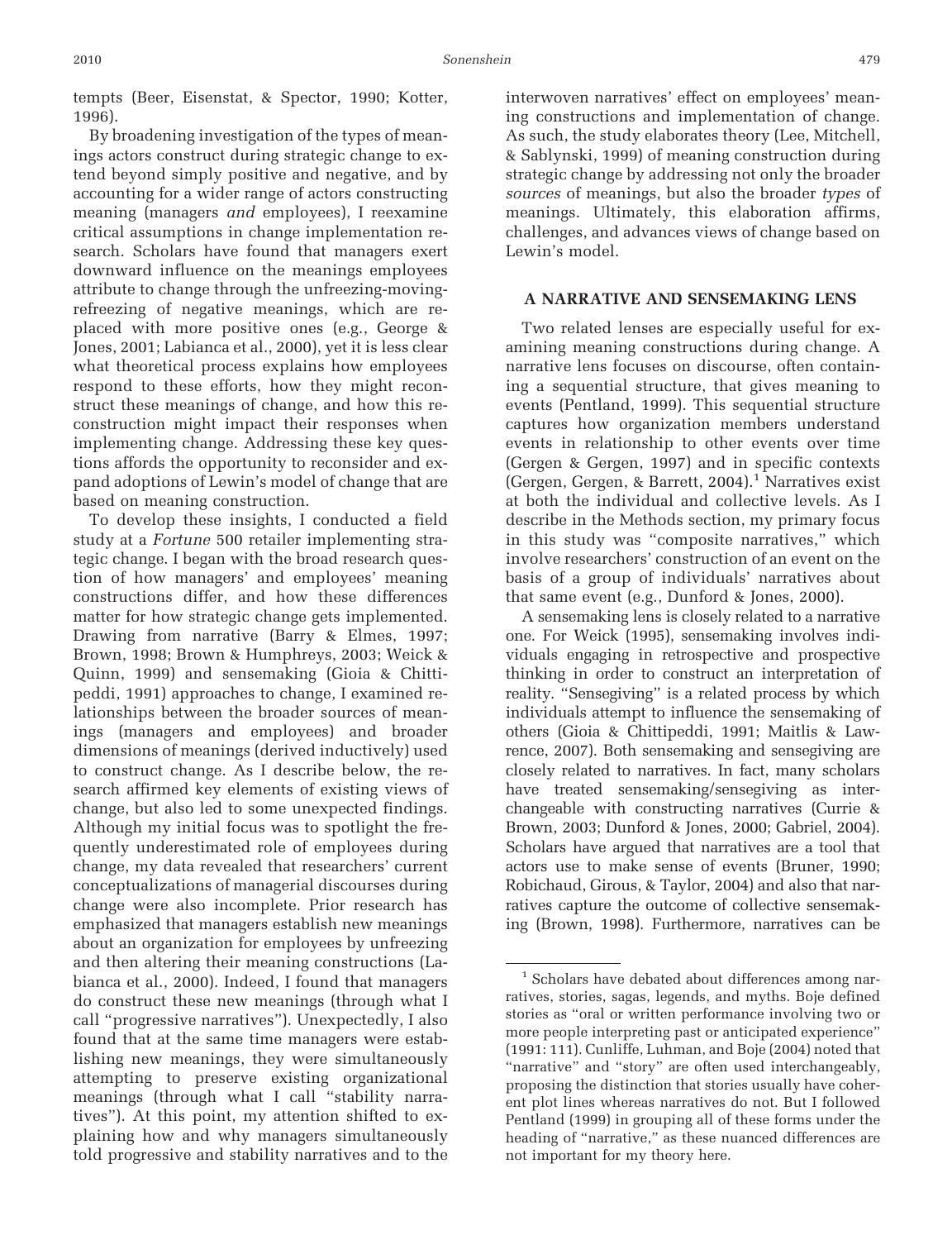tempts (Beer, Eisenstat, & Spector, 1990; Kotter, 1996).

By broadening investigation of the types of meanings actors construct during strategic change to extend beyond simply positive and negative, and by accounting for a wider range of actors constructing meaning (managers *and* employees), I reexamine critical assumptions in change implementation research. Scholars have found that managers exert downward influence on the meanings employees attribute to change through the unfreezing-moving-refreezing of negative meanings, which are replaced with more positive ones (e.g., George & Jones, 2001; Labianca et al., 2000), yet it is less clear what theoretical process explains how employees respond to these efforts, how they might reconstruct these meanings of change, and how this reconstruction might impact their responses when implementing change. Addressing these key questions affords the opportunity to reconsider and expand adoptions of Lewin's model of change that are based on meaning construction.

To develop these insights, I conducted a field study at a *Fortune* 500 retailer implementing strategic change. I began with the broad research question of how managers' and employees' meaning constructions differ, and how these differences matter for how strategic change gets implemented. Drawing from narrative (Barry & Elmes, 1997; Brown, 1998; Brown & Humphreys, 2003; Weick & Quinn, 1999) and sensemaking (Gioia & Chittipeddi, 1991) approaches to change, I examined relationships between the broader sources of meanings (managers and employees) and broader dimensions of meanings (derived inductively) used to construct change. As I describe below, the research affirmed key elements of existing views of change, but also led to some unexpected findings. Although my initial focus was to spotlight the frequently underestimated role of employees during change, my data revealed that researchers' current conceptualizations of managerial discourses during change were also incomplete. Prior research has emphasized that managers establish new meanings about an organization for employees by unfreezing and then altering their meaning constructions (Labianca et al., 2000). Indeed, I found that managers do construct these new meanings (through what I call "progressive narratives"). Unexpectedly, I also found that at the same time managers were establishing new meanings, they were simultaneously attempting to preserve existing organizational meanings (through what I call "stability narratives"). At this point, my attention shifted to explaining how and why managers simultaneously told progressive and stability narratives and to the interwoven narratives' effect on employees' meaning constructions and implementation of change. As such, the study elaborates theory (Lee, Mitchell, & Sablynski, 1999) of meaning construction during strategic change by addressing not only the broader *sources* of meanings, but also the broader *types* of meanings. Ultimately, this elaboration affirms, challenges, and advances views of change based on Lewin's model.

## A NARRATIVE AND SENSEMAKING LENS

Two related lenses are especially useful for examining meaning constructions during change. A narrative lens focuses on discourse, often containing a sequential structure, that gives meaning to events (Pentland, 1999). This sequential structure captures how organization members understand events in relationship to other events over time (Gergen & Gergen, 1997) and in specific contexts (Gergen, Gergen, & Barrett, 2004).[1] Narratives exist at both the individual and collective levels. As I describe in the Methods section, my primary focus in this study was "composite narratives," which involve researchers' construction of an event on the basis of a group of individuals' narratives about that same event (e.g., Dunford & Jones, 2000).

A sensemaking lens is closely related to a narrative one. For Weick (1995), sensemaking involves individuals engaging in retrospective and prospective thinking in order to construct an interpretation of reality. "Sensegiving" is a related process by which individuals attempt to influence the sensemaking of others (Gioia & Chittipeddi, 1991; Maitlis & Lawrence, 2007). Both sensemaking and sensegiving are closely related to narratives. In fact, many scholars have treated sensemaking/sensegiving as interchangeable with constructing narratives (Currie & Brown, 2003; Dunford & Jones, 2000; Gabriel, 2004). Scholars have argued that narratives are a tool that actors use to make sense of events (Bruner, 1990; Robichaud, Girous, & Taylor, 2004) and also that narratives capture the outcome of collective sensemaking (Brown, 1998). Furthermore, narratives can be

[1] Scholars have debated about differences among narratives, stories, sagas, legends, and myths. Boje defined stories as "oral or written performance involving two or more people interpreting past or anticipated experience" (1991: 111). Cunliffe, Luhman, and Boje (2004) noted that "narrative" and "story" are often used interchangeably, proposing the distinction that stories usually have coherent plot lines whereas narratives do not. But I followed Pentland (1999) in grouping all of these forms under the heading of "narrative," as these nuanced differences are not important for my theory here.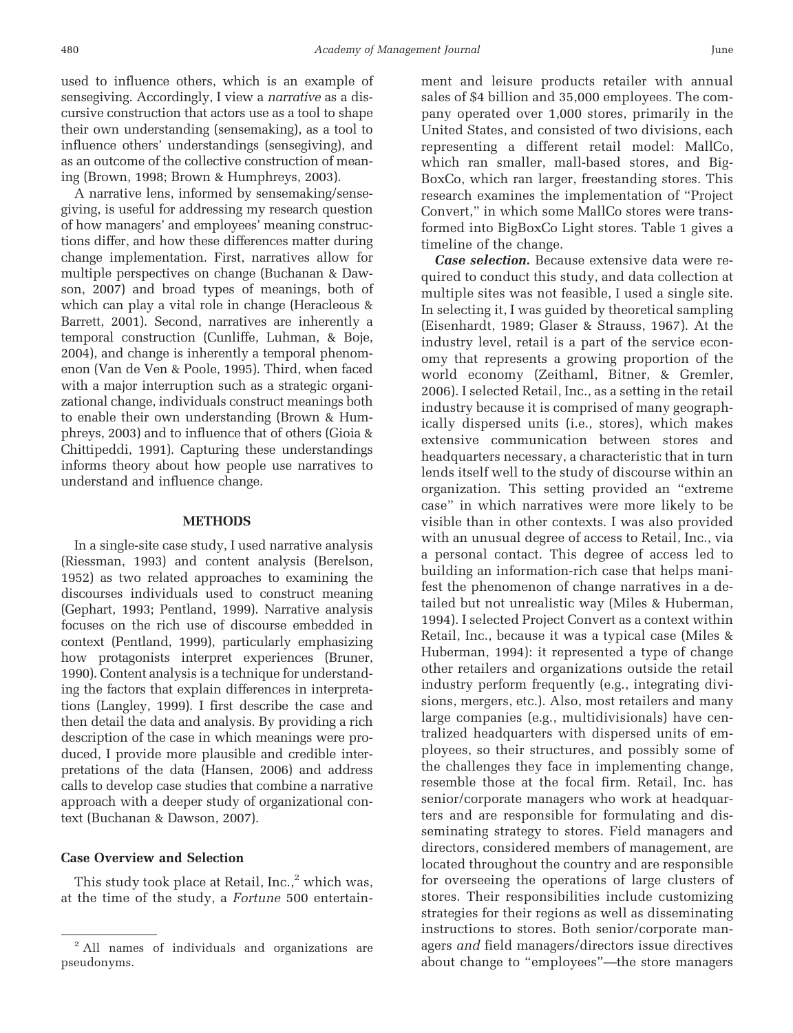used to influence others, which is an example of sensegiving. Accordingly, I view a *narrative* as a discursive construction that actors use as a tool to shape their own understanding (sensemaking), as a tool to influence others' understandings (sensegiving), and as an outcome of the collective construction of meaning (Brown, 1998; Brown & Humphreys, 2003).

A narrative lens, informed by sensemaking/sensegiving, is useful for addressing my research question of how managers' and employees' meaning constructions differ, and how these differences matter during change implementation. First, narratives allow for multiple perspectives on change (Buchanan & Dawson, 2007) and broad types of meanings, both of which can play a vital role in change (Heracleous & Barrett, 2001). Second, narratives are inherently a temporal construction (Cunliffe, Luhman, & Boje, 2004), and change is inherently a temporal phenomenon (Van de Ven & Poole, 1995). Third, when faced with a major interruption such as a strategic organizational change, individuals construct meanings both to enable their own understanding (Brown & Humphreys, 2003) and to influence that of others (Gioia & Chittipeddi, 1991). Capturing these understandings informs theory about how people use narratives to understand and influence change.

## METHODS

In a single-site case study, I used narrative analysis (Riessman, 1993) and content analysis (Berelson, 1952) as two related approaches to examining the discourses individuals used to construct meaning (Gephart, 1993; Pentland, 1999). Narrative analysis focuses on the rich use of discourse embedded in context (Pentland, 1999), particularly emphasizing how protagonists interpret experiences (Bruner, 1990). Content analysis is a technique for understanding the factors that explain differences in interpretations (Langley, 1999). I first describe the case and then detail the data and analysis. By providing a rich description of the case in which meanings were produced, I provide more plausible and credible interpretations of the data (Hansen, 2006) and address calls to develop case studies that combine a narrative approach with a deeper study of organizational context (Buchanan & Dawson, 2007).

### Case Overview and Selection

This study took place at Retail, Inc.,[2] which was, at the time of the study, a *Fortune* 500 entertainment and leisure products retailer with annual sales of $4 billion and 35,000 employees. The company operated over 1,000 stores, primarily in the United States, and consisted of two divisions, each representing a different retail model: MallCo, which ran smaller, mall-based stores, and BigBoxCo, which ran larger, freestanding stores. This research examines the implementation of "Project Convert," in which some MallCo stores were transformed into BigBoxCo Light stores. Table 1 gives a timeline of the change.

***Case selection.*** Because extensive data were required to conduct this study, and data collection at multiple sites was not feasible, I used a single site. In selecting it, I was guided by theoretical sampling (Eisenhardt, 1989; Glaser & Strauss, 1967). At the industry level, retail is a part of the service economy that represents a growing proportion of the world economy (Zeithaml, Bitner, & Gremler, 2006). I selected Retail, Inc., as a setting in the retail industry because it is comprised of many geographically dispersed units (i.e., stores), which makes extensive communication between stores and headquarters necessary, a characteristic that in turn lends itself well to the study of discourse within an organization. This setting provided an "extreme case" in which narratives were more likely to be visible than in other contexts. I was also provided with an unusual degree of access to Retail, Inc., via a personal contact. This degree of access led to building an information-rich case that helps manifest the phenomenon of change narratives in a detailed but not unrealistic way (Miles & Huberman, 1994). I selected Project Convert as a context within Retail, Inc., because it was a typical case (Miles & Huberman, 1994): it represented a type of change other retailers and organizations outside the retail industry perform frequently (e.g., integrating divisions, mergers, etc.). Also, most retailers and many large companies (e.g., multidivisionals) have centralized headquarters with dispersed units of employees, so their structures, and possibly some of the challenges they face in implementing change, resemble those at the focal firm. Retail, Inc. has senior/corporate managers who work at headquarters and are responsible for formulating and disseminating strategy to stores. Field managers and directors, considered members of management, are located throughout the country and are responsible for overseeing the operations of large clusters of stores. Their responsibilities include customizing strategies for their regions as well as disseminating instructions to stores. Both senior/corporate managers *and* field managers/directors issue directives about change to "employees"—the store managers

[2] All names of individuals and organizations are pseudonyms.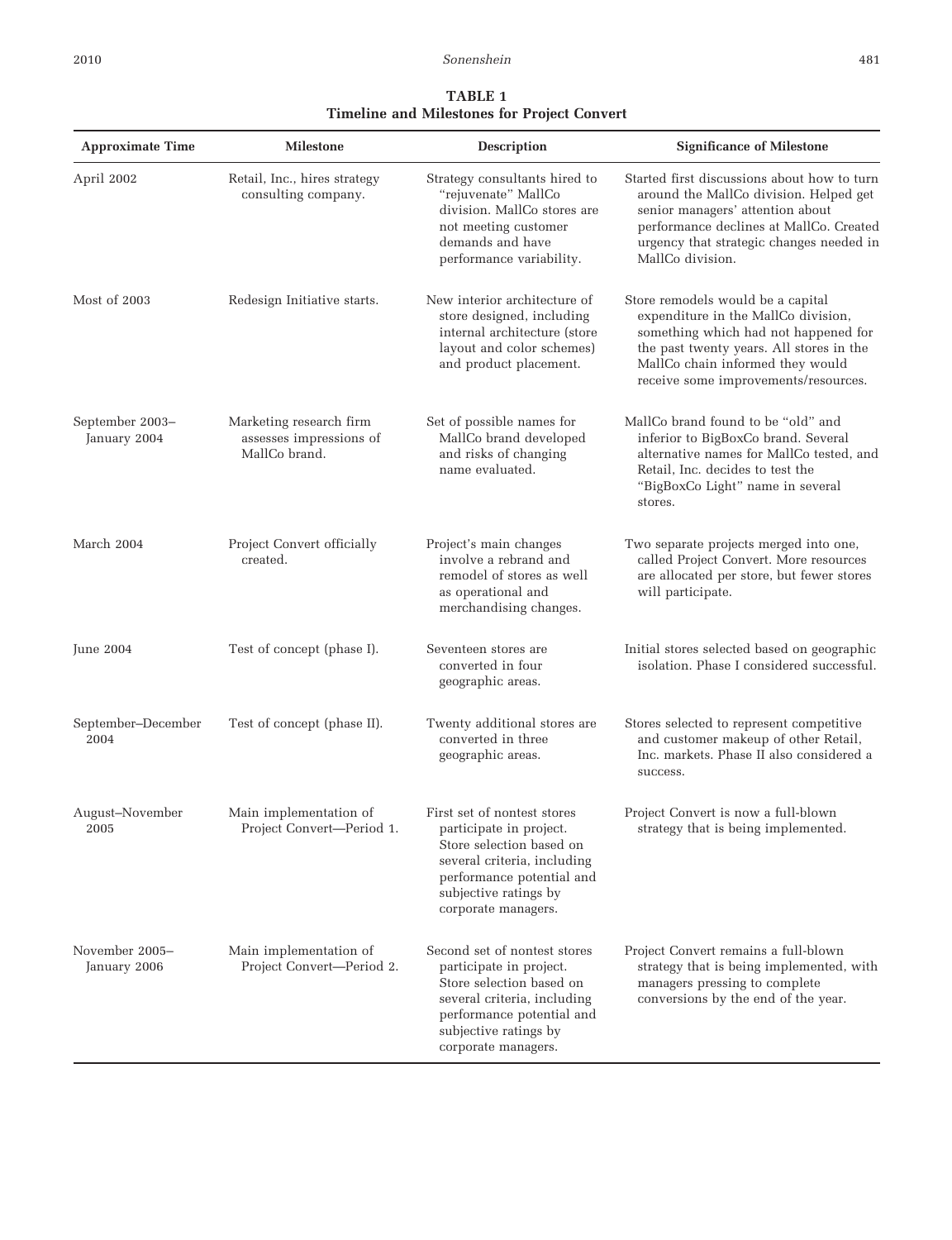**TABLE 1**
**Timeline and Milestones for Project Convert**

| Approximate Time | Milestone | Description | Significance of Milestone |
| --- | --- | --- | --- |
| April 2002 | Retail, Inc., hires strategy consulting company. | Strategy consultants hired to "rejuvenate" MallCo division. MallCo stores are not meeting customer demands and have performance variability. | Started first discussions about how to turn around the MallCo division. Helped get senior managers' attention about performance declines at MallCo. Created urgency that strategic changes needed in MallCo division. |
| Most of 2003 | Redesign Initiative starts. | New interior architecture of store designed, including internal architecture (store layout and color schemes) and product placement. | Store remodels would be a capital expenditure in the MallCo division, something which had not happened for the past twenty years. All stores in the MallCo chain informed they would receive some improvements/resources. |
| September 2003–January 2004 | Marketing research firm assesses impressions of MallCo brand. | Set of possible names for MallCo brand developed and risks of changing name evaluated. | MallCo brand found to be "old" and inferior to BigBoxCo brand. Several alternative names for MallCo tested, and Retail, Inc. decides to test the "BigBoxCo Light" name in several stores. |
| March 2004 | Project Convert officially created. | Project's main changes involve a rebrand and remodel of stores as well as operational and merchandising changes. | Two separate projects merged into one, called Project Convert. More resources are allocated per store, but fewer stores will participate. |
| June 2004 | Test of concept (phase I). | Seventeen stores are converted in four geographic areas. | Initial stores selected based on geographic isolation. Phase I considered successful. |
| September–December 2004 | Test of concept (phase II). | Twenty additional stores are converted in three geographic areas. | Stores selected to represent competitive and customer makeup of other Retail, Inc. markets. Phase II also considered a success. |
| August–November 2005 | Main implementation of Project Convert—Period 1. | First set of nontest stores participate in project. Store selection based on several criteria, including performance potential and subjective ratings by corporate managers. | Project Convert is now a full-blown strategy that is being implemented. |
| November 2005–January 2006 | Main implementation of Project Convert—Period 2. | Second set of nontest stores participate in project. Store selection based on several criteria, including performance potential and subjective ratings by corporate managers. | Project Convert remains a full-blown strategy that is being implemented, with managers pressing to complete conversions by the end of the year. |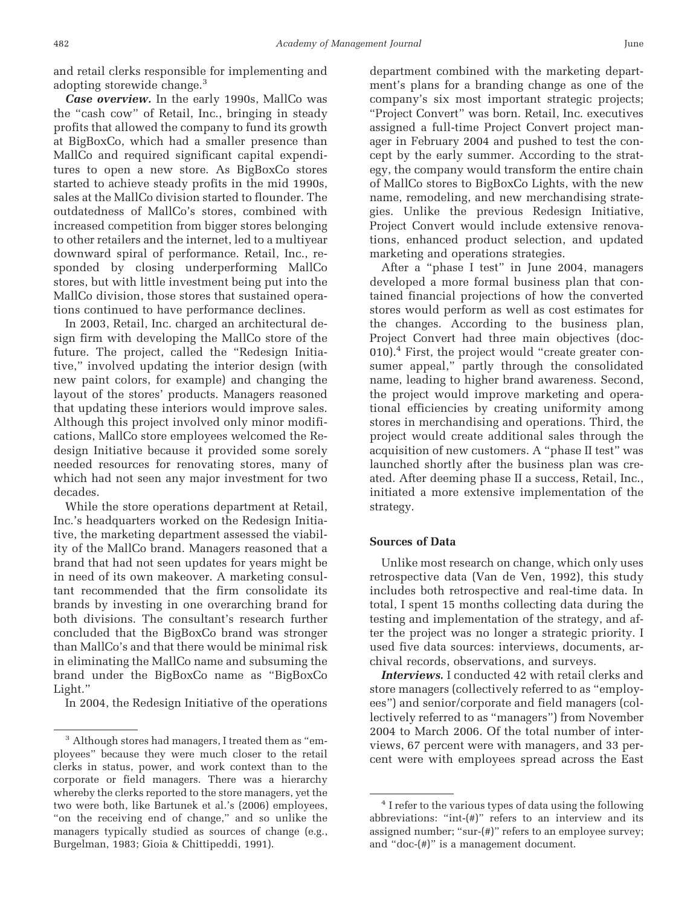and retail clerks responsible for implementing and adopting storewide change.[3]

***Case overview.*** In the early 1990s, MallCo was the "cash cow" of Retail, Inc., bringing in steady profits that allowed the company to fund its growth at BigBoxCo, which had a smaller presence than MallCo and required significant capital expenditures to open a new store. As BigBoxCo stores started to achieve steady profits in the mid 1990s, sales at the MallCo division started to flounder. The outdatedness of MallCo's stores, combined with increased competition from bigger stores belonging to other retailers and the internet, led to a multiyear downward spiral of performance. Retail, Inc., responded by closing underperforming MallCo stores, but with little investment being put into the MallCo division, those stores that sustained operations continued to have performance declines.

In 2003, Retail, Inc. charged an architectural design firm with developing the MallCo store of the future. The project, called the "Redesign Initiative," involved updating the interior design (with new paint colors, for example) and changing the layout of the stores' products. Managers reasoned that updating these interiors would improve sales. Although this project involved only minor modifications, MallCo store employees welcomed the Redesign Initiative because it provided some sorely needed resources for renovating stores, many of which had not seen any major investment for two decades.

While the store operations department at Retail, Inc.'s headquarters worked on the Redesign Initiative, the marketing department assessed the viability of the MallCo brand. Managers reasoned that a brand that had not seen updates for years might be in need of its own makeover. A marketing consultant recommended that the firm consolidate its brands by investing in one overarching brand for both divisions. The consultant's research further concluded that the BigBoxCo brand was stronger than MallCo's and that there would be minimal risk in eliminating the MallCo name and subsuming the brand under the BigBoxCo name as "BigBoxCo Light."

In 2004, the Redesign Initiative of the operations department combined with the marketing department's plans for a branding change as one of the company's six most important strategic projects; "Project Convert" was born. Retail, Inc. executives assigned a full-time Project Convert project manager in February 2004 and pushed to test the concept by the early summer. According to the strategy, the company would transform the entire chain of MallCo stores to BigBoxCo Lights, with the new name, remodeling, and new merchandising strategies. Unlike the previous Redesign Initiative, Project Convert would include extensive renovations, enhanced product selection, and updated marketing and operations strategies.

After a "phase I test" in June 2004, managers developed a more formal business plan that contained financial projections of how the converted stores would perform as well as cost estimates for the changes. According to the business plan, Project Convert had three main objectives (doc-010).[4] First, the project would "create greater consumer appeal," partly through the consolidated name, leading to higher brand awareness. Second, the project would improve marketing and operational efficiencies by creating uniformity among stores in merchandising and operations. Third, the project would create additional sales through the acquisition of new customers. A "phase II test" was launched shortly after the business plan was created. After deeming phase II a success, Retail, Inc., initiated a more extensive implementation of the strategy.

### Sources of Data

Unlike most research on change, which only uses retrospective data (Van de Ven, 1992), this study includes both retrospective and real-time data. In total, I spent 15 months collecting data during the testing and implementation of the strategy, and after the project was no longer a strategic priority. I used five data sources: interviews, documents, archival records, observations, and surveys.

***Interviews.*** I conducted 42 with retail clerks and store managers (collectively referred to as "employees") and senior/corporate and field managers (collectively referred to as "managers") from November 2004 to March 2006. Of the total number of interviews, 67 percent were with managers, and 33 percent were with employees spread across the East

---

[3] Although stores had managers, I treated them as "employees" because they were much closer to the retail clerks in status, power, and work context than to the corporate or field managers. There was a hierarchy whereby the clerks reported to the store managers, yet the two were both, like Bartunek et al.'s (2006) employees, "on the receiving end of change," and so unlike the managers typically studied as sources of change (e.g., Burgelman, 1983; Gioia & Chittipeddi, 1991).

[4] I refer to the various types of data using the following abbreviations: "int-(#)" refers to an interview and its assigned number; "sur-(#)" refers to an employee survey; and "doc-(#)" is a management document.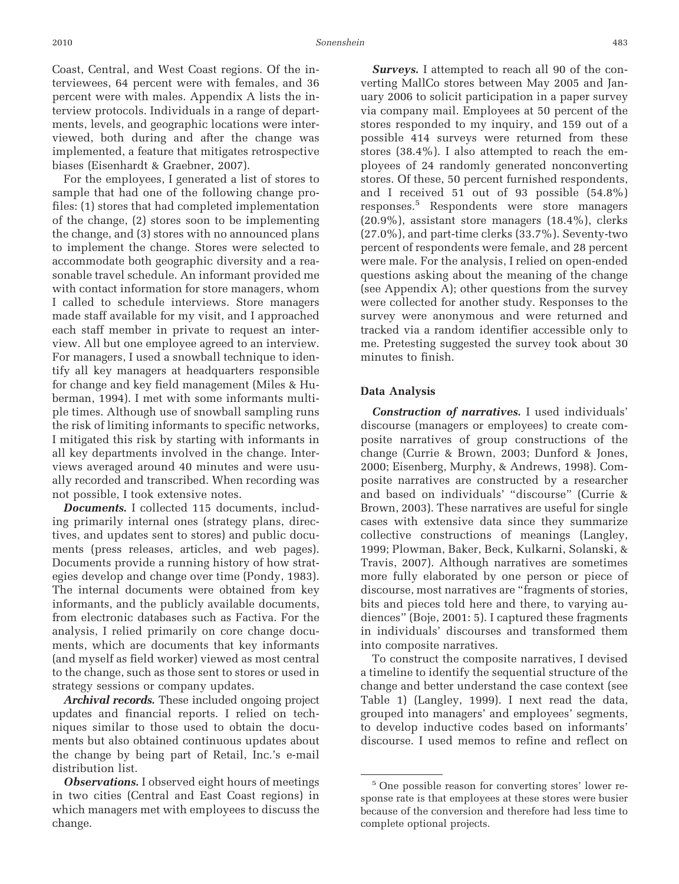Coast, Central, and West Coast regions. Of the interviewees, 64 percent were with females, and 36 percent were with males. Appendix A lists the interview protocols. Individuals in a range of departments, levels, and geographic locations were interviewed, both during and after the change was implemented, a feature that mitigates retrospective biases (Eisenhardt & Graebner, 2007).

For the employees, I generated a list of stores to sample that had one of the following change profiles: (1) stores that had completed implementation of the change, (2) stores soon to be implementing the change, and (3) stores with no announced plans to implement the change. Stores were selected to accommodate both geographic diversity and a reasonable travel schedule. An informant provided me with contact information for store managers, whom I called to schedule interviews. Store managers made staff available for my visit, and I approached each staff member in private to request an interview. All but one employee agreed to an interview. For managers, I used a snowball technique to identify all key managers at headquarters responsible for change and key field management (Miles & Huberman, 1994). I met with some informants multiple times. Although use of snowball sampling runs the risk of limiting informants to specific networks, I mitigated this risk by starting with informants in all key departments involved in the change. Interviews averaged around 40 minutes and were usually recorded and transcribed. When recording was not possible, I took extensive notes.

***Documents.*** I collected 115 documents, including primarily internal ones (strategy plans, directives, and updates sent to stores) and public documents (press releases, articles, and web pages). Documents provide a running history of how strategies develop and change over time (Pondy, 1983). The internal documents were obtained from key informants, and the publicly available documents, from electronic databases such as Factiva. For the analysis, I relied primarily on core change documents, which are documents that key informants (and myself as field worker) viewed as most central to the change, such as those sent to stores or used in strategy sessions or company updates.

***Archival records.*** These included ongoing project updates and financial reports. I relied on techniques similar to those used to obtain the documents but also obtained continuous updates about the change by being part of Retail, Inc.'s e-mail distribution list.

***Observations.*** I observed eight hours of meetings in two cities (Central and East Coast regions) in which managers met with employees to discuss the change.

***Surveys.*** I attempted to reach all 90 of the converting MallCo stores between May 2005 and January 2006 to solicit participation in a paper survey via company mail. Employees at 50 percent of the stores responded to my inquiry, and 159 out of a possible 414 surveys were returned from these stores (38.4%). I also attempted to reach the employees of 24 randomly generated nonconverting stores. Of these, 50 percent furnished respondents, and I received 51 out of 93 possible (54.8%) responses.[5] Respondents were store managers (20.9%), assistant store managers (18.4%), clerks (27.0%), and part-time clerks (33.7%). Seventy-two percent of respondents were female, and 28 percent were male. For the analysis, I relied on open-ended questions asking about the meaning of the change (see Appendix A); other questions from the survey were collected for another study. Responses to the survey were anonymous and were returned and tracked via a random identifier accessible only to me. Pretesting suggested the survey took about 30 minutes to finish.

### Data Analysis

***Construction of narratives.*** I used individuals' discourse (managers or employees) to create composite narratives of group constructions of the change (Currie & Brown, 2003; Dunford & Jones, 2000; Eisenberg, Murphy, & Andrews, 1998). Composite narratives are constructed by a researcher and based on individuals' "discourse" (Currie & Brown, 2003). These narratives are useful for single cases with extensive data since they summarize collective constructions of meanings (Langley, 1999; Plowman, Baker, Beck, Kulkarni, Solanski, & Travis, 2007). Although narratives are sometimes more fully elaborated by one person or piece of discourse, most narratives are "fragments of stories, bits and pieces told here and there, to varying audiences" (Boje, 2001: 5). I captured these fragments in individuals' discourses and transformed them into composite narratives.

To construct the composite narratives, I devised a timeline to identify the sequential structure of the change and better understand the case context (see Table 1) (Langley, 1999). I next read the data, grouped into managers' and employees' segments, to develop inductive codes based on informants' discourse. I used memos to refine and reflect on

[5] One possible reason for converting stores' lower response rate is that employees at these stores were busier because of the conversion and therefore had less time to complete optional projects.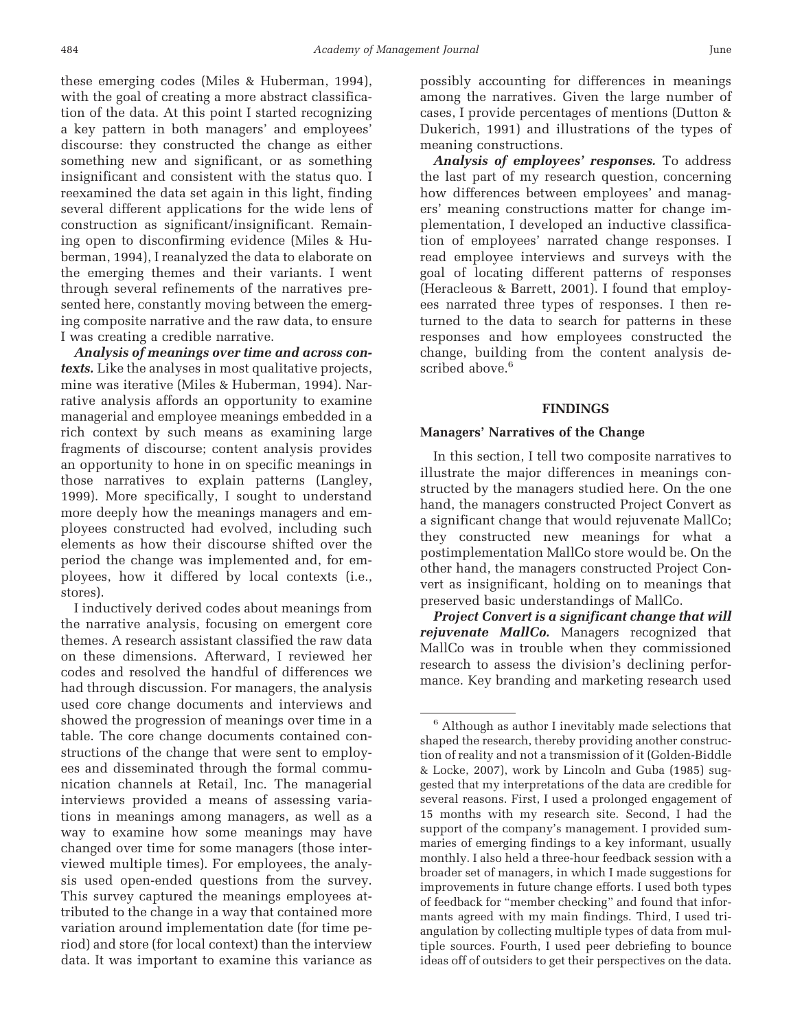these emerging codes (Miles & Huberman, 1994), with the goal of creating a more abstract classification of the data. At this point I started recognizing a key pattern in both managers' and employees' discourse: they constructed the change as either something new and significant, or as something insignificant and consistent with the status quo. I reexamined the data set again in this light, finding several different applications for the wide lens of construction as significant/insignificant. Remaining open to disconfirming evidence (Miles & Huberman, 1994), I reanalyzed the data to elaborate on the emerging themes and their variants. I went through several refinements of the narratives presented here, constantly moving between the emerging composite narrative and the raw data, to ensure I was creating a credible narrative.

***Analysis of meanings over time and across contexts.*** Like the analyses in most qualitative projects, mine was iterative (Miles & Huberman, 1994). Narrative analysis affords an opportunity to examine managerial and employee meanings embedded in a rich context by such means as examining large fragments of discourse; content analysis provides an opportunity to hone in on specific meanings in those narratives to explain patterns (Langley, 1999). More specifically, I sought to understand more deeply how the meanings managers and employees constructed had evolved, including such elements as how their discourse shifted over the period the change was implemented and, for employees, how it differed by local contexts (i.e., stores).

I inductively derived codes about meanings from the narrative analysis, focusing on emergent core themes. A research assistant classified the raw data on these dimensions. Afterward, I reviewed her codes and resolved the handful of differences we had through discussion. For managers, the analysis used core change documents and interviews and showed the progression of meanings over time in a table. The core change documents contained constructions of the change that were sent to employees and disseminated through the formal communication channels at Retail, Inc. The managerial interviews provided a means of assessing variations in meanings among managers, as well as a way to examine how some meanings may have changed over time for some managers (those interviewed multiple times). For employees, the analysis used open-ended questions from the survey. This survey captured the meanings employees attributed to the change in a way that contained more variation around implementation date (for time period) and store (for local context) than the interview data. It was important to examine this variance as possibly accounting for differences in meanings among the narratives. Given the large number of cases, I provide percentages of mentions (Dutton & Dukerich, 1991) and illustrations of the types of meaning constructions.

***Analysis of employees' responses.*** To address the last part of my research question, concerning how differences between employees' and managers' meaning constructions matter for change implementation, I developed an inductive classification of employees' narrated change responses. I read employee interviews and surveys with the goal of locating different patterns of responses (Heracleous & Barrett, 2001). I found that employees narrated three types of responses. I then returned to the data to search for patterns in these responses and how employees constructed the change, building from the content analysis described above.[6]

## FINDINGS

### Managers' Narratives of the Change

In this section, I tell two composite narratives to illustrate the major differences in meanings constructed by the managers studied here. On the one hand, the managers constructed Project Convert as a significant change that would rejuvenate MallCo; they constructed new meanings for what a postimplementation MallCo store would be. On the other hand, the managers constructed Project Convert as insignificant, holding on to meanings that preserved basic understandings of MallCo.

***Project Convert is a significant change that will rejuvenate MallCo.*** Managers recognized that MallCo was in trouble when they commissioned research to assess the division's declining performance. Key branding and marketing research used

[6] Although as author I inevitably made selections that shaped the research, thereby providing another construction of reality and not a transmission of it (Golden-Biddle & Locke, 2007), work by Lincoln and Guba (1985) suggested that my interpretations of the data are credible for several reasons. First, I used a prolonged engagement of 15 months with my research site. Second, I had the support of the company's management. I provided summaries of emerging findings to a key informant, usually monthly. I also held a three-hour feedback session with a broader set of managers, in which I made suggestions for improvements in future change efforts. I used both types of feedback for "member checking" and found that informants agreed with my main findings. Third, I used triangulation by collecting multiple types of data from multiple sources. Fourth, I used peer debriefing to bounce ideas off of outsiders to get their perspectives on the data.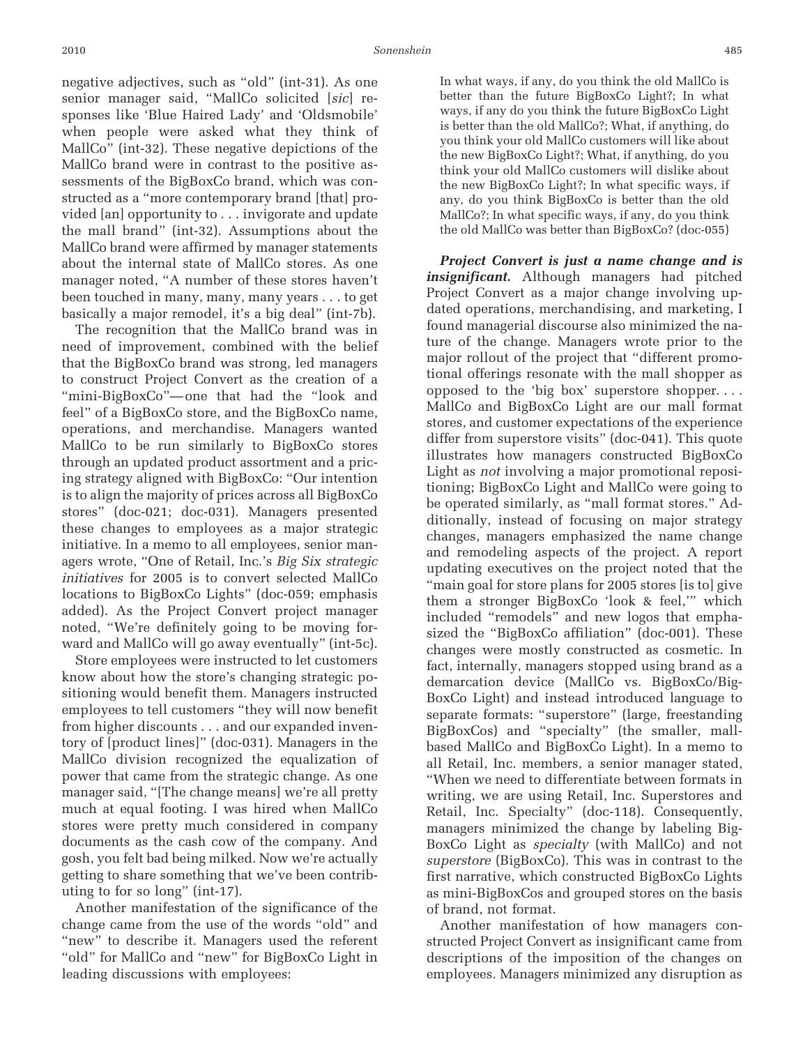negative adjectives, such as "old" (int-31). As one senior manager said, "MallCo solicited [*sic*] responses like 'Blue Haired Lady' and 'Oldsmobile' when people were asked what they think of MallCo" (int-32). These negative depictions of the MallCo brand were in contrast to the positive assessments of the BigBoxCo brand, which was constructed as a "more contemporary brand [that] provided [an] opportunity to . . . invigorate and update the mall brand" (int-32). Assumptions about the MallCo brand were affirmed by manager statements about the internal state of MallCo stores. As one manager noted, "A number of these stores haven't been touched in many, many, many years . . . to get basically a major remodel, it's a big deal" (int-7b).

The recognition that the MallCo brand was in need of improvement, combined with the belief that the BigBoxCo brand was strong, led managers to construct Project Convert as the creation of a "mini-BigBoxCo"—one that had the "look and feel" of a BigBoxCo store, and the BigBoxCo name, operations, and merchandise. Managers wanted MallCo to be run similarly to BigBoxCo stores through an updated product assortment and a pricing strategy aligned with BigBoxCo: "Our intention is to align the majority of prices across all BigBoxCo stores" (doc-021; doc-031). Managers presented these changes to employees as a major strategic initiative. In a memo to all employees, senior managers wrote, "One of Retail, Inc.'s *Big Six strategic initiatives* for 2005 is to convert selected MallCo locations to BigBoxCo Lights" (doc-059; emphasis added). As the Project Convert project manager noted, "We're definitely going to be moving forward and MallCo will go away eventually" (int-5c).

Store employees were instructed to let customers know about how the store's changing strategic positioning would benefit them. Managers instructed employees to tell customers "they will now benefit from higher discounts . . . and our expanded inventory of [product lines]" (doc-031). Managers in the MallCo division recognized the equalization of power that came from the strategic change. As one manager said, "[The change means] we're all pretty much at equal footing. I was hired when MallCo stores were pretty much considered in company documents as the cash cow of the company. And gosh, you felt bad being milked. Now we're actually getting to share something that we've been contributing to for so long" (int-17).

Another manifestation of the significance of the change came from the use of the words "old" and "new" to describe it. Managers used the referent "old" for MallCo and "new" for BigBoxCo Light in leading discussions with employees:

> In what ways, if any, do you think the old MallCo is better than the future BigBoxCo Light?; In what ways, if any do you think the future BigBoxCo Light is better than the old MallCo?; What, if anything, do you think your old MallCo customers will like about the new BigBoxCo Light?; What, if anything, do you think your old MallCo customers will dislike about the new BigBoxCo Light?; In what specific ways, if any, do you think BigBoxCo is better than the old MallCo?; In what specific ways, if any, do you think the old MallCo was better than BigBoxCo? (doc-055)

***Project Convert is just a name change and is insignificant.*** Although managers had pitched Project Convert as a major change involving updated operations, merchandising, and marketing, I found managerial discourse also minimized the nature of the change. Managers wrote prior to the major rollout of the project that "different promotional offerings resonate with the mall shopper as opposed to the 'big box' superstore shopper. . . . MallCo and BigBoxCo Light are our mall format stores, and customer expectations of the experience differ from superstore visits" (doc-041). This quote illustrates how managers constructed BigBoxCo Light as *not* involving a major promotional repositioning; BigBoxCo Light and MallCo were going to be operated similarly, as "mall format stores." Additionally, instead of focusing on major strategy changes, managers emphasized the name change and remodeling aspects of the project. A report updating executives on the project noted that the "main goal for store plans for 2005 stores [is to] give them a stronger BigBoxCo 'look & feel,'" which included "remodels" and new logos that emphasized the "BigBoxCo affiliation" (doc-001). These changes were mostly constructed as cosmetic. In fact, internally, managers stopped using brand as a demarcation device (MallCo vs. BigBoxCo/BigBoxCo Light) and instead introduced language to separate formats: "superstore" (large, freestanding BigBoxCos) and "specialty" (the smaller, mall-based MallCo and BigBoxCo Light). In a memo to all Retail, Inc. members, a senior manager stated, "When we need to differentiate between formats in writing, we are using Retail, Inc. Superstores and Retail, Inc. Specialty" (doc-118). Consequently, managers minimized the change by labeling BigBoxCo Light as *specialty* (with MallCo) and not *superstore* (BigBoxCo). This was in contrast to the first narrative, which constructed BigBoxCo Lights as mini-BigBoxCos and grouped stores on the basis of brand, not format.

Another manifestation of how managers constructed Project Convert as insignificant came from descriptions of the imposition of the changes on employees. Managers minimized any disruption as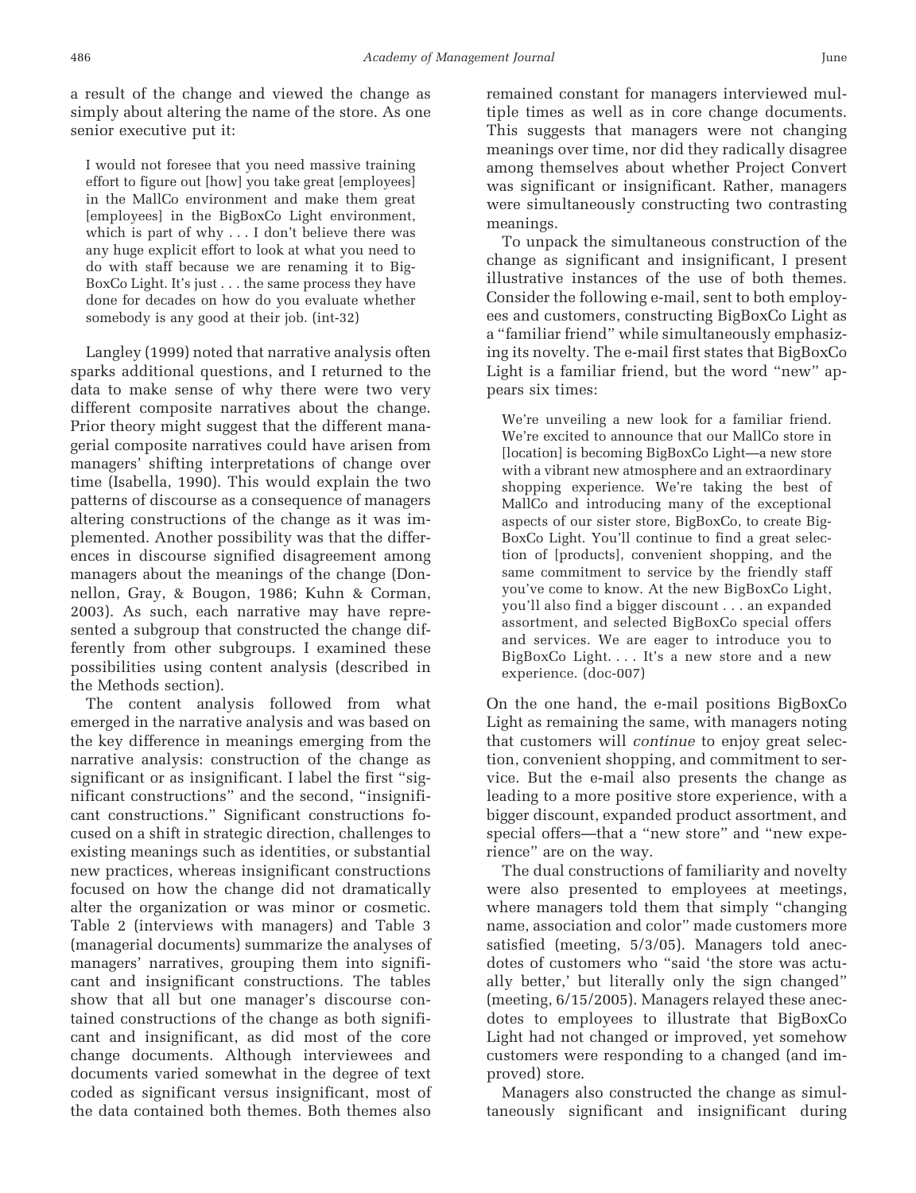a result of the change and viewed the change as simply about altering the name of the store. As one senior executive put it:

> I would not foresee that you need massive training effort to figure out [how] you take great [employees] in the MallCo environment and make them great [employees] in the BigBoxCo Light environment, which is part of why . . . I don't believe there was any huge explicit effort to look at what you need to do with staff because we are renaming it to BigBoxCo Light. It's just . . . the same process they have done for decades on how do you evaluate whether somebody is any good at their job. (int-32)

Langley (1999) noted that narrative analysis often sparks additional questions, and I returned to the data to make sense of why there were two very different composite narratives about the change. Prior theory might suggest that the different managerial composite narratives could have arisen from managers' shifting interpretations of change over time (Isabella, 1990). This would explain the two patterns of discourse as a consequence of managers altering constructions of the change as it was implemented. Another possibility was that the differences in discourse signified disagreement among managers about the meanings of the change (Donnellon, Gray, & Bougon, 1986; Kuhn & Corman, 2003). As such, each narrative may have represented a subgroup that constructed the change differently from other subgroups. I examined these possibilities using content analysis (described in the Methods section).

The content analysis followed from what emerged in the narrative analysis and was based on the key difference in meanings emerging from the narrative analysis: construction of the change as significant or as insignificant. I label the first "significant constructions" and the second, "insignificant constructions." Significant constructions focused on a shift in strategic direction, challenges to existing meanings such as identities, or substantial new practices, whereas insignificant constructions focused on how the change did not dramatically alter the organization or was minor or cosmetic. Table 2 (interviews with managers) and Table 3 (managerial documents) summarize the analyses of managers' narratives, grouping them into significant and insignificant constructions. The tables show that all but one manager's discourse contained constructions of the change as both significant and insignificant, as did most of the core change documents. Although interviewees and documents varied somewhat in the degree of text coded as significant versus insignificant, most of the data contained both themes. Both themes also remained constant for managers interviewed multiple times as well as in core change documents. This suggests that managers were not changing meanings over time, nor did they radically disagree among themselves about whether Project Convert was significant or insignificant. Rather, managers were simultaneously constructing two contrasting meanings.

To unpack the simultaneous construction of the change as significant and insignificant, I present illustrative instances of the use of both themes. Consider the following e-mail, sent to both employees and customers, constructing BigBoxCo Light as a "familiar friend" while simultaneously emphasizing its novelty. The e-mail first states that BigBoxCo Light is a familiar friend, but the word "new" appears six times:

> We're unveiling a new look for a familiar friend. We're excited to announce that our MallCo store in [location] is becoming BigBoxCo Light—a new store with a vibrant new atmosphere and an extraordinary shopping experience. We're taking the best of MallCo and introducing many of the exceptional aspects of our sister store, BigBoxCo, to create BigBoxCo Light. You'll continue to find a great selection of [products], convenient shopping, and the same commitment to service by the friendly staff you've come to know. At the new BigBoxCo Light, you'll also find a bigger discount . . . an expanded assortment, and selected BigBoxCo special offers and services. We are eager to introduce you to BigBoxCo Light. . . . It's a new store and a new experience. (doc-007)

On the one hand, the e-mail positions BigBoxCo Light as remaining the same, with managers noting that customers will *continue* to enjoy great selection, convenient shopping, and commitment to service. But the e-mail also presents the change as leading to a more positive store experience, with a bigger discount, expanded product assortment, and special offers—that a "new store" and "new experience" are on the way.

The dual constructions of familiarity and novelty were also presented to employees at meetings, where managers told them that simply "changing name, association and color" made customers more satisfied (meeting, 5/3/05). Managers told anecdotes of customers who "said 'the store was actually better,' but literally only the sign changed" (meeting, 6/15/2005). Managers relayed these anecdotes to employees to illustrate that BigBoxCo Light had not changed or improved, yet somehow customers were responding to a changed (and improved) store.

Managers also constructed the change as simultaneously significant and insignificant during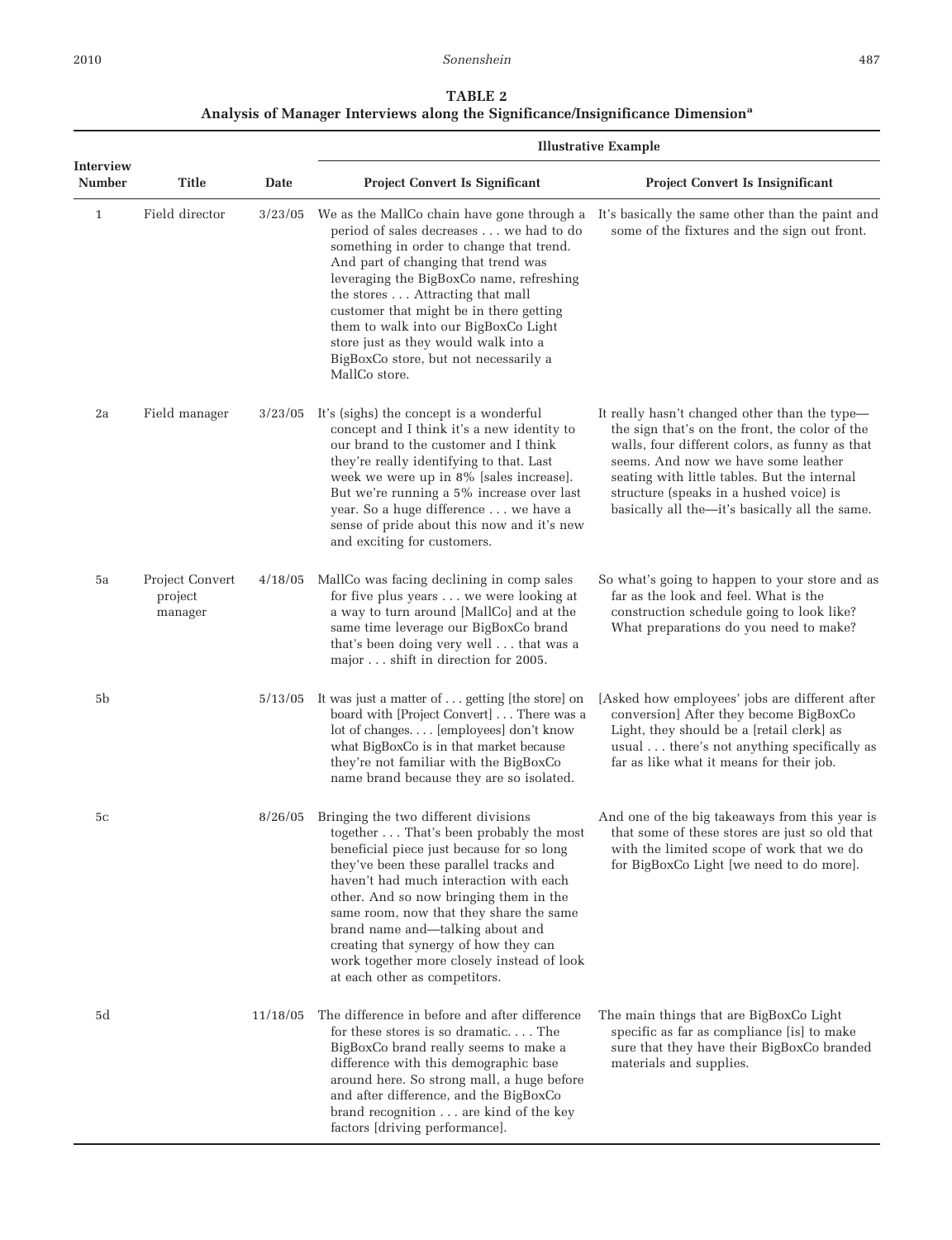**TABLE 2**
**Analysis of Manager Interviews along the Significance/Insignificance Dimension[a]**

| Interview Number | Title | Date | Illustrative Example: Project Convert Is Significant | Illustrative Example: Project Convert Is Insignificant |
|---|---|---|---|---|
| 1 | Field director | 3/23/05 | We as the MallCo chain have gone through a period of sales decreases . . . we had to do something in order to change that trend. And part of changing that trend was leveraging the BigBoxCo name, refreshing the stores . . . Attracting that mall customer that might be in there getting them to walk into our BigBoxCo Light store just as they would walk into a BigBoxCo store, but not necessarily a MallCo store. | It's basically the same other than the paint and some of the fixtures and the sign out front. |
| 2a | Field manager | 3/23/05 | It's (sighs) the concept is a wonderful concept and I think it's a new identity to our brand to the customer and I think they're really identifying to that. Last week we were up in 8% [sales increase]. But we're running a 5% increase over last year. So a huge difference . . . we have a sense of pride about this now and it's new and exciting for customers. | It really hasn't changed other than the type—the sign that's on the front, the color of the walls, four different colors, as funny as that seems. And now we have some leather seating with little tables. But the internal structure (speaks in a hushed voice) is basically all the—it's basically all the same. |
| 5a | Project Convert project manager | 4/18/05 | MallCo was facing declining in comp sales for five plus years . . . we were looking at a way to turn around [MallCo] and at the same time leverage our BigBoxCo brand that's been doing very well . . . that was a major . . . shift in direction for 2005. | So what's going to happen to your store and as far as the look and feel. What is the construction schedule going to look like? What preparations do you need to make? |
| 5b | | 5/13/05 | It was just a matter of . . . getting [the store] on board with [Project Convert] . . . There was a lot of changes. . . . [employees] don't know what BigBoxCo is in that market because they're not familiar with the BigBoxCo name brand because they are so isolated. | [Asked how employees' jobs are different after conversion] After they become BigBoxCo Light, they should be a [retail clerk] as usual . . . there's not anything specifically as far as like what it means for their job. |
| 5c | | 8/26/05 | Bringing the two different divisions together . . . That's been probably the most beneficial piece just because for so long they've been these parallel tracks and haven't had much interaction with each other. And so now bringing them in the same room, now that they share the same brand name and—talking about and creating that synergy of how they can work together more closely instead of look at each other as competitors. | And one of the big takeaways from this year is that some of these stores are just so old that with the limited scope of work that we do for BigBoxCo Light [we need to do more]. |
| 5d | | 11/18/05 | The difference in before and after difference for these stores is so dramatic. . . . The BigBoxCo brand really seems to make a difference with this demographic base around here. So strong mall, a huge before and after difference, and the BigBoxCo brand recognition . . . are kind of the key factors [driving performance]. | The main things that are BigBoxCo Light specific as far as compliance [is] to make sure that they have their BigBoxCo branded materials and supplies. |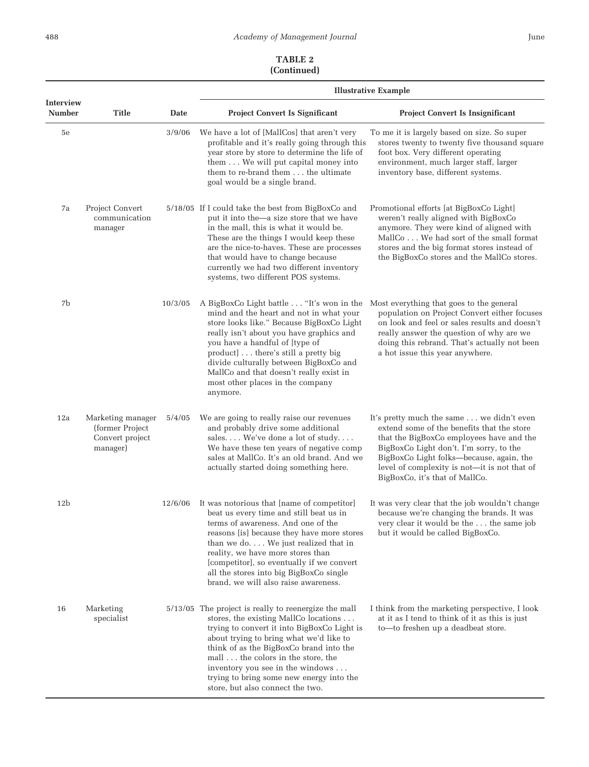**TABLE 2**
**(Continued)**

| Interview Number | Title | Date | Illustrative Example: Project Convert Is Significant | Illustrative Example: Project Convert Is Insignificant |
|---|---|---|---|---|
| 5e | | 3/9/06 | We have a lot of [MallCos] that aren't very profitable and it's really going through this year store by store to determine the life of them . . . We will put capital money into them to re-brand them . . . the ultimate goal would be a single brand. | To me it is largely based on size. So super stores twenty to twenty five thousand square foot box. Very different operating environment, much larger staff, larger inventory base, different systems. |
| 7a | Project Convert communication manager | 5/18/05 | If I could take the best from BigBoxCo and put it into the—a size store that we have in the mall, this is what it would be. These are the things I would keep these are the nice-to-haves. These are processes that would have to change because currently we had two different inventory systems, two different POS systems. | Promotional efforts [at BigBoxCo Light] weren't really aligned with BigBoxCo anymore. They were kind of aligned with MallCo . . . We had sort of the small format stores and the big format stores instead of the BigBoxCo stores and the MallCo stores. |
| 7b | | 10/3/05 | A BigBoxCo Light battle . . . "It's won in the mind and the heart and not in what your store looks like." Because BigBoxCo Light really isn't about you have graphics and you have a handful of [type of product] . . . there's still a pretty big divide culturally between BigBoxCo and MallCo and that doesn't really exist in most other places in the company anymore. | Most everything that goes to the general population on Project Convert either focuses on look and feel or sales results and doesn't really answer the question of why are we doing this rebrand. That's actually not been a hot issue this year anywhere. |
| 12a | Marketing manager (former Project Convert project manager) | 5/4/05 | We are going to really raise our revenues and probably drive some additional sales. . . . We've done a lot of study. . . . We have these ten years of negative comp sales at MallCo. It's an old brand. And we actually started doing something here. | It's pretty much the same . . . we didn't even extend some of the benefits that the store that the BigBoxCo employees have and the BigBoxCo Light don't. I'm sorry, to the BigBoxCo Light folks—because, again, the level of complexity is not—it is not that of BigBoxCo, it's that of MallCo. |
| 12b | | 12/6/06 | It was notorious that [name of competitor] beat us every time and still beat us in terms of awareness. And one of the reasons [is] because they have more stores than we do. . . . We just realized that in reality, we have more stores than [competitor], so eventually if we convert all the stores into big BigBoxCo single brand, we will also raise awareness. | It was very clear that the job wouldn't change because we're changing the brands. It was very clear it would be the . . . the same job but it would be called BigBoxCo. |
| 16 | Marketing specialist | 5/13/05 | The project is really to reenergize the mall stores, the existing MallCo locations . . . trying to convert it into BigBoxCo Light is about trying to bring what we'd like to think of as the BigBoxCo brand into the mall . . . the colors in the store, the inventory you see in the windows . . . trying to bring some new energy into the store, but also connect the two. | I think from the marketing perspective, I look at it as I tend to think of it as this is just to—to freshen up a deadbeat store. |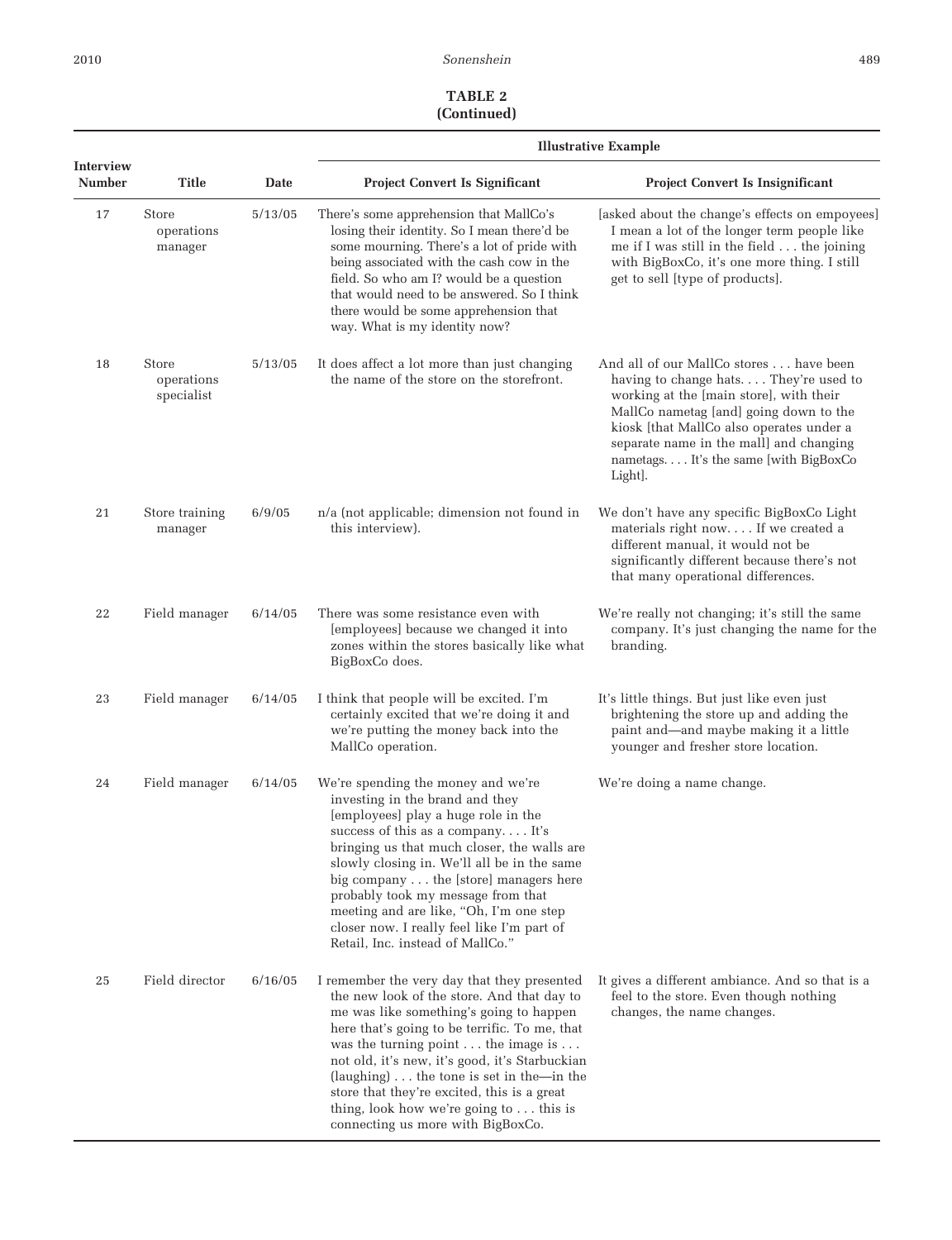**TABLE 2**
**(Continued)**

| Interview Number | Title | Date | Illustrative Example | |
|---|---|---|---|---|
| | | | **Project Convert Is Significant** | **Project Convert Is Insignificant** |
| 17 | Store operations manager | 5/13/05 | There's some apprehension that MallCo's losing their identity. So I mean there'd be some mourning. There's a lot of pride with being associated with the cash cow in the field. So who am I? would be a question that would need to be answered. So I think there would be some apprehension that way. What is my identity now? | [asked about the change's effects on empoyees] I mean a lot of the longer term people like me if I was still in the field . . . the joining with BigBoxCo, it's one more thing. I still get to sell [type of products]. |
| 18 | Store operations specialist | 5/13/05 | It does affect a lot more than just changing the name of the store on the storefront. | And all of our MallCo stores . . . have been having to change hats. . . . They're used to working at the [main store], with their MallCo nametag [and] going down to the kiosk [that MallCo also operates under a separate name in the mall] and changing nametags. . . . It's the same [with BigBoxCo Light]. |
| 21 | Store training manager | 6/9/05 | n/a (not applicable; dimension not found in this interview). | We don't have any specific BigBoxCo Light materials right now. . . . If we created a different manual, it would not be significantly different because there's not that many operational differences. |
| 22 | Field manager | 6/14/05 | There was some resistance even with [employees] because we changed it into zones within the stores basically like what BigBoxCo does. | We're really not changing; it's still the same company. It's just changing the name for the branding. |
| 23 | Field manager | 6/14/05 | I think that people will be excited. I'm certainly excited that we're doing it and we're putting the money back into the MallCo operation. | It's little things. But just like even just brightening the store up and adding the paint and—and maybe making it a little younger and fresher store location. |
| 24 | Field manager | 6/14/05 | We're spending the money and we're investing in the brand and they [employees] play a huge role in the success of this as a company. . . . It's bringing us that much closer, the walls are slowly closing in. We'll all be in the same big company . . . the [store] managers here probably took my message from that meeting and are like, "Oh, I'm one step closer now. I really feel like I'm part of Retail, Inc. instead of MallCo." | We're doing a name change. |
| 25 | Field director | 6/16/05 | I remember the very day that they presented the new look of the store. And that day to me was like something's going to happen here that's going to be terrific. To me, that was the turning point . . . the image is . . . not old, it's new, it's good, it's Starbuckian (laughing) . . . the tone is set in the—in the store that they're excited, this is a great thing, look how we're going to . . . this is connecting us more with BigBoxCo. | It gives a different ambiance. And so that is a feel to the store. Even though nothing changes, the name changes. |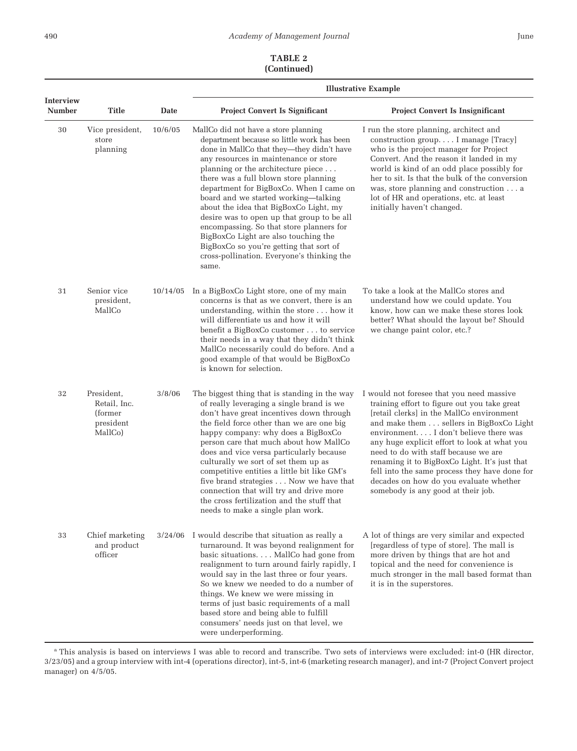**TABLE 2**
**(Continued)**

| Interview Number | Title | Date | Illustrative Example | |
|---|---|---|---|---|
| | | | Project Convert Is Significant | Project Convert Is Insignificant |
| 30 | Vice president, store planning | 10/6/05 | MallCo did not have a store planning department because so little work has been done in MallCo that they—they didn't have any resources in maintenance or store planning or the architecture piece . . . there was a full blown store planning department for BigBoxCo. When I came on board and we started working—talking about the idea that BigBoxCo Light, my desire was to open up that group to be all encompassing. So that store planners for BigBoxCo Light are also touching the BigBoxCo so you're getting that sort of cross-pollination. Everyone's thinking the same. | I run the store planning, architect and construction group. . . . I manage [Tracy] who is the project manager for Project Convert. And the reason it landed in my world is kind of an odd place possibly for her to sit. Is that the bulk of the conversion was, store planning and construction . . . a lot of HR and operations, etc. at least initially haven't changed. |
| 31 | Senior vice president, MallCo | 10/14/05 | In a BigBoxCo Light store, one of my main concerns is that as we convert, there is an understanding, within the store . . . how it will differentiate us and how it will benefit a BigBoxCo customer . . . to service their needs in a way that they didn't think MallCo necessarily could do before. And a good example of that would be BigBoxCo is known for selection. | To take a look at the MallCo stores and understand how we could update. You know, how can we make these stores look better? What should the layout be? Should we change paint color, etc.? |
| 32 | President, Retail, Inc. (former president MallCo) | 3/8/06 | The biggest thing that is standing in the way of really leveraging a single brand is we don't have great incentives down through the field force other than we are one big happy company: why does a BigBoxCo person care that much about how MallCo does and vice versa particularly because culturally we sort of set them up as competitive entities a little bit like GM's five brand strategies . . . Now we have that connection that will try and drive more the cross fertilization and the stuff that needs to make a single plan work. | I would not foresee that you need massive training effort to figure out you take great [retail clerks] in the MallCo environment and make them . . . sellers in BigBoxCo Light environment. . . . I don't believe there was any huge explicit effort to look at what you need to do with staff because we are renaming it to BigBoxCo Light. It's just that fell into the same process they have done for decades on how do you evaluate whether somebody is any good at their job. |
| 33 | Chief marketing and product officer | 3/24/06 | I would describe that situation as really a turnaround. It was beyond realignment for basic situations. . . . MallCo had gone from realignment to turn around fairly rapidly, I would say in the last three or four years. So we knew we needed to do a number of things. We knew we were missing in terms of just basic requirements of a mall based store and being able to fulfill consumers' needs just on that level, we were underperforming. | A lot of things are very similar and expected [regardless of type of store]. The mall is more driven by things that are hot and topical and the need for convenience is much stronger in the mall based format than it is in the superstores. |

[a] This analysis is based on interviews I was able to record and transcribe. Two sets of interviews were excluded: int-0 (HR director, 3/23/05) and a group interview with int-4 (operations director), int-5, int-6 (marketing research manager), and int-7 (Project Convert project manager) on 4/5/05.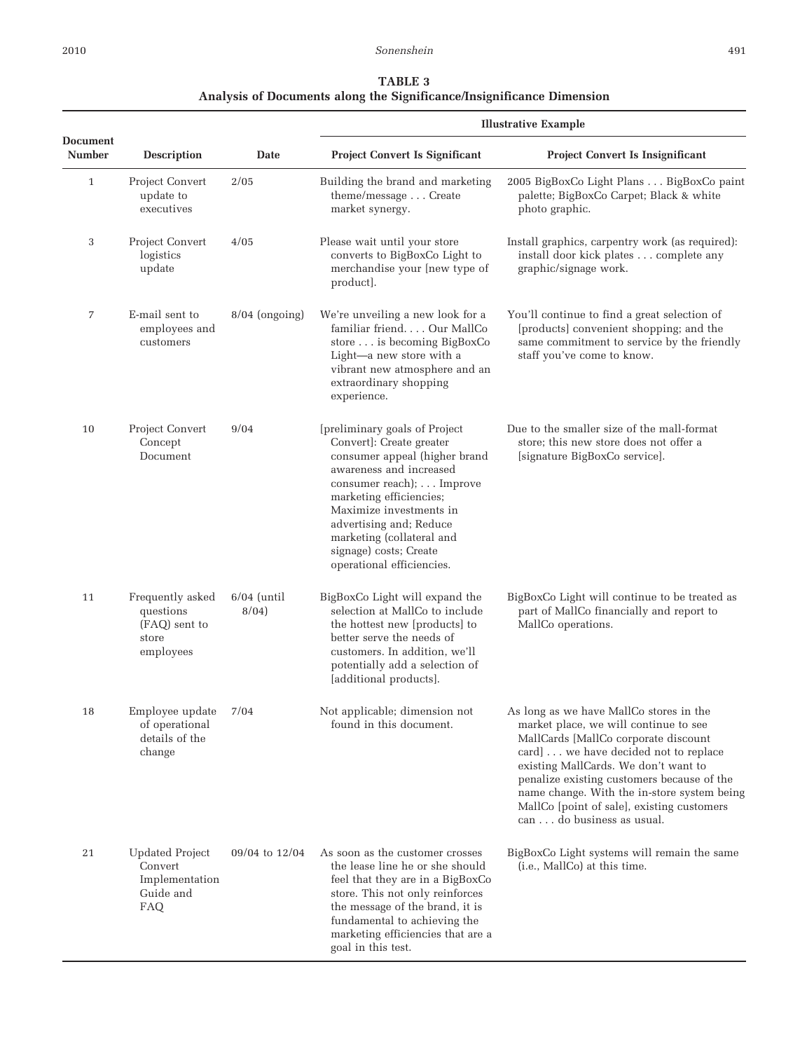**TABLE 3**
**Analysis of Documents along the Significance/Insignificance Dimension**

| Document Number | Description | Date | Illustrative Example | |
|---|---|---|---|---|
| | | | Project Convert Is Significant | Project Convert Is Insignificant |
| 1 | Project Convert update to executives | 2/05 | Building the brand and marketing theme/message . . . Create market synergy. | 2005 BigBoxCo Light Plans . . . BigBoxCo paint palette; BigBoxCo Carpet; Black & white photo graphic. |
| 3 | Project Convert logistics update | 4/05 | Please wait until your store converts to BigBoxCo Light to merchandise your [new type of product]. | Install graphics, carpentry work (as required): install door kick plates . . . complete any graphic/signage work. |
| 7 | E-mail sent to employees and customers | 8/04 (ongoing) | We're unveiling a new look for a familiar friend. . . . Our MallCo store . . . is becoming BigBoxCo Light—a new store with a vibrant new atmosphere and an extraordinary shopping experience. | You'll continue to find a great selection of [products] convenient shopping; and the same commitment to service by the friendly staff you've come to know. |
| 10 | Project Convert Concept Document | 9/04 | [preliminary goals of Project Convert]: Create greater consumer appeal (higher brand awareness and increased consumer reach); . . . Improve marketing efficiencies; Maximize investments in advertising and; Reduce marketing (collateral and signage) costs; Create operational efficiencies. | Due to the smaller size of the mall-format store; this new store does not offer a [signature BigBoxCo service]. |
| 11 | Frequently asked questions (FAQ) sent to store employees | 6/04 (until 8/04) | BigBoxCo Light will expand the selection at MallCo to include the hottest new [products] to better serve the needs of customers. In addition, we'll potentially add a selection of [additional products]. | BigBoxCo Light will continue to be treated as part of MallCo financially and report to MallCo operations. |
| 18 | Employee update of operational details of the change | 7/04 | Not applicable; dimension not found in this document. | As long as we have MallCo stores in the market place, we will continue to see MallCards [MallCo corporate discount card] . . . we have decided not to replace existing MallCards. We don't want to penalize existing customers because of the name change. With the in-store system being MallCo [point of sale], existing customers can . . . do business as usual. |
| 21 | Updated Project Convert Implementation Guide and FAQ | 09/04 to 12/04 | As soon as the customer crosses the lease line he or she should feel that they are in a BigBoxCo store. This not only reinforces the message of the brand, it is fundamental to achieving the marketing efficiencies that are a goal in this test. | BigBoxCo Light systems will remain the same (i.e., MallCo) at this time. |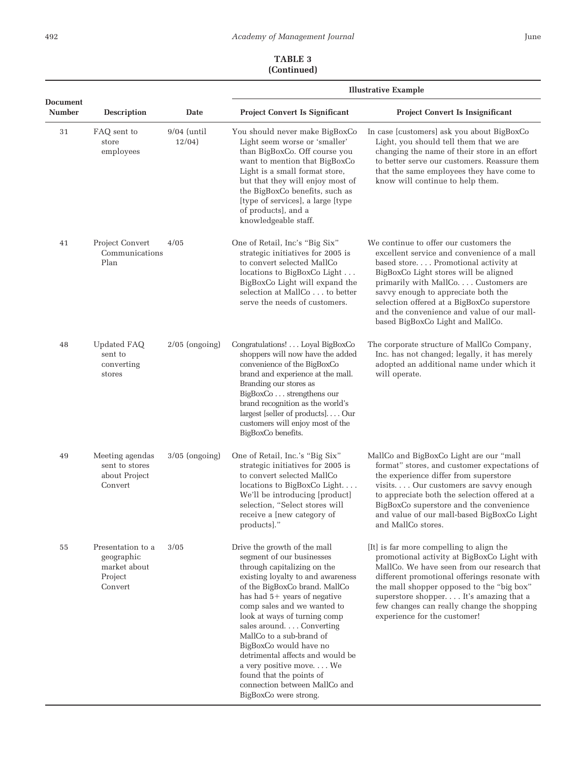**TABLE 3**
**(Continued)**

| Document Number | Description | Date | Illustrative Example | |
|---|---|---|---|---|
| | | | **Project Convert Is Significant** | **Project Convert Is Insignificant** |
| 31 | FAQ sent to store employees | 9/04 (until 12/04) | You should never make BigBoxCo Light seem worse or 'smaller' than BigBoxCo. Off course you want to mention that BigBoxCo Light is a small format store, but that they will enjoy most of the BigBoxCo benefits, such as [type of services], a large [type of products], and a knowledgeable staff. | In case [customers] ask you about BigBoxCo Light, you should tell them that we are changing the name of their store in an effort to better serve our customers. Reassure them that the same employees they have come to know will continue to help them. |
| 41 | Project Convert Communications Plan | 4/05 | One of Retail, Inc's "Big Six" strategic initiatives for 2005 is to convert selected MallCo locations to BigBoxCo Light . . . BigBoxCo Light will expand the selection at MallCo . . . to better serve the needs of customers. | We continue to offer our customers the excellent service and convenience of a mall based store. . . . Promotional activity at BigBoxCo Light stores will be aligned primarily with MallCo. . . . Customers are savvy enough to appreciate both the selection offered at a BigBoxCo superstore and the convenience and value of our mall-based BigBoxCo Light and MallCo. |
| 48 | Updated FAQ sent to converting stores | 2/05 (ongoing) | Congratulations! . . . Loyal BigBoxCo shoppers will now have the added convenience of the BigBoxCo brand and experience at the mall. Branding our stores as BigBoxCo . . . strengthens our brand recognition as the world's largest [seller of products]. . . . Our customers will enjoy most of the BigBoxCo benefits. | The corporate structure of MallCo Company, Inc. has not changed; legally, it has merely adopted an additional name under which it will operate. |
| 49 | Meeting agendas sent to stores about Project Convert | 3/05 (ongoing) | One of Retail, Inc.'s "Big Six" strategic initiatives for 2005 is to convert selected MallCo locations to BigBoxCo Light. . . . We'll be introducing [product] selection, "Select stores will receive a [new category of products]." | MallCo and BigBoxCo Light are our "mall format" stores, and customer expectations of the experience differ from superstore visits. . . . Our customers are savvy enough to appreciate both the selection offered at a BigBoxCo superstore and the convenience and value of our mall-based BigBoxCo Light and MallCo stores. |
| 55 | Presentation to a geographic market about Project Convert | 3/05 | Drive the growth of the mall segment of our businesses through capitalizing on the existing loyalty to and awareness of the BigBoxCo brand. MallCo has had 5+ years of negative comp sales and we wanted to look at ways of turning comp sales around. . . . Converting MallCo to a sub-brand of BigBoxCo would have no detrimental affects and would be a very positive move. . . . We found that the points of connection between MallCo and BigBoxCo were strong. | [It] is far more compelling to align the promotional activity at BigBoxCo Light with MallCo. We have seen from our research that different promotional offerings resonate with the mall shopper opposed to the "big box" superstore shopper. . . . It's amazing that a few changes can really change the shopping experience for the customer! |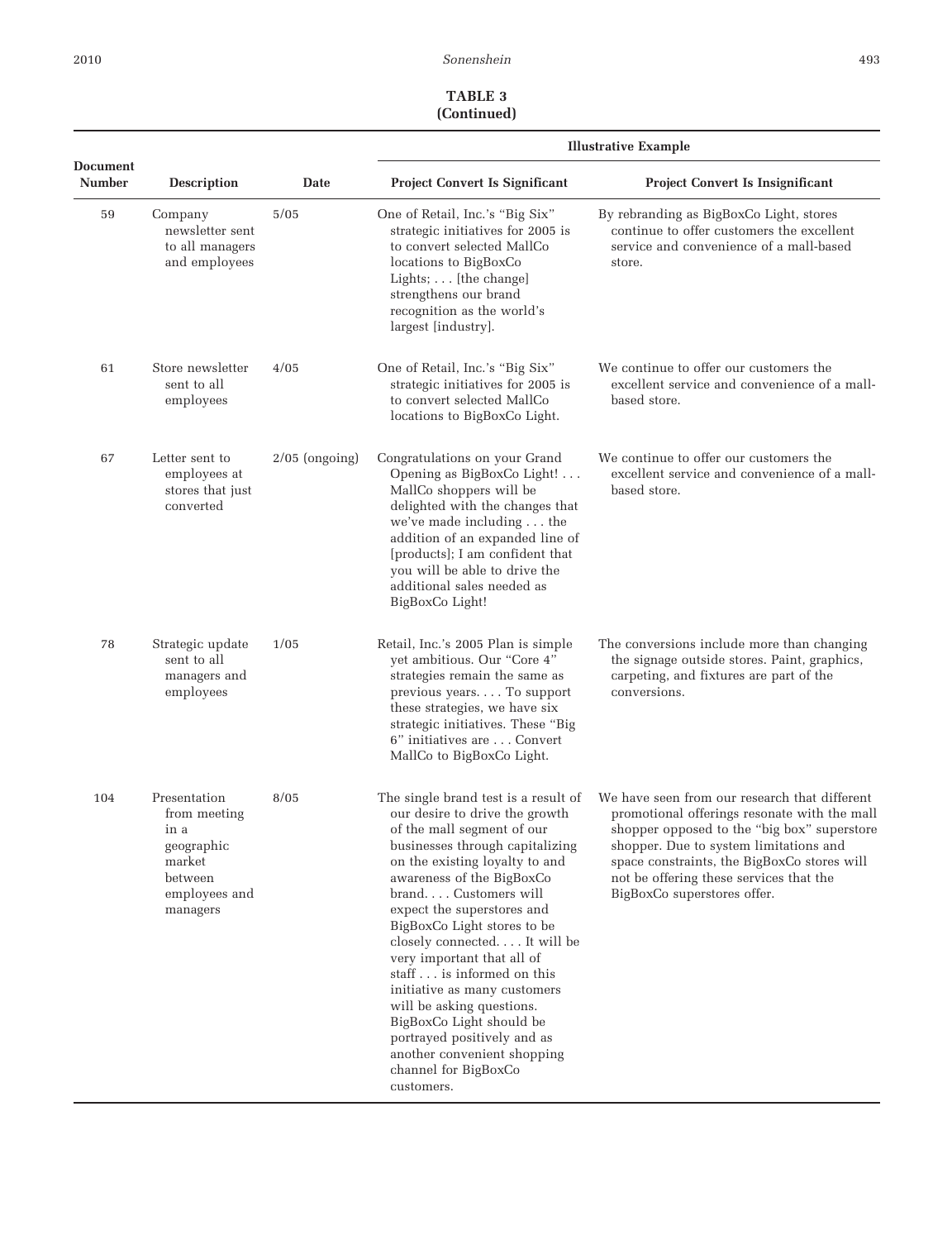**TABLE 3**
**(Continued)**

| Document Number | Description | Date | Illustrative Example | |
|---|---|---|---|---|
| | | | Project Convert Is Significant | Project Convert Is Insignificant |
| 59 | Company newsletter sent to all managers and employees | 5/05 | One of Retail, Inc.'s "Big Six" strategic initiatives for 2005 is to convert selected MallCo locations to BigBoxCo Lights; . . . [the change] strengthens our brand recognition as the world's largest [industry]. | By rebranding as BigBoxCo Light, stores continue to offer customers the excellent service and convenience of a mall-based store. |
| 61 | Store newsletter sent to all employees | 4/05 | One of Retail, Inc.'s "Big Six" strategic initiatives for 2005 is to convert selected MallCo locations to BigBoxCo Light. | We continue to offer our customers the excellent service and convenience of a mall-based store. |
| 67 | Letter sent to employees at stores that just converted | 2/05 (ongoing) | Congratulations on your Grand Opening as BigBoxCo Light! . . . MallCo shoppers will be delighted with the changes that we've made including . . . the addition of an expanded line of [products]; I am confident that you will be able to drive the additional sales needed as BigBoxCo Light! | We continue to offer our customers the excellent service and convenience of a mall-based store. |
| 78 | Strategic update sent to all managers and employees | 1/05 | Retail, Inc.'s 2005 Plan is simple yet ambitious. Our "Core 4" strategies remain the same as previous years. . . . To support these strategies, we have six strategic initiatives. These "Big 6" initiatives are . . . Convert MallCo to BigBoxCo Light. | The conversions include more than changing the signage outside stores. Paint, graphics, carpeting, and fixtures are part of the conversions. |
| 104 | Presentation from meeting in a geographic market between employees and managers | 8/05 | The single brand test is a result of our desire to drive the growth of the mall segment of our businesses through capitalizing on the existing loyalty to and awareness of the BigBoxCo brand. . . . Customers will expect the superstores and BigBoxCo Light stores to be closely connected. . . . It will be very important that all of staff . . . is informed on this initiative as many customers will be asking questions. BigBoxCo Light should be portrayed positively and as another convenient shopping channel for BigBoxCo customers. | We have seen from our research that different promotional offerings resonate with the mall shopper opposed to the "big box" superstore shopper. Due to system limitations and space constraints, the BigBoxCo stores will not be offering these services that the BigBoxCo superstores offer. |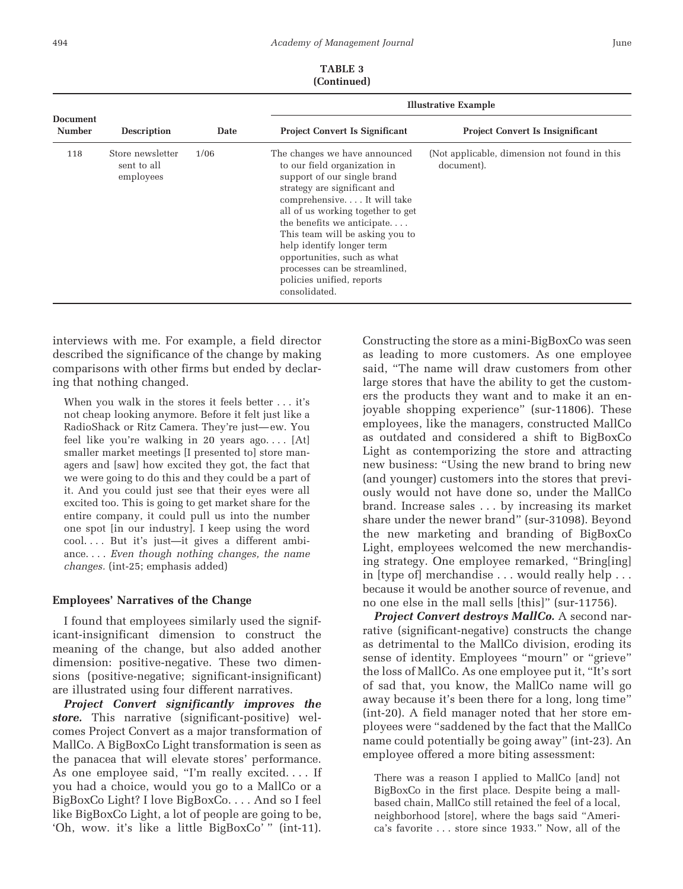**TABLE 3**
**(Continued)**

| Document Number | Description | Date | Illustrative Example | |
|---|---|---|---|---|
| | | | **Project Convert Is Significant** | **Project Convert Is Insignificant** |
| 118 | Store newsletter sent to all employees | 1/06 | The changes we have announced to our field organization in support of our single brand strategy are significant and comprehensive. . . . It will take all of us working together to get the benefits we anticipate. . . . This team will be asking you to help identify longer term opportunities, such as what processes can be streamlined, policies unified, reports consolidated. | (Not applicable, dimension not found in this document). |

interviews with me. For example, a field director described the significance of the change by making comparisons with other firms but ended by declaring that nothing changed.

> When you walk in the stores it feels better . . . it's not cheap looking anymore. Before it felt just like a RadioShack or Ritz Camera. They're just—ew. You feel like you're walking in 20 years ago. . . . [At] smaller market meetings [I presented to] store managers and [saw] how excited they got, the fact that we were going to do this and they could be a part of it. And you could just see that their eyes were all excited too. This is going to get market share for the entire company, it could pull us into the number one spot [in our industry]. I keep using the word cool. . . . But it's just—it gives a different ambiance. . . . *Even though nothing changes, the name changes.* (int-25; emphasis added)

### Employees' Narratives of the Change

I found that employees similarly used the significant-insignificant dimension to construct the meaning of the change, but also added another dimension: positive-negative. These two dimensions (positive-negative; significant-insignificant) are illustrated using four different narratives.

***Project Convert significantly improves the store.*** This narrative (significant-positive) welcomes Project Convert as a major transformation of MallCo. A BigBoxCo Light transformation is seen as the panacea that will elevate stores' performance. As one employee said, "I'm really excited. . . . If you had a choice, would you go to a MallCo or a BigBoxCo Light? I love BigBoxCo. . . . And so I feel like BigBoxCo Light, a lot of people are going to be, 'Oh, wow. it's like a little BigBoxCo' " (int-11). Constructing the store as a mini-BigBoxCo was seen as leading to more customers. As one employee said, "The name will draw customers from other large stores that have the ability to get the customers the products they want and to make it an enjoyable shopping experience" (sur-11806). These employees, like the managers, constructed MallCo as outdated and considered a shift to BigBoxCo Light as contemporizing the store and attracting new business: "Using the new brand to bring new (and younger) customers into the stores that previously would not have done so, under the MallCo brand. Increase sales . . . by increasing its market share under the newer brand" (sur-31098). Beyond the new marketing and branding of BigBoxCo Light, employees welcomed the new merchandising strategy. One employee remarked, "Bring[ing] in [type of] merchandise . . . would really help . . . because it would be another source of revenue, and no one else in the mall sells [this]" (sur-11756).

***Project Convert destroys MallCo.*** A second narrative (significant-negative) constructs the change as detrimental to the MallCo division, eroding its sense of identity. Employees "mourn" or "grieve" the loss of MallCo. As one employee put it, "It's sort of sad that, you know, the MallCo name will go away because it's been there for a long, long time" (int-20). A field manager noted that her store employees were "saddened by the fact that the MallCo name could potentially be going away" (int-23). An employee offered a more biting assessment:

> There was a reason I applied to MallCo [and] not BigBoxCo in the first place. Despite being a mall-based chain, MallCo still retained the feel of a local, neighborhood [store], where the bags said "America's favorite . . . store since 1933." Now, all of the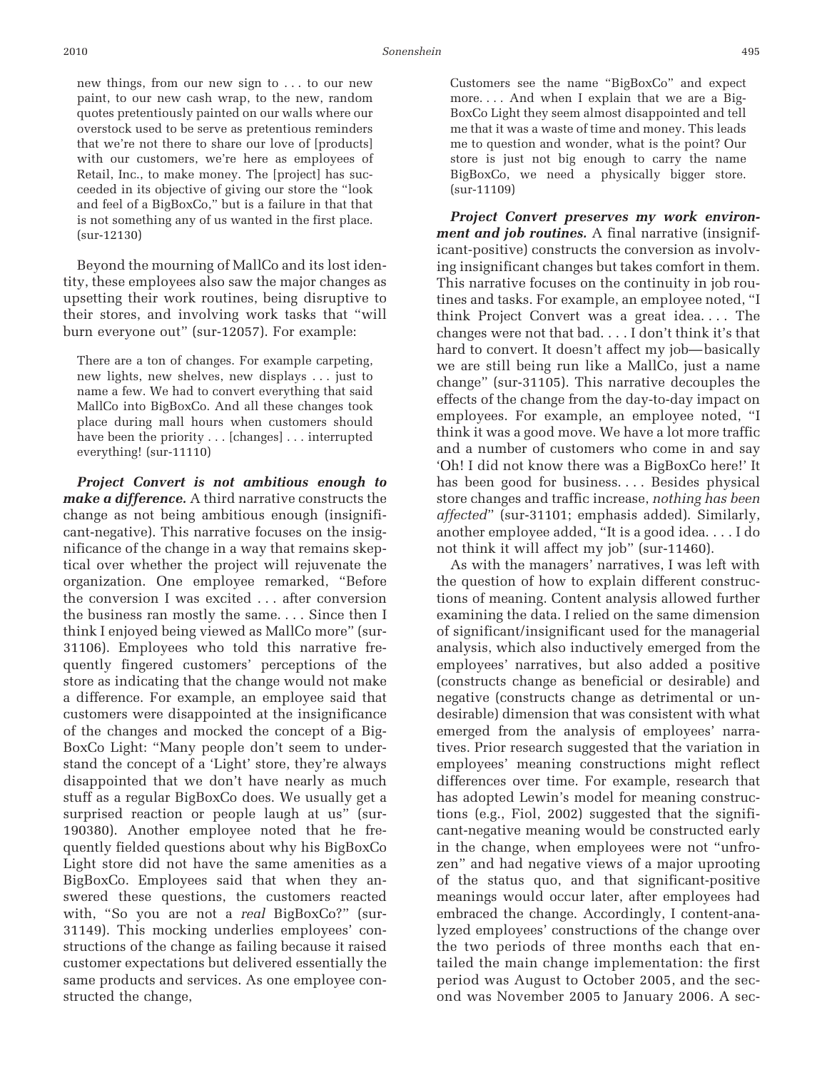new things, from our new sign to . . . to our new paint, to our new cash wrap, to the new, random quotes pretentiously painted on our walls where our overstock used to be serve as pretentious reminders that we're not there to share our love of [products] with our customers, we're here as employees of Retail, Inc., to make money. The [project] has succeeded in its objective of giving our store the "look and feel of a BigBoxCo," but is a failure in that that is not something any of us wanted in the first place. (sur-12130)

Beyond the mourning of MallCo and its lost identity, these employees also saw the major changes as upsetting their work routines, being disruptive to their stores, and involving work tasks that "will burn everyone out" (sur-12057). For example:

> There are a ton of changes. For example carpeting, new lights, new shelves, new displays . . . just to name a few. We had to convert everything that said MallCo into BigBoxCo. And all these changes took place during mall hours when customers should have been the priority . . . [changes] . . . interrupted everything! (sur-11110)

***Project Convert is not ambitious enough to make a difference.*** A third narrative constructs the change as not being ambitious enough (insignificant-negative). This narrative focuses on the insignificance of the change in a way that remains skeptical over whether the project will rejuvenate the organization. One employee remarked, "Before the conversion I was excited . . . after conversion the business ran mostly the same. . . . Since then I think I enjoyed being viewed as MallCo more" (sur-31106). Employees who told this narrative frequently fingered customers' perceptions of the store as indicating that the change would not make a difference. For example, an employee said that customers were disappointed at the insignificance of the changes and mocked the concept of a BigBoxCo Light: "Many people don't seem to understand the concept of a 'Light' store, they're always disappointed that we don't have nearly as much stuff as a regular BigBoxCo does. We usually get a surprised reaction or people laugh at us" (sur-190380). Another employee noted that he frequently fielded questions about why his BigBoxCo Light store did not have the same amenities as a BigBoxCo. Employees said that when they answered these questions, the customers reacted with, "So you are not a *real* BigBoxCo?" (sur-31149). This mocking underlies employees' constructions of the change as failing because it raised customer expectations but delivered essentially the same products and services. As one employee constructed the change,

> Customers see the name "BigBoxCo" and expect more. . . . And when I explain that we are a BigBoxCo Light they seem almost disappointed and tell me that it was a waste of time and money. This leads me to question and wonder, what is the point? Our store is just not big enough to carry the name BigBoxCo, we need a physically bigger store. (sur-11109)

***Project Convert preserves my work environment and job routines.*** A final narrative (insignificant-positive) constructs the conversion as involving insignificant changes but takes comfort in them. This narrative focuses on the continuity in job routines and tasks. For example, an employee noted, "I think Project Convert was a great idea. . . . The changes were not that bad. . . . I don't think it's that hard to convert. It doesn't affect my job—basically we are still being run like a MallCo, just a name change" (sur-31105). This narrative decouples the effects of the change from the day-to-day impact on employees. For example, an employee noted, "I think it was a good move. We have a lot more traffic and a number of customers who come in and say 'Oh! I did not know there was a BigBoxCo here!' It has been good for business. . . . Besides physical store changes and traffic increase, *nothing has been affected*" (sur-31101; emphasis added). Similarly, another employee added, "It is a good idea. . . . I do not think it will affect my job" (sur-11460).

As with the managers' narratives, I was left with the question of how to explain different constructions of meaning. Content analysis allowed further examining the data. I relied on the same dimension of significant/insignificant used for the managerial analysis, which also inductively emerged from the employees' narratives, but also added a positive (constructs change as beneficial or desirable) and negative (constructs change as detrimental or undesirable) dimension that was consistent with what emerged from the analysis of employees' narratives. Prior research suggested that the variation in employees' meaning constructions might reflect differences over time. For example, research that has adopted Lewin's model for meaning constructions (e.g., Fiol, 2002) suggested that the significant-negative meaning would be constructed early in the change, when employees were not "unfrozen" and had negative views of a major uprooting of the status quo, and that significant-positive meanings would occur later, after employees had embraced the change. Accordingly, I content-analyzed employees' constructions of the change over the two periods of three months each that entailed the main change implementation: the first period was August to October 2005, and the second was November 2005 to January 2006. A sec-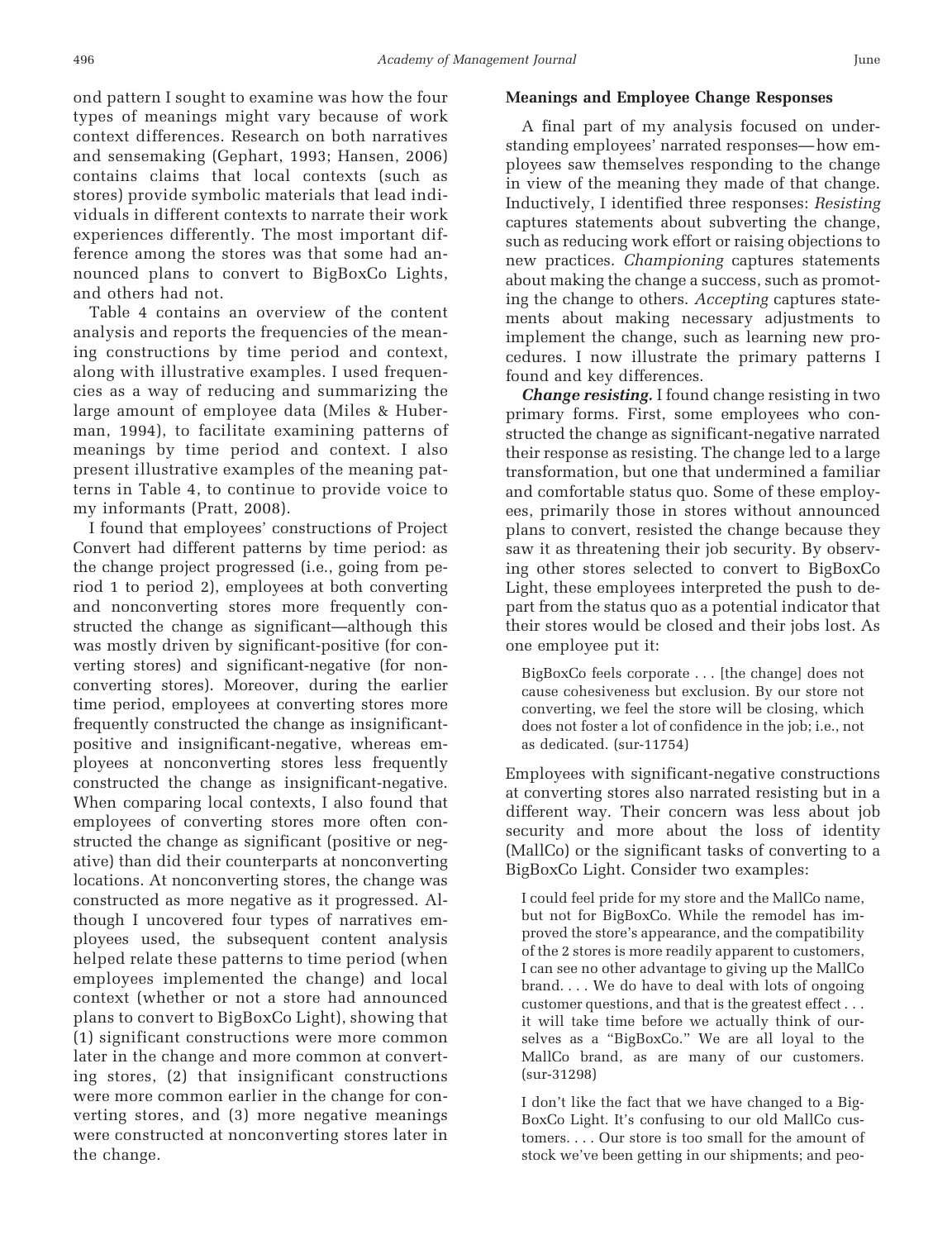ond pattern I sought to examine was how the four types of meanings might vary because of work context differences. Research on both narratives and sensemaking (Gephart, 1993; Hansen, 2006) contains claims that local contexts (such as stores) provide symbolic materials that lead individuals in different contexts to narrate their work experiences differently. The most important difference among the stores was that some had announced plans to convert to BigBoxCo Lights, and others had not.

Table 4 contains an overview of the content analysis and reports the frequencies of the meaning constructions by time period and context, along with illustrative examples. I used frequencies as a way of reducing and summarizing the large amount of employee data (Miles & Huberman, 1994), to facilitate examining patterns of meanings by time period and context. I also present illustrative examples of the meaning patterns in Table 4, to continue to provide voice to my informants (Pratt, 2008).

I found that employees' constructions of Project Convert had different patterns by time period: as the change project progressed (i.e., going from period 1 to period 2), employees at both converting and nonconverting stores more frequently constructed the change as significant—although this was mostly driven by significant-positive (for converting stores) and significant-negative (for nonconverting stores). Moreover, during the earlier time period, employees at converting stores more frequently constructed the change as insignificant-positive and insignificant-negative, whereas employees at nonconverting stores less frequently constructed the change as insignificant-negative. When comparing local contexts, I also found that employees of converting stores more often constructed the change as significant (positive or negative) than did their counterparts at nonconverting locations. At nonconverting stores, the change was constructed as more negative as it progressed. Although I uncovered four types of narratives employees used, the subsequent content analysis helped relate these patterns to time period (when employees implemented the change) and local context (whether or not a store had announced plans to convert to BigBoxCo Light), showing that (1) significant constructions were more common later in the change and more common at converting stores, (2) that insignificant constructions were more common earlier in the change for converting stores, and (3) more negative meanings were constructed at nonconverting stores later in the change.

### Meanings and Employee Change Responses

A final part of my analysis focused on understanding employees' narrated responses—how employees saw themselves responding to the change in view of the meaning they made of that change. Inductively, I identified three responses: *Resisting* captures statements about subverting the change, such as reducing work effort or raising objections to new practices. *Championing* captures statements about making the change a success, such as promoting the change to others. *Accepting* captures statements about making necessary adjustments to implement the change, such as learning new procedures. I now illustrate the primary patterns I found and key differences.

***Change resisting.*** I found change resisting in two primary forms. First, some employees who constructed the change as significant-negative narrated their response as resisting. The change led to a large transformation, but one that undermined a familiar and comfortable status quo. Some of these employees, primarily those in stores without announced plans to convert, resisted the change because they saw it as threatening their job security. By observing other stores selected to convert to BigBoxCo Light, these employees interpreted the push to depart from the status quo as a potential indicator that their stores would be closed and their jobs lost. As one employee put it:

> BigBoxCo feels corporate . . . [the change] does not cause cohesiveness but exclusion. By our store not converting, we feel the store will be closing, which does not foster a lot of confidence in the job; i.e., not as dedicated. (sur-11754)

Employees with significant-negative constructions at converting stores also narrated resisting but in a different way. Their concern was less about job security and more about the loss of identity (MallCo) or the significant tasks of converting to a BigBoxCo Light. Consider two examples:

> I could feel pride for my store and the MallCo name, but not for BigBoxCo. While the remodel has improved the store's appearance, and the compatibility of the 2 stores is more readily apparent to customers, I can see no other advantage to giving up the MallCo brand. . . . We do have to deal with lots of ongoing customer questions, and that is the greatest effect . . . it will take time before we actually think of ourselves as a "BigBoxCo." We are all loyal to the MallCo brand, as are many of our customers. (sur-31298)

> I don't like the fact that we have changed to a BigBoxCo Light. It's confusing to our old MallCo customers. . . . Our store is too small for the amount of stock we've been getting in our shipments; and peo-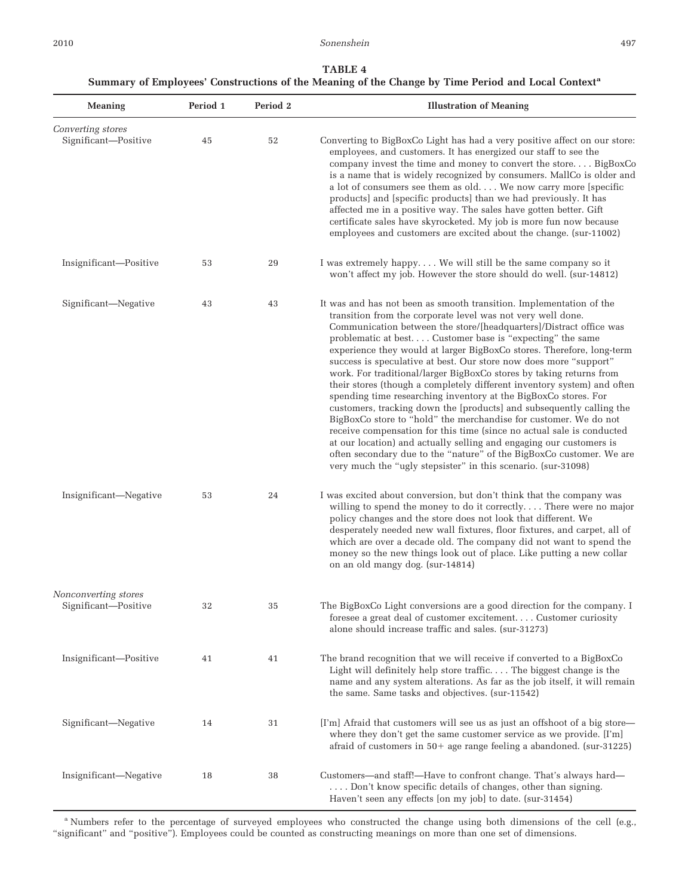**TABLE 4**
**Summary of Employees' Constructions of the Meaning of the Change by Time Period and Local Context[a]**

| Meaning | Period 1 | Period 2 | Illustration of Meaning |
|---|---|---|---|
| *Converting stores* | | | |
| Significant—Positive | 45 | 52 | Converting to BigBoxCo Light has had a very positive affect on our store: employees, and customers. It has energized our staff to see the company invest the time and money to convert the store. . . . BigBoxCo is a name that is widely recognized by consumers. MallCo is older and a lot of consumers see them as old. . . . We now carry more [specific products] and [specific products] than we had previously. It has affected me in a positive way. The sales have gotten better. Gift certificate sales have skyrocketed. My job is more fun now because employees and customers are excited about the change. (sur-11002) |
| Insignificant—Positive | 53 | 29 | I was extremely happy. . . . We will still be the same company so it won't affect my job. However the store should do well. (sur-14812) |
| Significant—Negative | 43 | 43 | It was and has not been as smooth transition. Implementation of the transition from the corporate level was not very well done. Communication between the store/[headquarters]/Distract office was problematic at best. . . . Customer base is "expecting" the same experience they would at larger BigBoxCo stores. Therefore, long-term success is speculative at best. Our store now does more "support" work. For traditional/larger BigBoxCo stores by taking returns from their stores (though a completely different inventory system) and often spending time researching inventory at the BigBoxCo stores. For customers, tracking down the [products] and subsequently calling the BigBoxCo store to "hold" the merchandise for customer. We do not receive compensation for this time (since no actual sale is conducted at our location) and actually selling and engaging our customers is often secondary due to the "nature" of the BigBoxCo customer. We are very much the "ugly stepsister" in this scenario. (sur-31098) |
| Insignificant—Negative | 53 | 24 | I was excited about conversion, but don't think that the company was willing to spend the money to do it correctly. . . . There were no major policy changes and the store does not look that different. We desperately needed new wall fixtures, floor fixtures, and carpet, all of which are over a decade old. The company did not want to spend the money so the new things look out of place. Like putting a new collar on an old mangy dog. (sur-14814) |
| *Nonconverting stores* | | | |
| Significant—Positive | 32 | 35 | The BigBoxCo Light conversions are a good direction for the company. I foresee a great deal of customer excitement. . . . Customer curiosity alone should increase traffic and sales. (sur-31273) |
| Insignificant—Positive | 41 | 41 | The brand recognition that we will receive if converted to a BigBoxCo Light will definitely help store traffic. . . . The biggest change is the name and any system alterations. As far as the job itself, it will remain the same. Same tasks and objectives. (sur-11542) |
| Significant—Negative | 14 | 31 | [I'm] Afraid that customers will see us as just an offshoot of a big store—where they don't get the same customer service as we provide. [I'm] afraid of customers in 50+ age range feeling a abandoned. (sur-31225) |
| Insignificant—Negative | 18 | 38 | Customers—and staff!—Have to confront change. That's always hard— . . . . Don't know specific details of changes, other than signing. Haven't seen any effects [on my job] to date. (sur-31454) |

[a] Numbers refer to the percentage of surveyed employees who constructed the change using both dimensions of the cell (e.g., "significant" and "positive"). Employees could be counted as constructing meanings on more than one set of dimensions.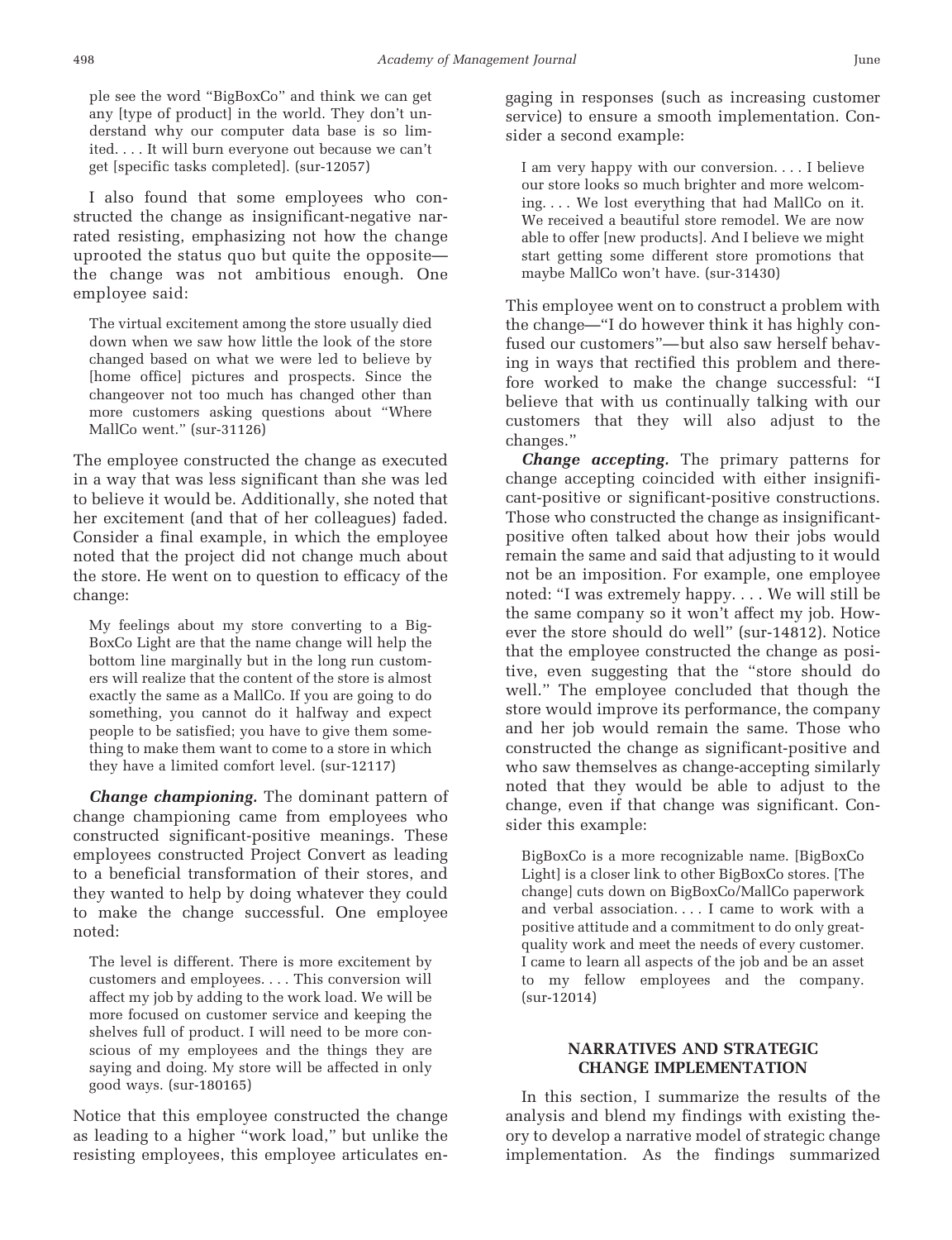ple see the word "BigBoxCo" and think we can get any [type of product] in the world. They don't understand why our computer data base is so limited. . . . It will burn everyone out because we can't get [specific tasks completed]. (sur-12057)

I also found that some employees who constructed the change as insignificant-negative narrated resisting, emphasizing not how the change uprooted the status quo but quite the opposite—the change was not ambitious enough. One employee said:

> The virtual excitement among the store usually died down when we saw how little the look of the store changed based on what we were led to believe by [home office] pictures and prospects. Since the changeover not too much has changed other than more customers asking questions about "Where MallCo went." (sur-31126)

The employee constructed the change as executed in a way that was less significant than she was led to believe it would be. Additionally, she noted that her excitement (and that of her colleagues) faded. Consider a final example, in which the employee noted that the project did not change much about the store. He went on to question to efficacy of the change:

> My feelings about my store converting to a BigBoxCo Light are that the name change will help the bottom line marginally but in the long run customers will realize that the content of the store is almost exactly the same as a MallCo. If you are going to do something, you cannot do it halfway and expect people to be satisfied; you have to give them something to make them want to come to a store in which they have a limited comfort level. (sur-12117)

***Change championing.*** The dominant pattern of change championing came from employees who constructed significant-positive meanings. These employees constructed Project Convert as leading to a beneficial transformation of their stores, and they wanted to help by doing whatever they could to make the change successful. One employee noted:

> The level is different. There is more excitement by customers and employees. . . . This conversion will affect my job by adding to the work load. We will be more focused on customer service and keeping the shelves full of product. I will need to be more conscious of my employees and the things they are saying and doing. My store will be affected in only good ways. (sur-180165)

Notice that this employee constructed the change as leading to a higher "work load," but unlike the resisting employees, this employee articulates engaging in responses (such as increasing customer service) to ensure a smooth implementation. Consider a second example:

> I am very happy with our conversion. . . . I believe our store looks so much brighter and more welcoming. . . . We lost everything that had MallCo on it. We received a beautiful store remodel. We are now able to offer [new products]. And I believe we might start getting some different store promotions that maybe MallCo won't have. (sur-31430)

This employee went on to construct a problem with the change—"I do however think it has highly confused our customers"—but also saw herself behaving in ways that rectified this problem and therefore worked to make the change successful: "I believe that with us continually talking with our customers that they will also adjust to the changes."

***Change accepting.*** The primary patterns for change accepting coincided with either insignificant-positive or significant-positive constructions. Those who constructed the change as insignificant-positive often talked about how their jobs would remain the same and said that adjusting to it would not be an imposition. For example, one employee noted: "I was extremely happy. . . . We will still be the same company so it won't affect my job. However the store should do well" (sur-14812). Notice that the employee constructed the change as positive, even suggesting that the "store should do well." The employee concluded that though the store would improve its performance, the company and her job would remain the same. Those who constructed the change as significant-positive and who saw themselves as change-accepting similarly noted that they would be able to adjust to the change, even if that change was significant. Consider this example:

> BigBoxCo is a more recognizable name. [BigBoxCo Light] is a closer link to other BigBoxCo stores. [The change] cuts down on BigBoxCo/MallCo paperwork and verbal association. . . . I came to work with a positive attitude and a commitment to do only great-quality work and meet the needs of every customer. I came to learn all aspects of the job and be an asset to my fellow employees and the company. (sur-12014)

## NARRATIVES AND STRATEGIC CHANGE IMPLEMENTATION

In this section, I summarize the results of the analysis and blend my findings with existing theory to develop a narrative model of strategic change implementation. As the findings summarized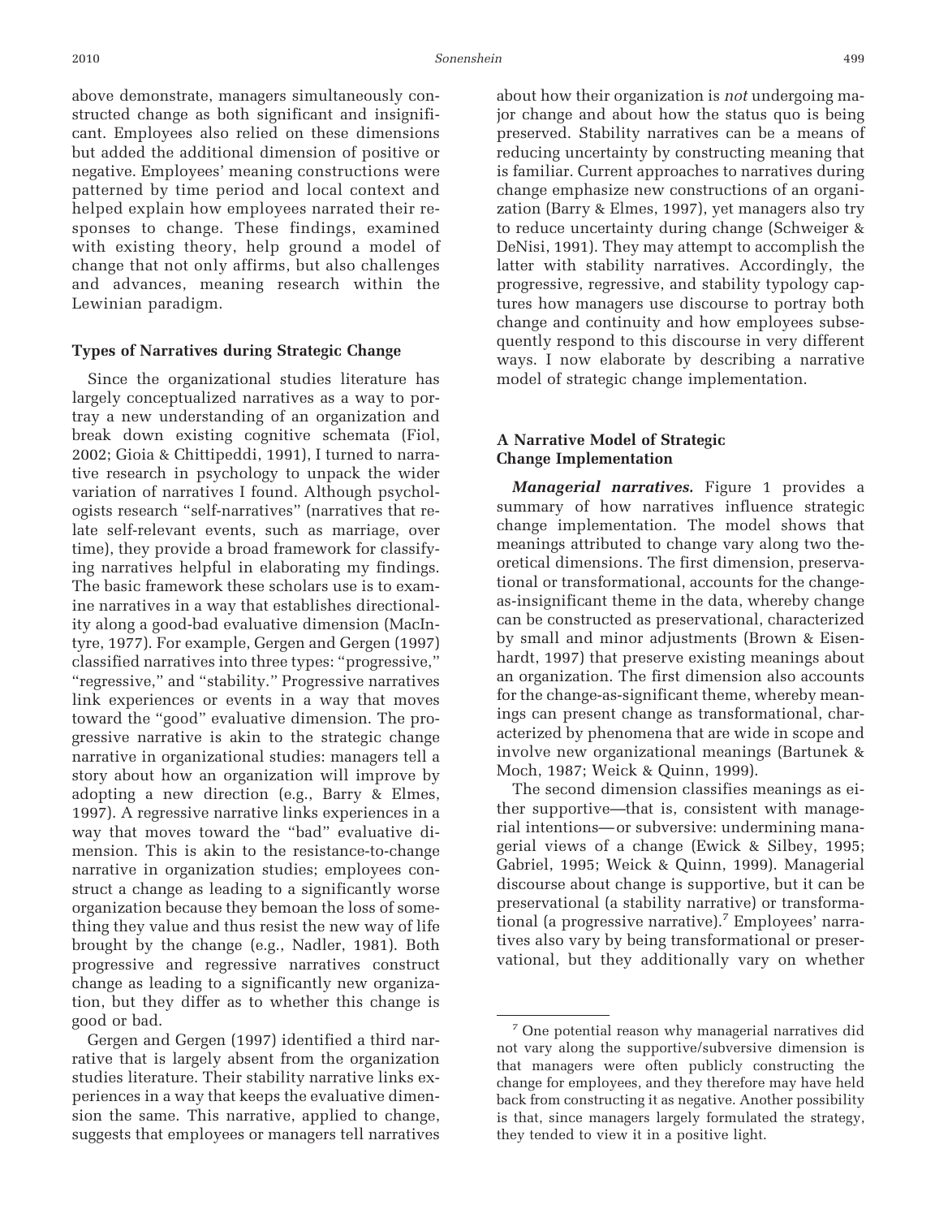above demonstrate, managers simultaneously constructed change as both significant and insignificant. Employees also relied on these dimensions but added the additional dimension of positive or negative. Employees' meaning constructions were patterned by time period and local context and helped explain how employees narrated their responses to change. These findings, examined with existing theory, help ground a model of change that not only affirms, but also challenges and advances, meaning research within the Lewinian paradigm.

### Types of Narratives during Strategic Change

Since the organizational studies literature has largely conceptualized narratives as a way to portray a new understanding of an organization and break down existing cognitive schemata (Fiol, 2002; Gioia & Chittipeddi, 1991), I turned to narrative research in psychology to unpack the wider variation of narratives I found. Although psychologists research "self-narratives" (narratives that relate self-relevant events, such as marriage, over time), they provide a broad framework for classifying narratives helpful in elaborating my findings. The basic framework these scholars use is to examine narratives in a way that establishes directionality along a good-bad evaluative dimension (MacIntyre, 1977). For example, Gergen and Gergen (1997) classified narratives into three types: "progressive," "regressive," and "stability." Progressive narratives link experiences or events in a way that moves toward the "good" evaluative dimension. The progressive narrative is akin to the strategic change narrative in organizational studies: managers tell a story about how an organization will improve by adopting a new direction (e.g., Barry & Elmes, 1997). A regressive narrative links experiences in a way that moves toward the "bad" evaluative dimension. This is akin to the resistance-to-change narrative in organization studies; employees construct a change as leading to a significantly worse organization because they bemoan the loss of something they value and thus resist the new way of life brought by the change (e.g., Nadler, 1981). Both progressive and regressive narratives construct change as leading to a significantly new organization, but they differ as to whether this change is good or bad.

Gergen and Gergen (1997) identified a third narrative that is largely absent from the organization studies literature. Their stability narrative links experiences in a way that keeps the evaluative dimension the same. This narrative, applied to change, suggests that employees or managers tell narratives about how their organization is *not* undergoing major change and about how the status quo is being preserved. Stability narratives can be a means of reducing uncertainty by constructing meaning that is familiar. Current approaches to narratives during change emphasize new constructions of an organization (Barry & Elmes, 1997), yet managers also try to reduce uncertainty during change (Schweiger & DeNisi, 1991). They may attempt to accomplish the latter with stability narratives. Accordingly, the progressive, regressive, and stability typology captures how managers use discourse to portray both change and continuity and how employees subsequently respond to this discourse in very different ways. I now elaborate by describing a narrative model of strategic change implementation.

### A Narrative Model of Strategic Change Implementation

***Managerial narratives.*** Figure 1 provides a summary of how narratives influence strategic change implementation. The model shows that meanings attributed to change vary along two theoretical dimensions. The first dimension, preservational or transformational, accounts for the change-as-insignificant theme in the data, whereby change can be constructed as preservational, characterized by small and minor adjustments (Brown & Eisenhardt, 1997) that preserve existing meanings about an organization. The first dimension also accounts for the change-as-significant theme, whereby meanings can present change as transformational, characterized by phenomena that are wide in scope and involve new organizational meanings (Bartunek & Moch, 1987; Weick & Quinn, 1999).

The second dimension classifies meanings as either supportive—that is, consistent with managerial intentions—or subversive: undermining managerial views of a change (Ewick & Silbey, 1995; Gabriel, 1995; Weick & Quinn, 1999). Managerial discourse about change is supportive, but it can be preservational (a stability narrative) or transformational (a progressive narrative).[7] Employees' narratives also vary by being transformational or preservational, but they additionally vary on whether

[7] One potential reason why managerial narratives did not vary along the supportive/subversive dimension is that managers were often publicly constructing the change for employees, and they therefore may have held back from constructing it as negative. Another possibility is that, since managers largely formulated the strategy, they tended to view it in a positive light.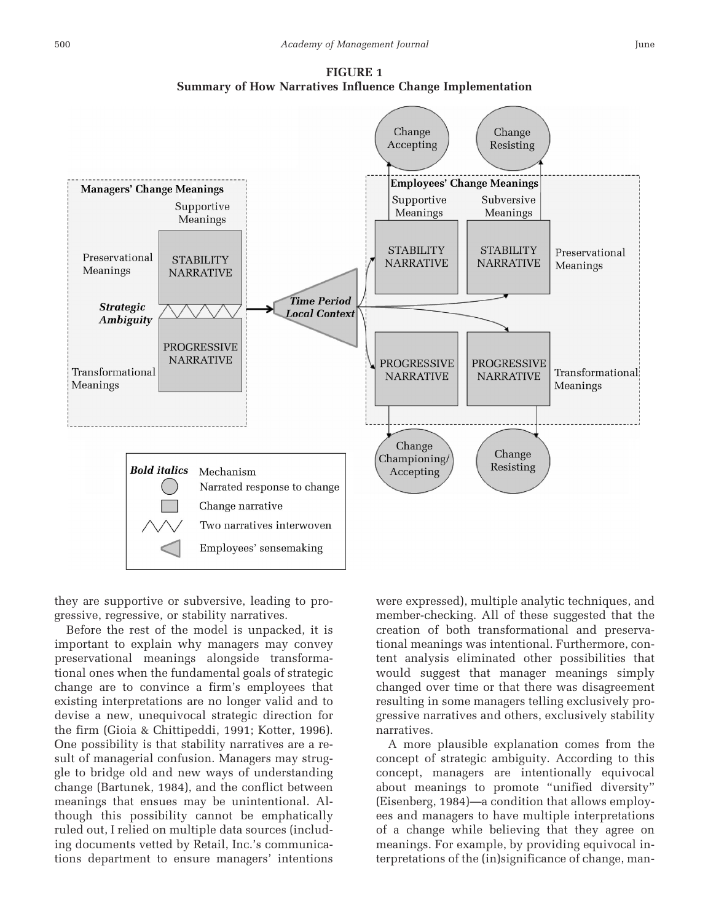**FIGURE 1**
**Summary of How Narratives Influence Change Implementation**

Managers' Change Meanings

Supportive Meanings

Preservational Meanings

STABILITY NARRATIVE

***Strategic Ambiguity***

PROGRESSIVE NARRATIVE

Transformational Meanings

***Time Period Local Context***

Change Accepting

Change Resisting

Employees' Change Meanings

Supportive Meanings

Subversive Meanings

STABILITY NARRATIVE

STABILITY NARRATIVE

Preservational Meanings

PROGRESSIVE NARRATIVE

PROGRESSIVE NARRATIVE

Transformational Meanings

Change Championing/ Accepting

Change Resisting

***Bold italics*** Mechanism

Narrated response to change

Change narrative

Two narratives interwoven

Employees' sensemaking

they are supportive or subversive, leading to progressive, regressive, or stability narratives.

Before the rest of the model is unpacked, it is important to explain why managers may convey preservational meanings alongside transformational ones when the fundamental goals of strategic change are to convince a firm's employees that existing interpretations are no longer valid and to devise a new, unequivocal strategic direction for the firm (Gioia & Chittipeddi, 1991; Kotter, 1996). One possibility is that stability narratives are a result of managerial confusion. Managers may struggle to bridge old and new ways of understanding change (Bartunek, 1984), and the conflict between meanings that ensues may be unintentional. Although this possibility cannot be emphatically ruled out, I relied on multiple data sources (including documents vetted by Retail, Inc.'s communications department to ensure managers' intentions were expressed), multiple analytic techniques, and member-checking. All of these suggested that the creation of both transformational and preservational meanings was intentional. Furthermore, content analysis eliminated other possibilities that would suggest that manager meanings simply changed over time or that there was disagreement resulting in some managers telling exclusively progressive narratives and others, exclusively stability narratives.

A more plausible explanation comes from the concept of strategic ambiguity. According to this concept, managers are intentionally equivocal about meanings to promote "unified diversity" (Eisenberg, 1984)—a condition that allows employees and managers to have multiple interpretations of a change while believing that they agree on meanings. For example, by providing equivocal interpretations of the (in)significance of change, man-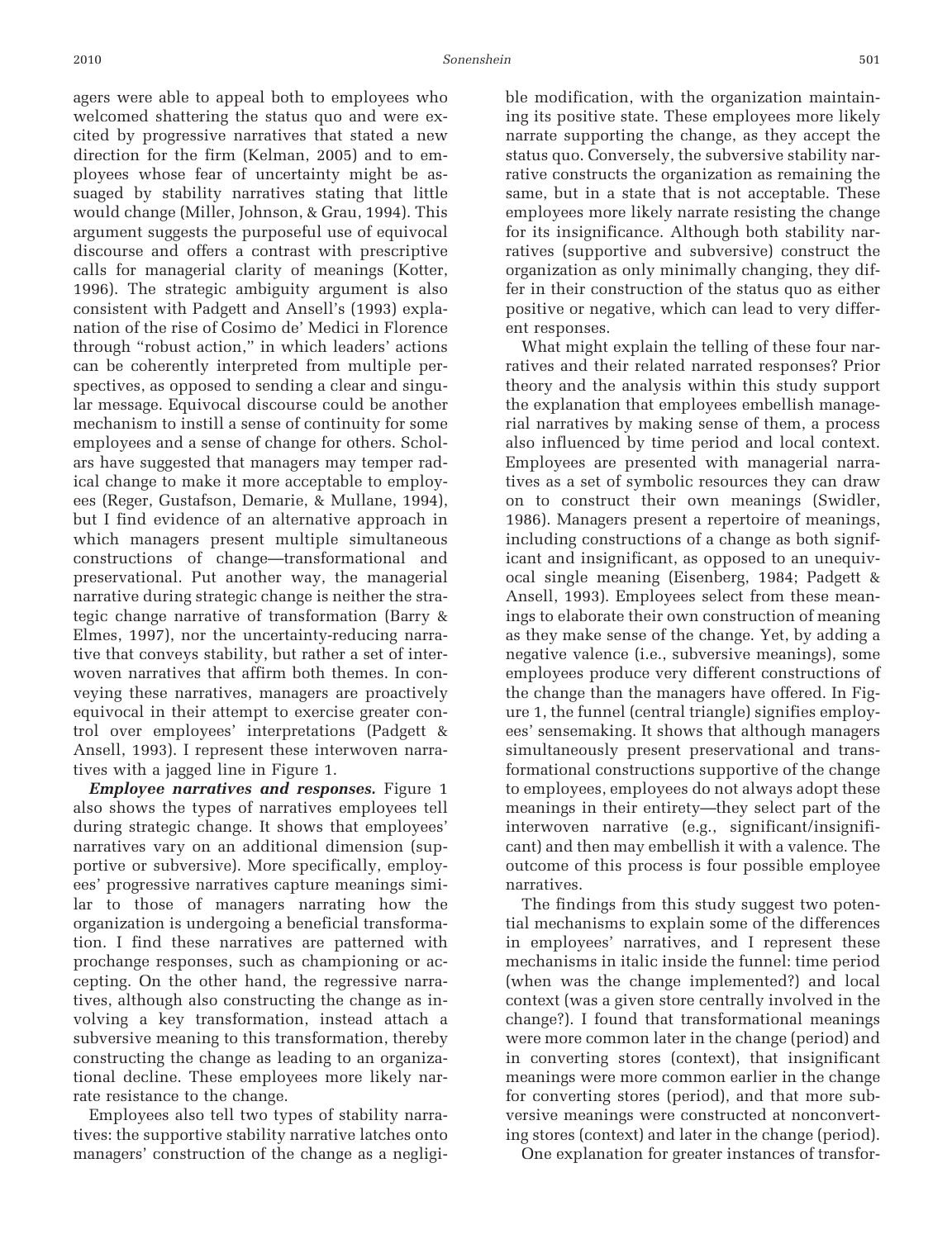agers were able to appeal both to employees who welcomed shattering the status quo and were excited by progressive narratives that stated a new direction for the firm (Kelman, 2005) and to employees whose fear of uncertainty might be assuaged by stability narratives stating that little would change (Miller, Johnson, & Grau, 1994). This argument suggests the purposeful use of equivocal discourse and offers a contrast with prescriptive calls for managerial clarity of meanings (Kotter, 1996). The strategic ambiguity argument is also consistent with Padgett and Ansell's (1993) explanation of the rise of Cosimo de' Medici in Florence through "robust action," in which leaders' actions can be coherently interpreted from multiple perspectives, as opposed to sending a clear and singular message. Equivocal discourse could be another mechanism to instill a sense of continuity for some employees and a sense of change for others. Scholars have suggested that managers may temper radical change to make it more acceptable to employees (Reger, Gustafson, Demarie, & Mullane, 1994), but I find evidence of an alternative approach in which managers present multiple simultaneous constructions of change—transformational and preservational. Put another way, the managerial narrative during strategic change is neither the strategic change narrative of transformation (Barry & Elmes, 1997), nor the uncertainty-reducing narrative that conveys stability, but rather a set of interwoven narratives that affirm both themes. In conveying these narratives, managers are proactively equivocal in their attempt to exercise greater control over employees' interpretations (Padgett & Ansell, 1993). I represent these interwoven narratives with a jagged line in Figure 1.

***Employee narratives and responses.*** Figure 1 also shows the types of narratives employees tell during strategic change. It shows that employees' narratives vary on an additional dimension (supportive or subversive). More specifically, employees' progressive narratives capture meanings similar to those of managers narrating how the organization is undergoing a beneficial transformation. I find these narratives are patterned with prochange responses, such as championing or accepting. On the other hand, the regressive narratives, although also constructing the change as involving a key transformation, instead attach a subversive meaning to this transformation, thereby constructing the change as leading to an organizational decline. These employees more likely narrate resistance to the change.

Employees also tell two types of stability narratives: the supportive stability narrative latches onto managers' construction of the change as a negligible modification, with the organization maintaining its positive state. These employees more likely narrate supporting the change, as they accept the status quo. Conversely, the subversive stability narrative constructs the organization as remaining the same, but in a state that is not acceptable. These employees more likely narrate resisting the change for its insignificance. Although both stability narratives (supportive and subversive) construct the organization as only minimally changing, they differ in their construction of the status quo as either positive or negative, which can lead to very different responses.

What might explain the telling of these four narratives and their related narrated responses? Prior theory and the analysis within this study support the explanation that employees embellish managerial narratives by making sense of them, a process also influenced by time period and local context. Employees are presented with managerial narratives as a set of symbolic resources they can draw on to construct their own meanings (Swidler, 1986). Managers present a repertoire of meanings, including constructions of a change as both significant and insignificant, as opposed to an unequivocal single meaning (Eisenberg, 1984; Padgett & Ansell, 1993). Employees select from these meanings to elaborate their own construction of meaning as they make sense of the change. Yet, by adding a negative valence (i.e., subversive meanings), some employees produce very different constructions of the change than the managers have offered. In Figure 1, the funnel (central triangle) signifies employees' sensemaking. It shows that although managers simultaneously present preservational and transformational constructions supportive of the change to employees, employees do not always adopt these meanings in their entirety—they select part of the interwoven narrative (e.g., significant/insignificant) and then may embellish it with a valence. The outcome of this process is four possible employee narratives.

The findings from this study suggest two potential mechanisms to explain some of the differences in employees' narratives, and I represent these mechanisms in italic inside the funnel: time period (when was the change implemented?) and local context (was a given store centrally involved in the change?). I found that transformational meanings were more common later in the change (period) and in converting stores (context), that insignificant meanings were more common earlier in the change for converting stores (period), and that more subversive meanings were constructed at nonconverting stores (context) and later in the change (period).

One explanation for greater instances of transfor-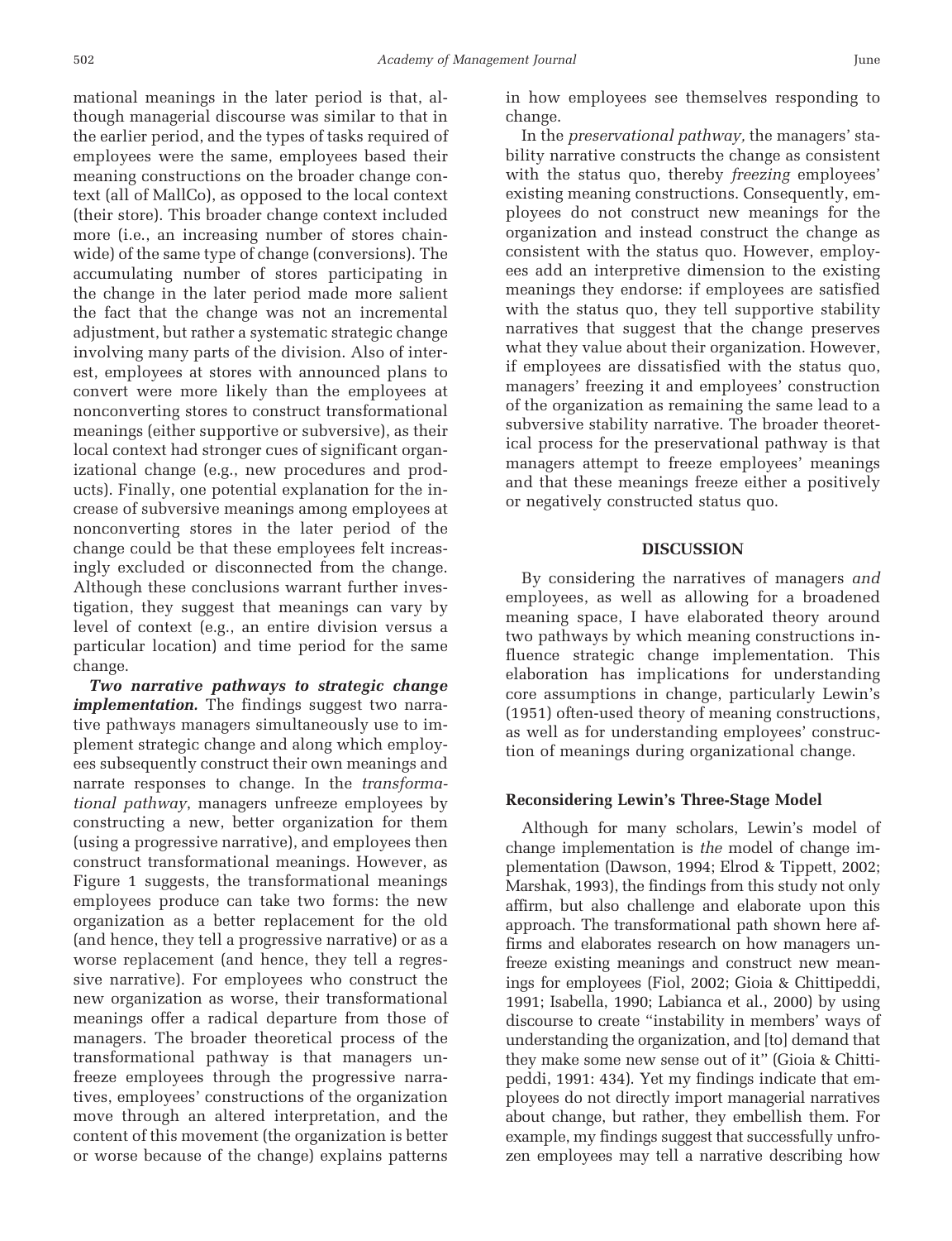mational meanings in the later period is that, although managerial discourse was similar to that in the earlier period, and the types of tasks required of employees were the same, employees based their meaning constructions on the broader change context (all of MallCo), as opposed to the local context (their store). This broader change context included more (i.e., an increasing number of stores chainwide) of the same type of change (conversions). The accumulating number of stores participating in the change in the later period made more salient the fact that the change was not an incremental adjustment, but rather a systematic strategic change involving many parts of the division. Also of interest, employees at stores with announced plans to convert were more likely than the employees at nonconverting stores to construct transformational meanings (either supportive or subversive), as their local context had stronger cues of significant organizational change (e.g., new procedures and products). Finally, one potential explanation for the increase of subversive meanings among employees at nonconverting stores in the later period of the change could be that these employees felt increasingly excluded or disconnected from the change. Although these conclusions warrant further investigation, they suggest that meanings can vary by level of context (e.g., an entire division versus a particular location) and time period for the same change.

***Two narrative pathways to strategic change implementation.*** The findings suggest two narrative pathways managers simultaneously use to implement strategic change and along which employees subsequently construct their own meanings and narrate responses to change. In the *transformational pathway*, managers unfreeze employees by constructing a new, better organization for them (using a progressive narrative), and employees then construct transformational meanings. However, as Figure 1 suggests, the transformational meanings employees produce can take two forms: the new organization as a better replacement for the old (and hence, they tell a progressive narrative) or as a worse replacement (and hence, they tell a regressive narrative). For employees who construct the new organization as worse, their transformational meanings offer a radical departure from those of managers. The broader theoretical process of the transformational pathway is that managers unfreeze employees through the progressive narratives, employees' constructions of the organization move through an altered interpretation, and the content of this movement (the organization is better or worse because of the change) explains patterns in how employees see themselves responding to change.

In the *preservational pathway,* the managers' stability narrative constructs the change as consistent with the status quo, thereby *freezing* employees' existing meaning constructions. Consequently, employees do not construct new meanings for the organization and instead construct the change as consistent with the status quo. However, employees add an interpretive dimension to the existing meanings they endorse: if employees are satisfied with the status quo, they tell supportive stability narratives that suggest that the change preserves what they value about their organization. However, if employees are dissatisfied with the status quo, managers' freezing it and employees' construction of the organization as remaining the same lead to a subversive stability narrative. The broader theoretical process for the preservational pathway is that managers attempt to freeze employees' meanings and that these meanings freeze either a positively or negatively constructed status quo.

## DISCUSSION

By considering the narratives of managers *and* employees, as well as allowing for a broadened meaning space, I have elaborated theory around two pathways by which meaning constructions influence strategic change implementation. This elaboration has implications for understanding core assumptions in change, particularly Lewin's (1951) often-used theory of meaning constructions, as well as for understanding employees' construction of meanings during organizational change.

### Reconsidering Lewin's Three-Stage Model

Although for many scholars, Lewin's model of change implementation is *the* model of change implementation (Dawson, 1994; Elrod & Tippett, 2002; Marshak, 1993), the findings from this study not only affirm, but also challenge and elaborate upon this approach. The transformational path shown here affirms and elaborates research on how managers unfreeze existing meanings and construct new meanings for employees (Fiol, 2002; Gioia & Chittipeddi, 1991; Isabella, 1990; Labianca et al., 2000) by using discourse to create "instability in members' ways of understanding the organization, and [to] demand that they make some new sense out of it" (Gioia & Chittipeddi, 1991: 434). Yet my findings indicate that employees do not directly import managerial narratives about change, but rather, they embellish them. For example, my findings suggest that successfully unfrozen employees may tell a narrative describing how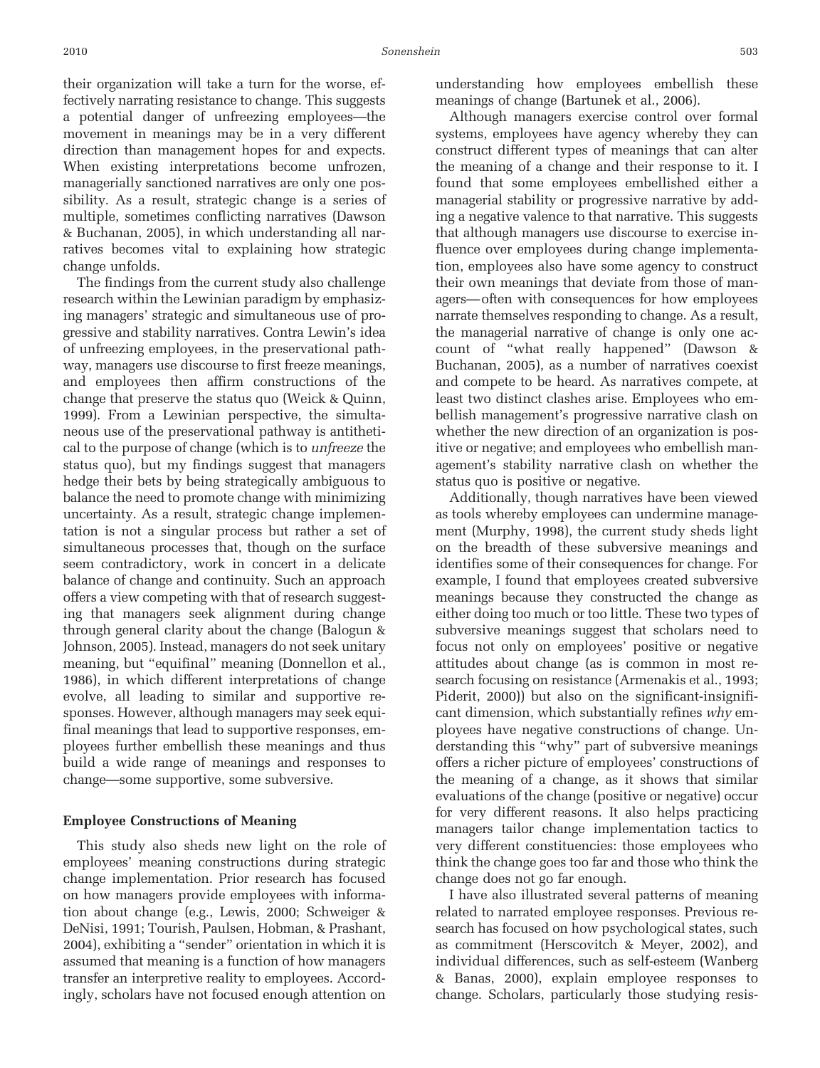their organization will take a turn for the worse, effectively narrating resistance to change. This suggests a potential danger of unfreezing employees—the movement in meanings may be in a very different direction than management hopes for and expects. When existing interpretations become unfrozen, managerially sanctioned narratives are only one possibility. As a result, strategic change is a series of multiple, sometimes conflicting narratives (Dawson & Buchanan, 2005), in which understanding all narratives becomes vital to explaining how strategic change unfolds.

The findings from the current study also challenge research within the Lewinian paradigm by emphasizing managers' strategic and simultaneous use of progressive and stability narratives. Contra Lewin's idea of unfreezing employees, in the preservational pathway, managers use discourse to first freeze meanings, and employees then affirm constructions of the change that preserve the status quo (Weick & Quinn, 1999). From a Lewinian perspective, the simultaneous use of the preservational pathway is antithetical to the purpose of change (which is to *unfreeze* the status quo), but my findings suggest that managers hedge their bets by being strategically ambiguous to balance the need to promote change with minimizing uncertainty. As a result, strategic change implementation is not a singular process but rather a set of simultaneous processes that, though on the surface seem contradictory, work in concert in a delicate balance of change and continuity. Such an approach offers a view competing with that of research suggesting that managers seek alignment during change through general clarity about the change (Balogun & Johnson, 2005). Instead, managers do not seek unitary meaning, but "equifinal" meaning (Donnellon et al., 1986), in which different interpretations of change evolve, all leading to similar and supportive responses. However, although managers may seek equifinal meanings that lead to supportive responses, employees further embellish these meanings and thus build a wide range of meanings and responses to change—some supportive, some subversive.

### Employee Constructions of Meaning

This study also sheds new light on the role of employees' meaning constructions during strategic change implementation. Prior research has focused on how managers provide employees with information about change (e.g., Lewis, 2000; Schweiger & DeNisi, 1991; Tourish, Paulsen, Hobman, & Prashant, 2004), exhibiting a "sender" orientation in which it is assumed that meaning is a function of how managers transfer an interpretive reality to employees. Accordingly, scholars have not focused enough attention on understanding how employees embellish these meanings of change (Bartunek et al., 2006).

Although managers exercise control over formal systems, employees have agency whereby they can construct different types of meanings that can alter the meaning of a change and their response to it. I found that some employees embellished either a managerial stability or progressive narrative by adding a negative valence to that narrative. This suggests that although managers use discourse to exercise influence over employees during change implementation, employees also have some agency to construct their own meanings that deviate from those of managers—often with consequences for how employees narrate themselves responding to change. As a result, the managerial narrative of change is only one account of "what really happened" (Dawson & Buchanan, 2005), as a number of narratives coexist and compete to be heard. As narratives compete, at least two distinct clashes arise. Employees who embellish management's progressive narrative clash on whether the new direction of an organization is positive or negative; and employees who embellish management's stability narrative clash on whether the status quo is positive or negative.

Additionally, though narratives have been viewed as tools whereby employees can undermine management (Murphy, 1998), the current study sheds light on the breadth of these subversive meanings and identifies some of their consequences for change. For example, I found that employees created subversive meanings because they constructed the change as either doing too much or too little. These two types of subversive meanings suggest that scholars need to focus not only on employees' positive or negative attitudes about change (as is common in most research focusing on resistance (Armenakis et al., 1993; Piderit, 2000)) but also on the significant-insignificant dimension, which substantially refines *why* employees have negative constructions of change. Understanding this "why" part of subversive meanings offers a richer picture of employees' constructions of the meaning of a change, as it shows that similar evaluations of the change (positive or negative) occur for very different reasons. It also helps practicing managers tailor change implementation tactics to very different constituencies: those employees who think the change goes too far and those who think the change does not go far enough.

I have also illustrated several patterns of meaning related to narrated employee responses. Previous research has focused on how psychological states, such as commitment (Herscovitch & Meyer, 2002), and individual differences, such as self-esteem (Wanberg & Banas, 2000), explain employee responses to change. Scholars, particularly those studying resis-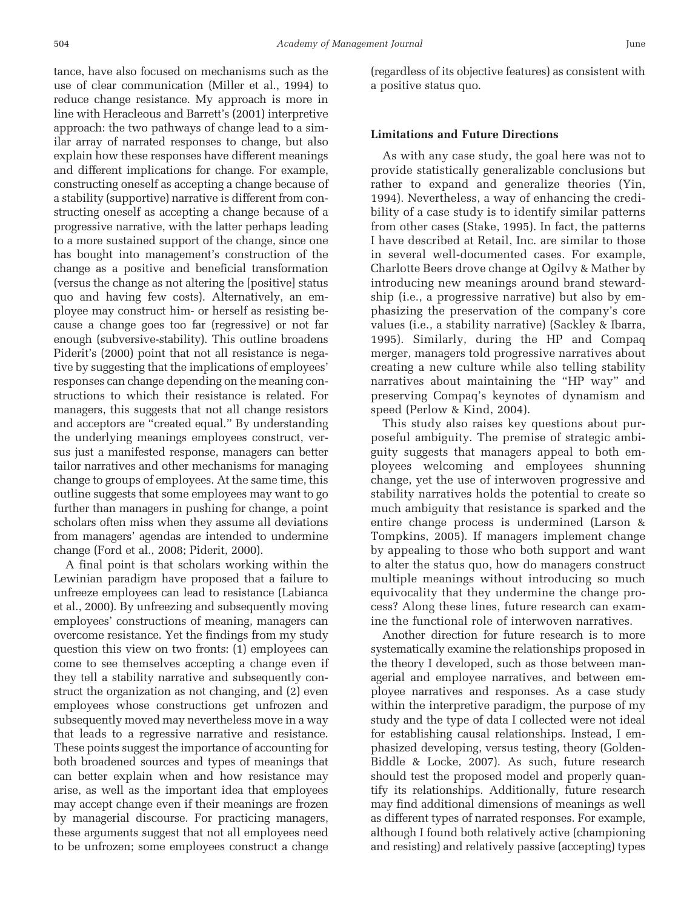tance, have also focused on mechanisms such as the use of clear communication (Miller et al., 1994) to reduce change resistance. My approach is more in line with Heracleous and Barrett's (2001) interpretive approach: the two pathways of change lead to a similar array of narrated responses to change, but also explain how these responses have different meanings and different implications for change. For example, constructing oneself as accepting a change because of a stability (supportive) narrative is different from constructing oneself as accepting a change because of a progressive narrative, with the latter perhaps leading to a more sustained support of the change, since one has bought into management's construction of the change as a positive and beneficial transformation (versus the change as not altering the [positive] status quo and having few costs). Alternatively, an employee may construct him- or herself as resisting because a change goes too far (regressive) or not far enough (subversive-stability). This outline broadens Piderit's (2000) point that not all resistance is negative by suggesting that the implications of employees' responses can change depending on the meaning constructions to which their resistance is related. For managers, this suggests that not all change resistors and acceptors are "created equal." By understanding the underlying meanings employees construct, versus just a manifested response, managers can better tailor narratives and other mechanisms for managing change to groups of employees. At the same time, this outline suggests that some employees may want to go further than managers in pushing for change, a point scholars often miss when they assume all deviations from managers' agendas are intended to undermine change (Ford et al., 2008; Piderit, 2000).

A final point is that scholars working within the Lewinian paradigm have proposed that a failure to unfreeze employees can lead to resistance (Labianca et al., 2000). By unfreezing and subsequently moving employees' constructions of meaning, managers can overcome resistance. Yet the findings from my study question this view on two fronts: (1) employees can come to see themselves accepting a change even if they tell a stability narrative and subsequently construct the organization as not changing, and (2) even employees whose constructions get unfrozen and subsequently moved may nevertheless move in a way that leads to a regressive narrative and resistance. These points suggest the importance of accounting for both broadened sources and types of meanings that can better explain when and how resistance may arise, as well as the important idea that employees may accept change even if their meanings are frozen by managerial discourse. For practicing managers, these arguments suggest that not all employees need to be unfrozen; some employees construct a change (regardless of its objective features) as consistent with a positive status quo.

### Limitations and Future Directions

As with any case study, the goal here was not to provide statistically generalizable conclusions but rather to expand and generalize theories (Yin, 1994). Nevertheless, a way of enhancing the credibility of a case study is to identify similar patterns from other cases (Stake, 1995). In fact, the patterns I have described at Retail, Inc. are similar to those in several well-documented cases. For example, Charlotte Beers drove change at Ogilvy & Mather by introducing new meanings around brand stewardship (i.e., a progressive narrative) but also by emphasizing the preservation of the company's core values (i.e., a stability narrative) (Sackley & Ibarra, 1995). Similarly, during the HP and Compaq merger, managers told progressive narratives about creating a new culture while also telling stability narratives about maintaining the "HP way" and preserving Compaq's keynotes of dynamism and speed (Perlow & Kind, 2004).

This study also raises key questions about purposeful ambiguity. The premise of strategic ambiguity suggests that managers appeal to both employees welcoming and employees shunning change, yet the use of interwoven progressive and stability narratives holds the potential to create so much ambiguity that resistance is sparked and the entire change process is undermined (Larson & Tompkins, 2005). If managers implement change by appealing to those who both support and want to alter the status quo, how do managers construct multiple meanings without introducing so much equivocality that they undermine the change process? Along these lines, future research can examine the functional role of interwoven narratives.

Another direction for future research is to more systematically examine the relationships proposed in the theory I developed, such as those between managerial and employee narratives, and between employee narratives and responses. As a case study within the interpretive paradigm, the purpose of my study and the type of data I collected were not ideal for establishing causal relationships. Instead, I emphasized developing, versus testing, theory (Golden-Biddle & Locke, 2007). As such, future research should test the proposed model and properly quantify its relationships. Additionally, future research may find additional dimensions of meanings as well as different types of narrated responses. For example, although I found both relatively active (championing and resisting) and relatively passive (accepting) types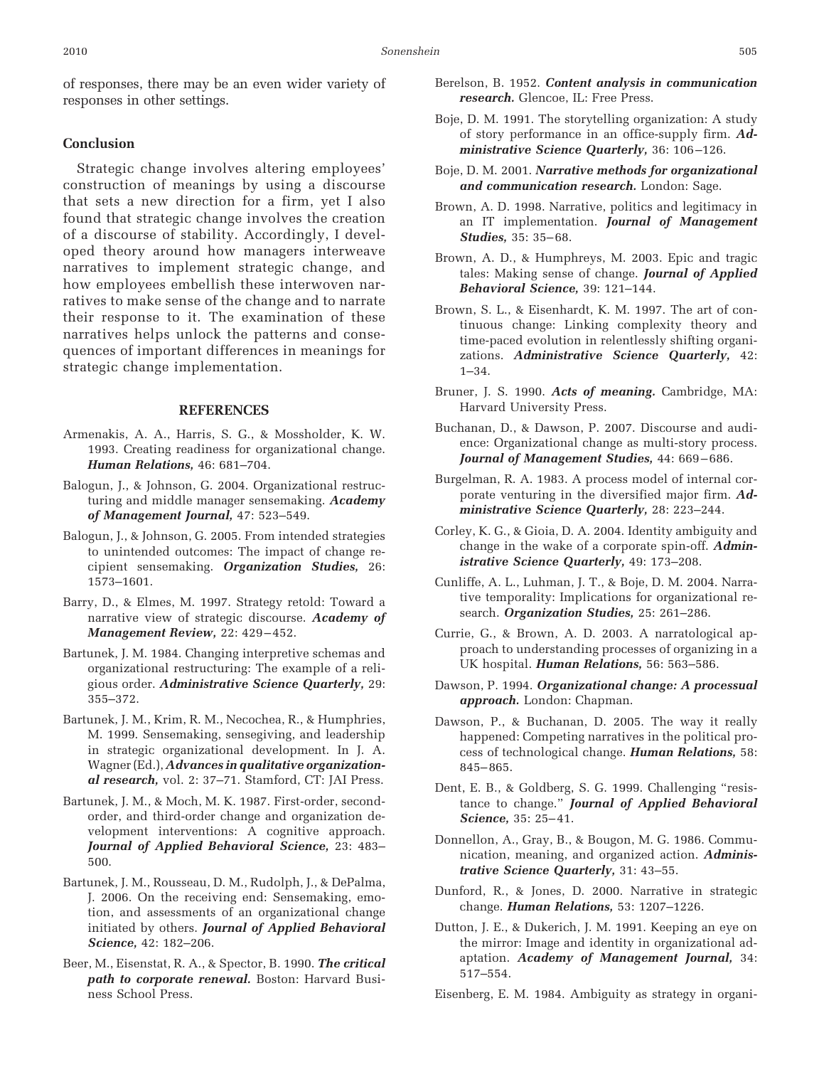of responses, there may be an even wider variety of responses in other settings.

### Conclusion

Strategic change involves altering employees' construction of meanings by using a discourse that sets a new direction for a firm, yet I also found that strategic change involves the creation of a discourse of stability. Accordingly, I developed theory around how managers interweave narratives to implement strategic change, and how employees embellish these interwoven narratives to make sense of the change and to narrate their response to it. The examination of these narratives helps unlock the patterns and consequences of important differences in meanings for strategic change implementation.

## REFERENCES

Armenakis, A. A., Harris, S. G., & Mossholder, K. W. 1993. Creating readiness for organizational change. ***Human Relations,*** 46: 681–704.

Balogun, J., & Johnson, G. 2004. Organizational restructuring and middle manager sensemaking. ***Academy of Management Journal,*** 47: 523–549.

Balogun, J., & Johnson, G. 2005. From intended strategies to unintended outcomes: The impact of change recipient sensemaking. ***Organization Studies,*** 26: 1573–1601.

Barry, D., & Elmes, M. 1997. Strategy retold: Toward a narrative view of strategic discourse. ***Academy of Management Review,*** 22: 429–452.

Bartunek, J. M. 1984. Changing interpretive schemas and organizational restructuring: The example of a religious order. ***Administrative Science Quarterly,*** 29: 355–372.

Bartunek, J. M., Krim, R. M., Necochea, R., & Humphries, M. 1999. Sensemaking, sensegiving, and leadership in strategic organizational development. In J. A. Wagner (Ed.), ***Advances in qualitative organizational research,*** vol. 2: 37–71. Stamford, CT: JAI Press.

Bartunek, J. M., & Moch, M. K. 1987. First-order, second-order, and third-order change and organization development interventions: A cognitive approach. ***Journal of Applied Behavioral Science,*** 23: 483–500.

Bartunek, J. M., Rousseau, D. M., Rudolph, J., & DePalma, J. 2006. On the receiving end: Sensemaking, emotion, and assessments of an organizational change initiated by others. ***Journal of Applied Behavioral Science,*** 42: 182–206.

Beer, M., Eisenstat, R. A., & Spector, B. 1990. ***The critical path to corporate renewal.*** Boston: Harvard Business School Press.

Berelson, B. 1952. ***Content analysis in communication research.*** Glencoe, IL: Free Press.

Boje, D. M. 1991. The storytelling organization: A study of story performance in an office-supply firm. ***Administrative Science Quarterly,*** 36: 106–126.

Boje, D. M. 2001. ***Narrative methods for organizational and communication research.*** London: Sage.

Brown, A. D. 1998. Narrative, politics and legitimacy in an IT implementation. ***Journal of Management Studies,*** 35: 35–68.

Brown, A. D., & Humphreys, M. 2003. Epic and tragic tales: Making sense of change. ***Journal of Applied Behavioral Science,*** 39: 121–144.

Brown, S. L., & Eisenhardt, K. M. 1997. The art of continuous change: Linking complexity theory and time-paced evolution in relentlessly shifting organizations. ***Administrative Science Quarterly,*** 42: 1–34.

Bruner, J. S. 1990. ***Acts of meaning.*** Cambridge, MA: Harvard University Press.

Buchanan, D., & Dawson, P. 2007. Discourse and audience: Organizational change as multi-story process. ***Journal of Management Studies,*** 44: 669–686.

Burgelman, R. A. 1983. A process model of internal corporate venturing in the diversified major firm. ***Administrative Science Quarterly,*** 28: 223–244.

Corley, K. G., & Gioia, D. A. 2004. Identity ambiguity and change in the wake of a corporate spin-off. ***Administrative Science Quarterly,*** 49: 173–208.

Cunliffe, A. L., Luhman, J. T., & Boje, D. M. 2004. Narrative temporality: Implications for organizational research. ***Organization Studies,*** 25: 261–286.

Currie, G., & Brown, A. D. 2003. A narratological approach to understanding processes of organizing in a UK hospital. ***Human Relations,*** 56: 563–586.

Dawson, P. 1994. ***Organizational change: A processual approach.*** London: Chapman.

Dawson, P., & Buchanan, D. 2005. The way it really happened: Competing narratives in the political process of technological change. ***Human Relations,*** 58: 845–865.

Dent, E. B., & Goldberg, S. G. 1999. Challenging "resistance to change." ***Journal of Applied Behavioral Science,*** 35: 25–41.

Donnellon, A., Gray, B., & Bougon, M. G. 1986. Communication, meaning, and organized action. ***Administrative Science Quarterly,*** 31: 43–55.

Dunford, R., & Jones, D. 2000. Narrative in strategic change. ***Human Relations,*** 53: 1207–1226.

Dutton, J. E., & Dukerich, J. M. 1991. Keeping an eye on the mirror: Image and identity in organizational adaptation. ***Academy of Management Journal,*** 34: 517–554.

Eisenberg, E. M. 1984. Ambiguity as strategy in organi-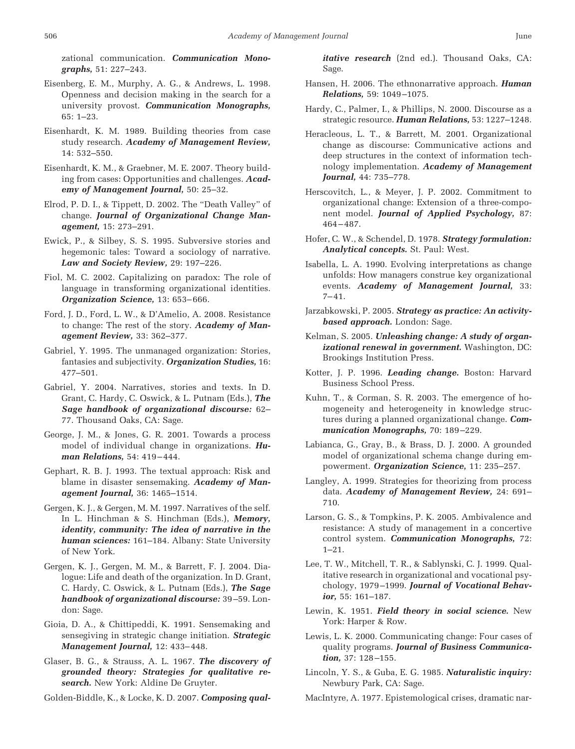zational communication. ***Communication Monographs,*** 51: 227–243.

Eisenberg, E. M., Murphy, A. G., & Andrews, L. 1998. Openness and decision making in the search for a university provost. ***Communication Monographs,*** 65: 1–23.

Eisenhardt, K. M. 1989. Building theories from case study research. ***Academy of Management Review,*** 14: 532–550.

Eisenhardt, K. M., & Graebner, M. E. 2007. Theory building from cases: Opportunities and challenges. ***Academy of Management Journal,*** 50: 25–32.

Elrod, P. D. I., & Tippett, D. 2002. The "Death Valley" of change. ***Journal of Organizational Change Management,*** 15: 273–291.

Ewick, P., & Silbey, S. S. 1995. Subversive stories and hegemonic tales: Toward a sociology of narrative. ***Law and Society Review,*** 29: 197–226.

Fiol, M. C. 2002. Capitalizing on paradox: The role of language in transforming organizational identities. ***Organization Science,*** 13: 653–666.

Ford, J. D., Ford, L. W., & D'Amelio, A. 2008. Resistance to change: The rest of the story. ***Academy of Management Review,*** 33: 362–377.

Gabriel, Y. 1995. The unmanaged organization: Stories, fantasies and subjectivity. ***Organization Studies,*** 16: 477–501.

Gabriel, Y. 2004. Narratives, stories and texts. In D. Grant, C. Hardy, C. Oswick, & L. Putnam (Eds.), ***The Sage handbook of organizational discourse:*** 62–77. Thousand Oaks, CA: Sage.

George, J. M., & Jones, G. R. 2001. Towards a process model of individual change in organizations. ***Human Relations,*** 54: 419–444.

Gephart, R. B. J. 1993. The textual approach: Risk and blame in disaster sensemaking. ***Academy of Management Journal,*** 36: 1465–1514.

Gergen, K. J., & Gergen, M. M. 1997. Narratives of the self. In L. Hinchman & S. Hinchman (Eds.), ***Memory, identity, community: The idea of narrative in the human sciences:*** 161–184. Albany: State University of New York.

Gergen, K. J., Gergen, M. M., & Barrett, F. J. 2004. Dialogue: Life and death of the organization. In D. Grant, C. Hardy, C. Oswick, & L. Putnam (Eds.), ***The Sage handbook of organizational discourse:*** 39–59. London: Sage.

Gioia, D. A., & Chittipeddi, K. 1991. Sensemaking and sensegiving in strategic change initiation. ***Strategic Management Journal,*** 12: 433–448.

Glaser, B. G., & Strauss, A. L. 1967. ***The discovery of grounded theory: Strategies for qualitative research.*** New York: Aldine De Gruyter.

Golden-Biddle, K., & Locke, K. D. 2007. ***Composing qualitative research*** (2nd ed.). Thousand Oaks, CA: Sage.

Hansen, H. 2006. The ethnonarrative approach. ***Human Relations,*** 59: 1049–1075.

Hardy, C., Palmer, I., & Phillips, N. 2000. Discourse as a strategic resource. ***Human Relations,*** 53: 1227–1248.

Heracleous, L. T., & Barrett, M. 2001. Organizational change as discourse: Communicative actions and deep structures in the context of information technology implementation. ***Academy of Management Journal,*** 44: 735–778.

Herscovitch, L., & Meyer, J. P. 2002. Commitment to organizational change: Extension of a three-component model. ***Journal of Applied Psychology,*** 87: 464–487.

Hofer, C. W., & Schendel, D. 1978. ***Strategy formulation: Analytical concepts.*** St. Paul: West.

Isabella, L. A. 1990. Evolving interpretations as change unfolds: How managers construe key organizational events. ***Academy of Management Journal,*** 33: 7–41.

Jarzabkowski, P. 2005. ***Strategy as practice: An activity-based approach.*** London: Sage.

Kelman, S. 2005. ***Unleashing change: A study of organizational renewal in government.*** Washington, DC: Brookings Institution Press.

Kotter, J. P. 1996. ***Leading change.*** Boston: Harvard Business School Press.

Kuhn, T., & Corman, S. R. 2003. The emergence of homogeneity and heterogeneity in knowledge structures during a planned organizational change. ***Communication Monographs,*** 70: 189–229.

Labianca, G., Gray, B., & Brass, D. J. 2000. A grounded model of organizational schema change during empowerment. ***Organization Science,*** 11: 235–257.

Langley, A. 1999. Strategies for theorizing from process data. ***Academy of Management Review,*** 24: 691–710.

Larson, G. S., & Tompkins, P. K. 2005. Ambivalence and resistance: A study of management in a concertive control system. ***Communication Monographs,*** 72: 1–21.

Lee, T. W., Mitchell, T. R., & Sablynski, C. J. 1999. Qualitative research in organizational and vocational psychology, 1979–1999. ***Journal of Vocational Behavior,*** 55: 161–187.

Lewin, K. 1951. ***Field theory in social science.*** New York: Harper & Row.

Lewis, L. K. 2000. Communicating change: Four cases of quality programs. ***Journal of Business Communication,*** 37: 128–155.

Lincoln, Y. S., & Guba, E. G. 1985. ***Naturalistic inquiry:*** Newbury Park, CA: Sage.

MacIntyre, A. 1977. Epistemological crises, dramatic nar-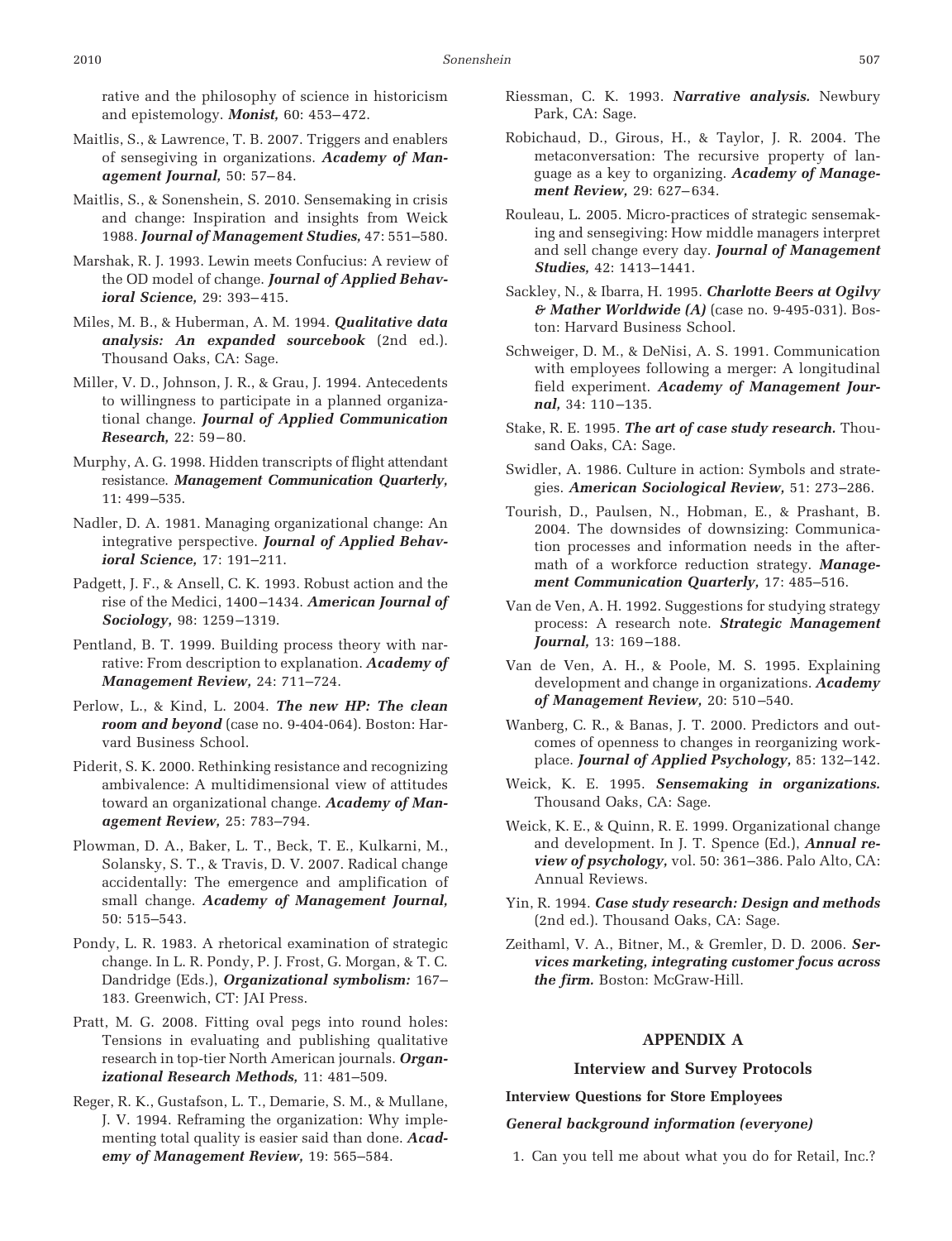rative and the philosophy of science in historicism and epistemology. ***Monist,*** 60: 453–472.

Maitlis, S., & Lawrence, T. B. 2007. Triggers and enablers of sensegiving in organizations. ***Academy of Management Journal,*** 50: 57–84.

Maitlis, S., & Sonenshein, S. 2010. Sensemaking in crisis and change: Inspiration and insights from Weick 1988. ***Journal of Management Studies,*** 47: 551–580.

Marshak, R. J. 1993. Lewin meets Confucius: A review of the OD model of change. ***Journal of Applied Behavioral Science,*** 29: 393–415.

Miles, M. B., & Huberman, A. M. 1994. ***Qualitative data analysis: An expanded sourcebook*** (2nd ed.). Thousand Oaks, CA: Sage.

Miller, V. D., Johnson, J. R., & Grau, J. 1994. Antecedents to willingness to participate in a planned organizational change. ***Journal of Applied Communication Research,*** 22: 59–80.

Murphy, A. G. 1998. Hidden transcripts of flight attendant resistance. ***Management Communication Quarterly,*** 11: 499–535.

Nadler, D. A. 1981. Managing organizational change: An integrative perspective. ***Journal of Applied Behavioral Science,*** 17: 191–211.

Padgett, J. F., & Ansell, C. K. 1993. Robust action and the rise of the Medici, 1400–1434. ***American Journal of Sociology,*** 98: 1259–1319.

Pentland, B. T. 1999. Building process theory with narrative: From description to explanation. ***Academy of Management Review,*** 24: 711–724.

Perlow, L., & Kind, L. 2004. ***The new HP: The clean room and beyond*** (case no. 9-404-064). Boston: Harvard Business School.

Piderit, S. K. 2000. Rethinking resistance and recognizing ambivalence: A multidimensional view of attitudes toward an organizational change. ***Academy of Management Review,*** 25: 783–794.

Plowman, D. A., Baker, L. T., Beck, T. E., Kulkarni, M., Solansky, S. T., & Travis, D. V. 2007. Radical change accidentally: The emergence and amplification of small change. ***Academy of Management Journal,*** 50: 515–543.

Pondy, L. R. 1983. A rhetorical examination of strategic change. In L. R. Pondy, P. J. Frost, G. Morgan, & T. C. Dandridge (Eds.), ***Organizational symbolism:*** 167–183. Greenwich, CT: JAI Press.

Pratt, M. G. 2008. Fitting oval pegs into round holes: Tensions in evaluating and publishing qualitative research in top-tier North American journals. ***Organizational Research Methods,*** 11: 481–509.

Reger, R. K., Gustafson, L. T., Demarie, S. M., & Mullane, J. V. 1994. Reframing the organization: Why implementing total quality is easier said than done. ***Academy of Management Review,*** 19: 565–584.

Riessman, C. K. 1993. ***Narrative analysis.*** Newbury Park, CA: Sage.

Robichaud, D., Girous, H., & Taylor, J. R. 2004. The metaconversation: The recursive property of language as a key to organizing. ***Academy of Management Review,*** 29: 627–634.

Rouleau, L. 2005. Micro-practices of strategic sensemaking and sensegiving: How middle managers interpret and sell change every day. ***Journal of Management Studies,*** 42: 1413–1441.

Sackley, N., & Ibarra, H. 1995. ***Charlotte Beers at Ogilvy & Mather Worldwide (A)*** (case no. 9-495-031). Boston: Harvard Business School.

Schweiger, D. M., & DeNisi, A. S. 1991. Communication with employees following a merger: A longitudinal field experiment. ***Academy of Management Journal,*** 34: 110–135.

Stake, R. E. 1995. ***The art of case study research.*** Thousand Oaks, CA: Sage.

Swidler, A. 1986. Culture in action: Symbols and strategies. ***American Sociological Review,*** 51: 273–286.

Tourish, D., Paulsen, N., Hobman, E., & Prashant, B. 2004. The downsides of downsizing: Communication processes and information needs in the aftermath of a workforce reduction strategy. ***Management Communication Quarterly,*** 17: 485–516.

Van de Ven, A. H. 1992. Suggestions for studying strategy process: A research note. ***Strategic Management Journal,*** 13: 169–188.

Van de Ven, A. H., & Poole, M. S. 1995. Explaining development and change in organizations. ***Academy of Management Review,*** 20: 510–540.

Wanberg, C. R., & Banas, J. T. 2000. Predictors and outcomes of openness to changes in reorganizing workplace. ***Journal of Applied Psychology,*** 85: 132–142.

Weick, K. E. 1995. ***Sensemaking in organizations.*** Thousand Oaks, CA: Sage.

Weick, K. E., & Quinn, R. E. 1999. Organizational change and development. In J. T. Spence (Ed.), ***Annual review of psychology,*** vol. 50: 361–386. Palo Alto, CA: Annual Reviews.

Yin, R. 1994. ***Case study research: Design and methods*** (2nd ed.). Thousand Oaks, CA: Sage.

Zeithaml, V. A., Bitner, M., & Gremler, D. D. 2006. ***Services marketing, integrating customer focus across the firm.*** Boston: McGraw-Hill.

## APPENDIX A

### Interview and Survey Protocols

**Interview Questions for Store Employees**

***General background information (everyone)***

1. Can you tell me about what you do for Retail, Inc.?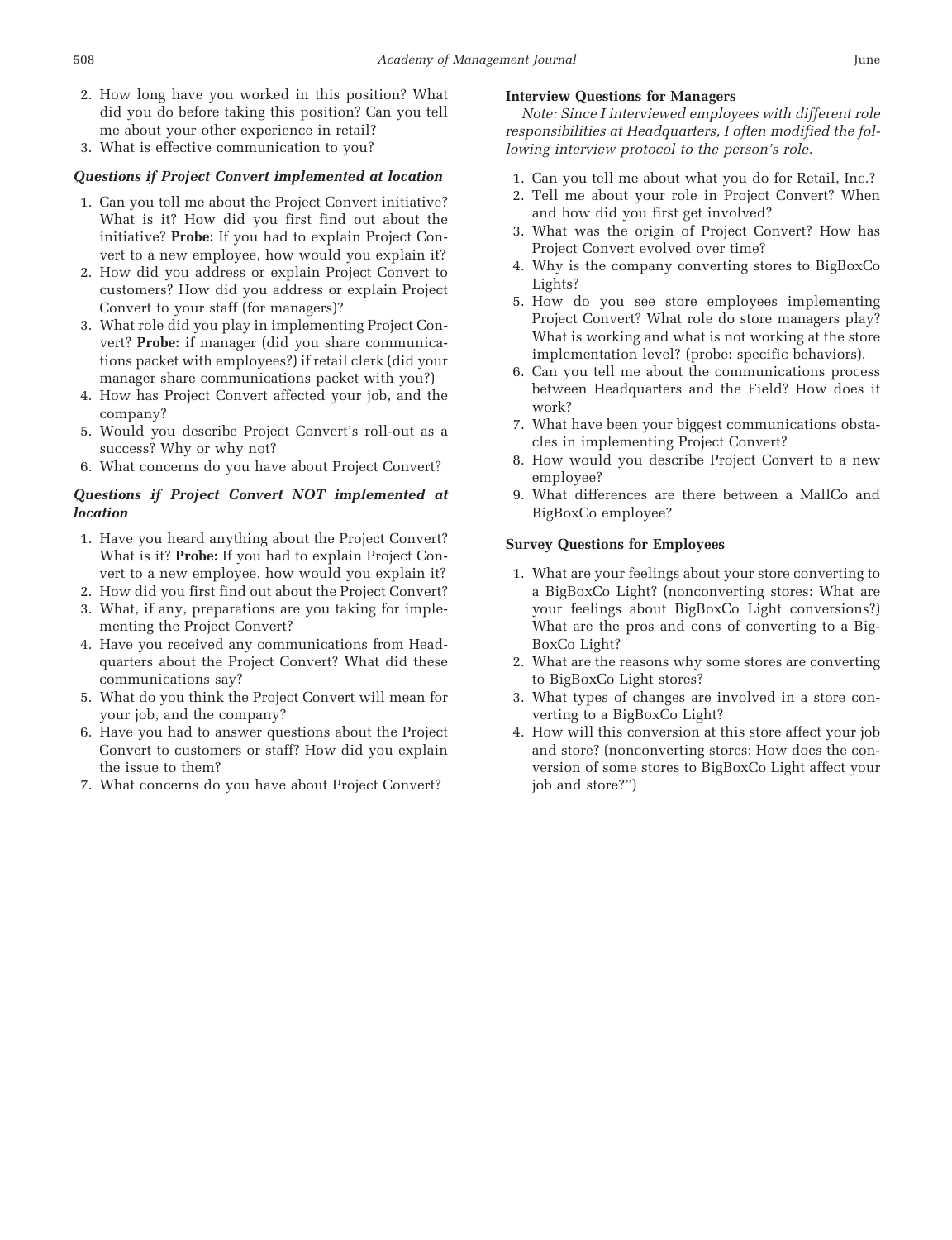2. How long have you worked in this position? What did you do before taking this position? Can you tell me about your other experience in retail?
3. What is effective communication to you?

***Questions if Project Convert implemented at location***

1. Can you tell me about the Project Convert initiative? What is it? How did you first find out about the initiative? **Probe:** If you had to explain Project Convert to a new employee, how would you explain it?
2. How did you address or explain Project Convert to customers? How did you address or explain Project Convert to your staff (for managers)?
3. What role did you play in implementing Project Convert? **Probe:** if manager (did you share communications packet with employees?) if retail clerk (did your manager share communications packet with you?)
4. How has Project Convert affected your job, and the company?
5. Would you describe Project Convert's roll-out as a success? Why or why not?
6. What concerns do you have about Project Convert?

***Questions if Project Convert NOT implemented at location***

1. Have you heard anything about the Project Convert? What is it? **Probe:** If you had to explain Project Convert to a new employee, how would you explain it?
2. How did you first find out about the Project Convert?
3. What, if any, preparations are you taking for implementing the Project Convert?
4. Have you received any communications from Headquarters about the Project Convert? What did these communications say?
5. What do you think the Project Convert will mean for your job, and the company?
6. Have you had to answer questions about the Project Convert to customers or staff? How did you explain the issue to them?
7. What concerns do you have about Project Convert?

**Interview Questions for Managers**

*Note: Since I interviewed employees with different role responsibilities at Headquarters, I often modified the following interview protocol to the person's role.*

1. Can you tell me about what you do for Retail, Inc.?
2. Tell me about your role in Project Convert? When and how did you first get involved?
3. What was the origin of Project Convert? How has Project Convert evolved over time?
4. Why is the company converting stores to BigBoxCo Lights?
5. How do you see store employees implementing Project Convert? What role do store managers play? What is working and what is not working at the store implementation level? (probe: specific behaviors).
6. Can you tell me about the communications process between Headquarters and the Field? How does it work?
7. What have been your biggest communications obstacles in implementing Project Convert?
8. How would you describe Project Convert to a new employee?
9. What differences are there between a MallCo and BigBoxCo employee?

**Survey Questions for Employees**

1. What are your feelings about your store converting to a BigBoxCo Light? (nonconverting stores: What are your feelings about BigBoxCo Light conversions?) What are the pros and cons of converting to a BigBoxCo Light?
2. What are the reasons why some stores are converting to BigBoxCo Light stores?
3. What types of changes are involved in a store converting to a BigBoxCo Light?
4. How will this conversion at this store affect your job and store? (nonconverting stores: How does the conversion of some stores to BigBoxCo Light affect your job and store?")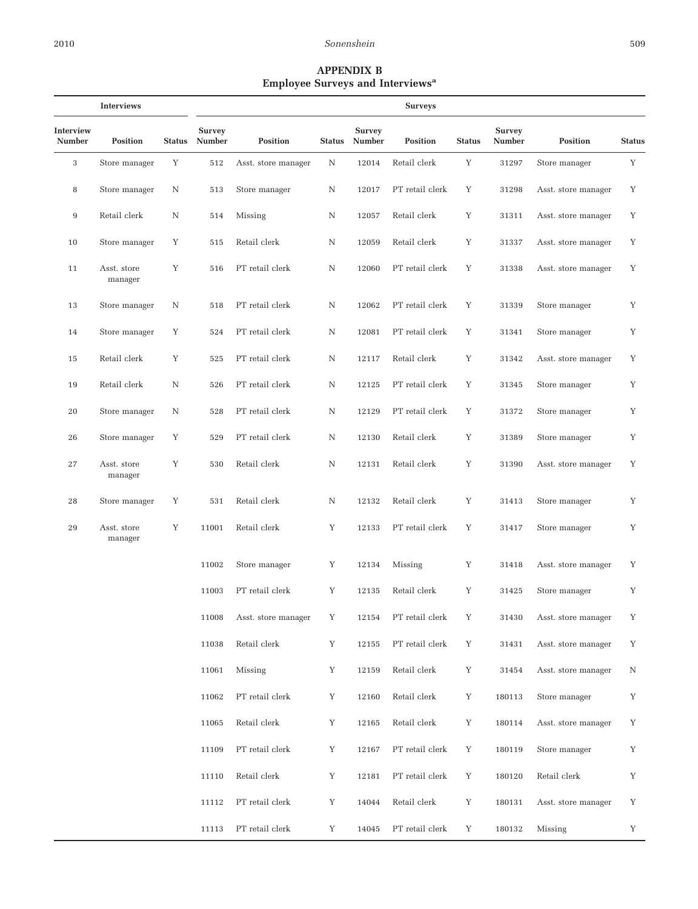## APPENDIX B
**Employee Surveys and Interviews[a]**

| Interviews | | | Surveys | | | | | | | | |
|---|---|---|---|---|---|---|---|---|---|---|---|
| Interview Number | Position | Status | Survey Number | Position | Status | Survey Number | Position | Status | Survey Number | Position | Status |
| 3 | Store manager | Y | 512 | Asst. store manager | N | 12014 | Retail clerk | Y | 31297 | Store manager | Y |
| 8 | Store manager | N | 513 | Store manager | N | 12017 | PT retail clerk | Y | 31298 | Asst. store manager | Y |
| 9 | Retail clerk | N | 514 | Missing | N | 12057 | Retail clerk | Y | 31311 | Asst. store manager | Y |
| 10 | Store manager | Y | 515 | Retail clerk | N | 12059 | Retail clerk | Y | 31337 | Asst. store manager | Y |
| 11 | Asst. store manager | Y | 516 | PT retail clerk | N | 12060 | PT retail clerk | Y | 31338 | Asst. store manager | Y |
| 13 | Store manager | N | 518 | PT retail clerk | N | 12062 | PT retail clerk | Y | 31339 | Store manager | Y |
| 14 | Store manager | Y | 524 | PT retail clerk | N | 12081 | PT retail clerk | Y | 31341 | Store manager | Y |
| 15 | Retail clerk | Y | 525 | PT retail clerk | N | 12117 | Retail clerk | Y | 31342 | Asst. store manager | Y |
| 19 | Retail clerk | N | 526 | PT retail clerk | N | 12125 | PT retail clerk | Y | 31345 | Store manager | Y |
| 20 | Store manager | N | 528 | PT retail clerk | N | 12129 | PT retail clerk | Y | 31372 | Store manager | Y |
| 26 | Store manager | Y | 529 | PT retail clerk | N | 12130 | Retail clerk | Y | 31389 | Store manager | Y |
| 27 | Asst. store manager | Y | 530 | Retail clerk | N | 12131 | Retail clerk | Y | 31390 | Asst. store manager | Y |
| 28 | Store manager | Y | 531 | Retail clerk | N | 12132 | Retail clerk | Y | 31413 | Store manager | Y |
| 29 | Asst. store manager | Y | 11001 | Retail clerk | Y | 12133 | PT retail clerk | Y | 31417 | Store manager | Y |
| | | | 11002 | Store manager | Y | 12134 | Missing | Y | 31418 | Asst. store manager | Y |
| | | | 11003 | PT retail clerk | Y | 12135 | Retail clerk | Y | 31425 | Store manager | Y |
| | | | 11008 | Asst. store manager | Y | 12154 | PT retail clerk | Y | 31430 | Asst. store manager | Y |
| | | | 11038 | Retail clerk | Y | 12155 | PT retail clerk | Y | 31431 | Asst. store manager | Y |
| | | | 11061 | Missing | Y | 12159 | Retail clerk | Y | 31454 | Asst. store manager | N |
| | | | 11062 | PT retail clerk | Y | 12160 | Retail clerk | Y | 180113 | Store manager | Y |
| | | | 11065 | Retail clerk | Y | 12165 | Retail clerk | Y | 180114 | Asst. store manager | Y |
| | | | 11109 | PT retail clerk | Y | 12167 | PT retail clerk | Y | 180119 | Store manager | Y |
| | | | 11110 | Retail clerk | Y | 12181 | PT retail clerk | Y | 180120 | Retail clerk | Y |
| | | | 11112 | PT retail clerk | Y | 14044 | Retail clerk | Y | 180131 | Asst. store manager | Y |
| | | | 11113 | PT retail clerk | Y | 14045 | PT retail clerk | Y | 180132 | Missing | Y |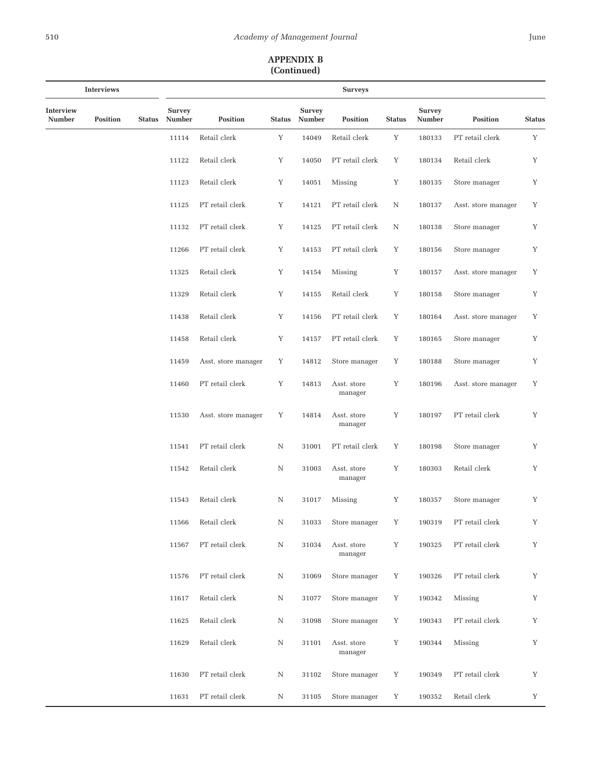**APPENDIX B**
**(Continued)**

| Interviews | | | Surveys | | | | | | | | |
|---|---|---|---|---|---|---|---|---|---|---|---|
| Interview Number | Position | Status | Survey Number | Position | Status | Survey Number | Position | Status | Survey Number | Position | Status |
| | | | 11114 | Retail clerk | Y | 14049 | Retail clerk | Y | 180133 | PT retail clerk | Y |
| | | | 11122 | Retail clerk | Y | 14050 | PT retail clerk | Y | 180134 | Retail clerk | Y |
| | | | 11123 | Retail clerk | Y | 14051 | Missing | Y | 180135 | Store manager | Y |
| | | | 11125 | PT retail clerk | Y | 14121 | PT retail clerk | N | 180137 | Asst. store manager | Y |
| | | | 11132 | PT retail clerk | Y | 14125 | PT retail clerk | N | 180138 | Store manager | Y |
| | | | 11266 | PT retail clerk | Y | 14153 | PT retail clerk | Y | 180156 | Store manager | Y |
| | | | 11325 | Retail clerk | Y | 14154 | Missing | Y | 180157 | Asst. store manager | Y |
| | | | 11329 | Retail clerk | Y | 14155 | Retail clerk | Y | 180158 | Store manager | Y |
| | | | 11438 | Retail clerk | Y | 14156 | PT retail clerk | Y | 180164 | Asst. store manager | Y |
| | | | 11458 | Retail clerk | Y | 14157 | PT retail clerk | Y | 180165 | Store manager | Y |
| | | | 11459 | Asst. store manager | Y | 14812 | Store manager | Y | 180188 | Store manager | Y |
| | | | 11460 | PT retail clerk | Y | 14813 | Asst. store manager | Y | 180196 | Asst. store manager | Y |
| | | | 11530 | Asst. store manager | Y | 14814 | Asst. store manager | Y | 180197 | PT retail clerk | Y |
| | | | 11541 | PT retail clerk | N | 31001 | PT retail clerk | Y | 180198 | Store manager | Y |
| | | | 11542 | Retail clerk | N | 31003 | Asst. store manager | Y | 180303 | Retail clerk | Y |
| | | | 11543 | Retail clerk | N | 31017 | Missing | Y | 180357 | Store manager | Y |
| | | | 11566 | Retail clerk | N | 31033 | Store manager | Y | 190319 | PT retail clerk | Y |
| | | | 11567 | PT retail clerk | N | 31034 | Asst. store manager | Y | 190325 | PT retail clerk | Y |
| | | | 11576 | PT retail clerk | N | 31069 | Store manager | Y | 190326 | PT retail clerk | Y |
| | | | 11617 | Retail clerk | N | 31077 | Store manager | Y | 190342 | Missing | Y |
| | | | 11625 | Retail clerk | N | 31098 | Store manager | Y | 190343 | PT retail clerk | Y |
| | | | 11629 | Retail clerk | N | 31101 | Asst. store manager | Y | 190344 | Missing | Y |
| | | | 11630 | PT retail clerk | N | 31102 | Store manager | Y | 190349 | PT retail clerk | Y |
| | | | 11631 | PT retail clerk | N | 31105 | Store manager | Y | 190352 | Retail clerk | Y |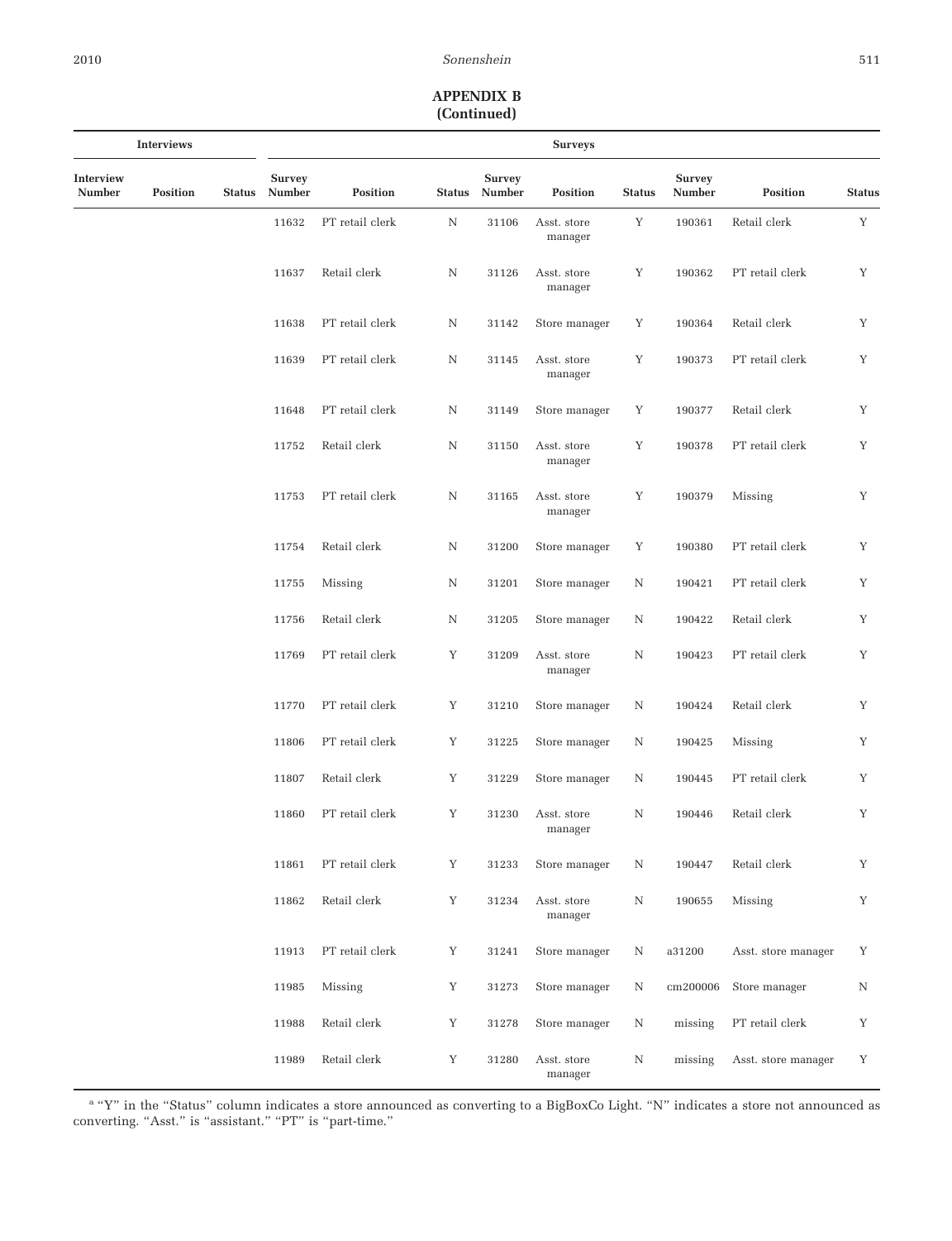# APPENDIX B
# (Continued)

| Interviews | | | Surveys | | | | | | | | |
|---|---|---|---|---|---|---|---|---|---|---|---|
| Interview Number | Position | Status | Survey Number | Position | Status | Survey Number | Position | Status | Survey Number | Position | Status |
| | | | 11632 | PT retail clerk | N | 31106 | Asst. store manager | Y | 190361 | Retail clerk | Y |
| | | | 11637 | Retail clerk | N | 31126 | Asst. store manager | Y | 190362 | PT retail clerk | Y |
| | | | 11638 | PT retail clerk | N | 31142 | Store manager | Y | 190364 | Retail clerk | Y |
| | | | 11639 | PT retail clerk | N | 31145 | Asst. store manager | Y | 190373 | PT retail clerk | Y |
| | | | 11648 | PT retail clerk | N | 31149 | Store manager | Y | 190377 | Retail clerk | Y |
| | | | 11752 | Retail clerk | N | 31150 | Asst. store manager | Y | 190378 | PT retail clerk | Y |
| | | | 11753 | PT retail clerk | N | 31165 | Asst. store manager | Y | 190379 | Missing | Y |
| | | | 11754 | Retail clerk | N | 31200 | Store manager | Y | 190380 | PT retail clerk | Y |
| | | | 11755 | Missing | N | 31201 | Store manager | N | 190421 | PT retail clerk | Y |
| | | | 11756 | Retail clerk | N | 31205 | Store manager | N | 190422 | Retail clerk | Y |
| | | | 11769 | PT retail clerk | Y | 31209 | Asst. store manager | N | 190423 | PT retail clerk | Y |
| | | | 11770 | PT retail clerk | Y | 31210 | Store manager | N | 190424 | Retail clerk | Y |
| | | | 11806 | PT retail clerk | Y | 31225 | Store manager | N | 190425 | Missing | Y |
| | | | 11807 | Retail clerk | Y | 31229 | Store manager | N | 190445 | PT retail clerk | Y |
| | | | 11860 | PT retail clerk | Y | 31230 | Asst. store manager | N | 190446 | Retail clerk | Y |
| | | | 11861 | PT retail clerk | Y | 31233 | Store manager | N | 190447 | Retail clerk | Y |
| | | | 11862 | Retail clerk | Y | 31234 | Asst. store manager | N | 190655 | Missing | Y |
| | | | 11913 | PT retail clerk | Y | 31241 | Store manager | N | a31200 | Asst. store manager | Y |
| | | | 11985 | Missing | Y | 31273 | Store manager | N | cm200006 | Store manager | N |
| | | | 11988 | Retail clerk | Y | 31278 | Store manager | N | missing | PT retail clerk | Y |
| | | | 11989 | Retail clerk | Y | 31280 | Asst. store manager | N | missing | Asst. store manager | Y |

[a] "Y" in the "Status" column indicates a store announced as converting to a BigBoxCo Light. "N" indicates a store not announced as converting. "Asst." is "assistant." "PT" is "part-time."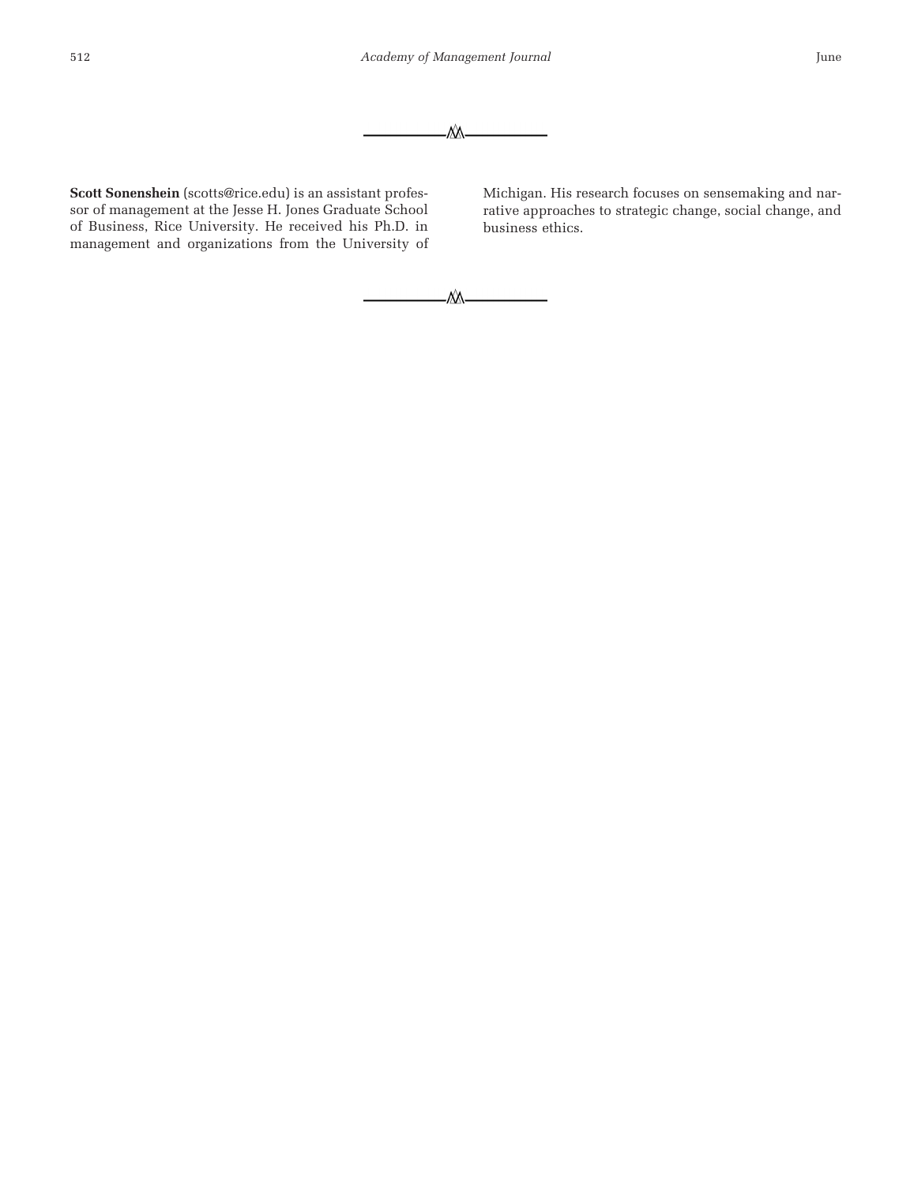**Scott Sonenshein** (scotts@rice.edu) is an assistant professor of management at the Jesse H. Jones Graduate School of Business, Rice University. He received his Ph.D. in management and organizations from the University of Michigan. His research focuses on sensemaking and narrative approaches to strategic change, social change, and business ethics.